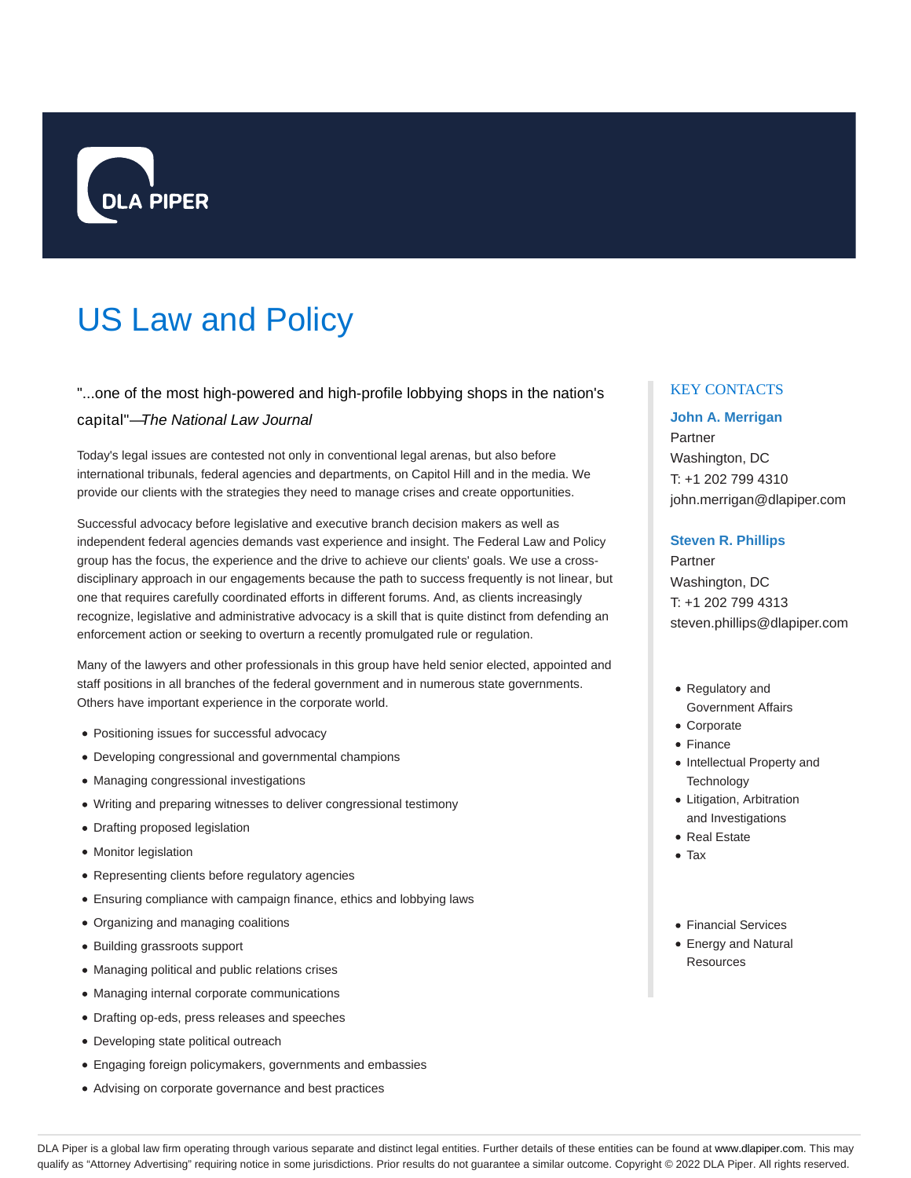DLA PIPER

# US Law and Policy

"...one of the most high-powered and high-profile lobbying shops in the nation's capital"—*The National Law Journal*

Today's legal issues are contested not only in conventional legal arenas, but also before international tribunals, federal agencies and departments, on Capitol Hill and in the media. We provide our clients with the strategies they need to manage crises and create opportunities.

Successful advocacy before legislative and executive branch decision makers as well as independent federal agencies demands vast experience and insight. The Federal Law and Policy group has the focus, the experience and the drive to achieve our clients' goals. We use a cross-disciplinary approach in our engagements because the path to success frequently is not linear, but one that requires carefully coordinated efforts in different forums. And, as clients increasingly recognize, legislative and administrative advocacy is a skill that is quite distinct from defending an enforcement action or seeking to overturn a recently promulgated rule or regulation.

Many of the lawyers and other professionals in this group have held senior elected, appointed and staff positions in all branches of the federal government and in numerous state governments. Others have important experience in the corporate world.

- Positioning issues for successful advocacy
- Developing congressional and governmental champions
- Managing congressional investigations
- Writing and preparing witnesses to deliver congressional testimony
- Drafting proposed legislation
- Monitor legislation
- Representing clients before regulatory agencies
- Ensuring compliance with campaign finance, ethics and lobbying laws
- Organizing and managing coalitions
- Building grassroots support
- Managing political and public relations crises
- Managing internal corporate communications
- Drafting op-eds, press releases and speeches
- Developing state political outreach
- Engaging foreign policymakers, governments and embassies
- Advising on corporate governance and best practices

## KEY CONTACTS

**John A. Merrigan**
Partner
Washington, DC
T: +1 202 799 4310
john.merrigan@dlapiper.com

**Steven R. Phillips**
Partner
Washington, DC
T: +1 202 799 4313
steven.phillips@dlapiper.com

- Regulatory and Government Affairs
- Corporate
- Finance
- Intellectual Property and Technology
- Litigation, Arbitration and Investigations
- Real Estate
- Tax

- Financial Services
- Energy and Natural Resources

DLA Piper is a global law firm operating through various separate and distinct legal entities. Further details of these entities can be found at www.dlapiper.com. This may qualify as "Attorney Advertising" requiring notice in some jurisdictions. Prior results do not guarantee a similar outcome. Copyright © 2022 DLA Piper. All rights reserved.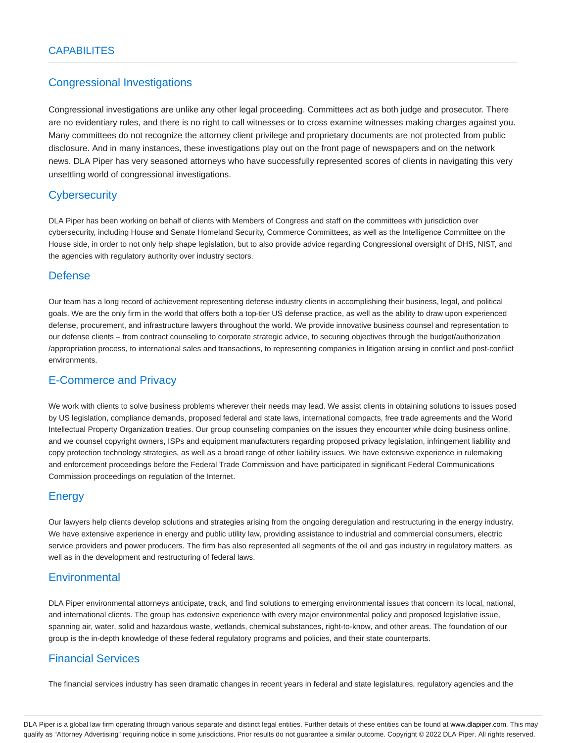## CAPABILITES

### Congressional Investigations

Congressional investigations are unlike any other legal proceeding. Committees act as both judge and prosecutor. There are no evidentiary rules, and there is no right to call witnesses or to cross examine witnesses making charges against you. Many committees do not recognize the attorney client privilege and proprietary documents are not protected from public disclosure. And in many instances, these investigations play out on the front page of newspapers and on the network news. DLA Piper has very seasoned attorneys who have successfully represented scores of clients in navigating this very unsettling world of congressional investigations.

### Cybersecurity

DLA Piper has been working on behalf of clients with Members of Congress and staff on the committees with jurisdiction over cybersecurity, including House and Senate Homeland Security, Commerce Committees, as well as the Intelligence Committee on the House side, in order to not only help shape legislation, but to also provide advice regarding Congressional oversight of DHS, NIST, and the agencies with regulatory authority over industry sectors.

### Defense

Our team has a long record of achievement representing defense industry clients in accomplishing their business, legal, and political goals. We are the only firm in the world that offers both a top-tier US defense practice, as well as the ability to draw upon experienced defense, procurement, and infrastructure lawyers throughout the world. We provide innovative business counsel and representation to our defense clients – from contract counseling to corporate strategic advice, to securing objectives through the budget/authorization /appropriation process, to international sales and transactions, to representing companies in litigation arising in conflict and post-conflict environments.

### E-Commerce and Privacy

We work with clients to solve business problems wherever their needs may lead. We assist clients in obtaining solutions to issues posed by US legislation, compliance demands, proposed federal and state laws, international compacts, free trade agreements and the World Intellectual Property Organization treaties. Our group counseling companies on the issues they encounter while doing business online, and we counsel copyright owners, ISPs and equipment manufacturers regarding proposed privacy legislation, infringement liability and copy protection technology strategies, as well as a broad range of other liability issues. We have extensive experience in rulemaking and enforcement proceedings before the Federal Trade Commission and have participated in significant Federal Communications Commission proceedings on regulation of the Internet.

### Energy

Our lawyers help clients develop solutions and strategies arising from the ongoing deregulation and restructuring in the energy industry. We have extensive experience in energy and public utility law, providing assistance to industrial and commercial consumers, electric service providers and power producers. The firm has also represented all segments of the oil and gas industry in regulatory matters, as well as in the development and restructuring of federal laws.

### Environmental

DLA Piper environmental attorneys anticipate, track, and find solutions to emerging environmental issues that concern its local, national, and international clients. The group has extensive experience with every major environmental policy and proposed legislative issue, spanning air, water, solid and hazardous waste, wetlands, chemical substances, right-to-know, and other areas. The foundation of our group is the in-depth knowledge of these federal regulatory programs and policies, and their state counterparts.

### Financial Services

The financial services industry has seen dramatic changes in recent years in federal and state legislatures, regulatory agencies and the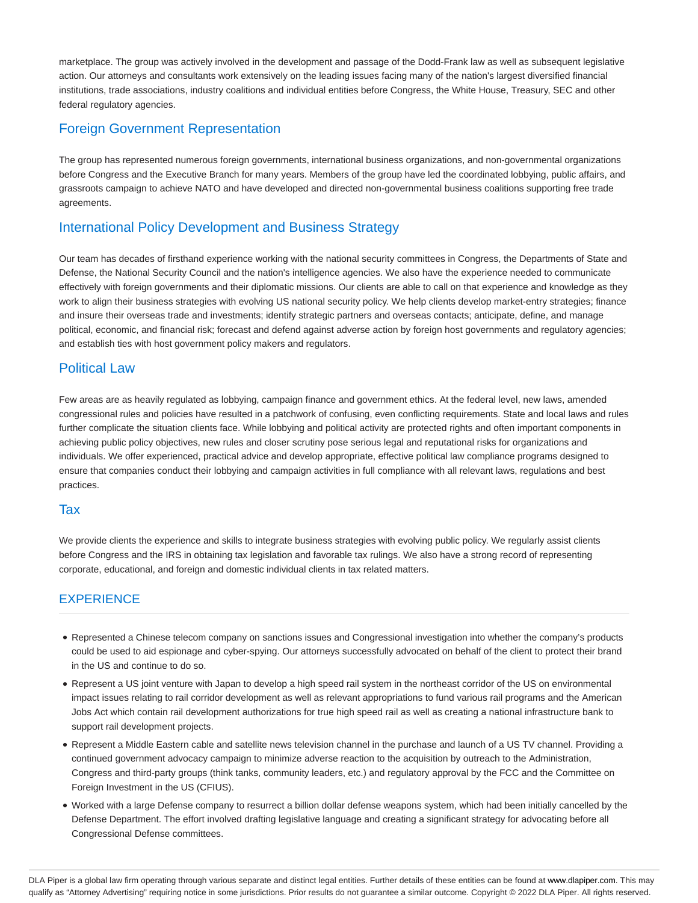marketplace. The group was actively involved in the development and passage of the Dodd-Frank law as well as subsequent legislative action. Our attorneys and consultants work extensively on the leading issues facing many of the nation's largest diversified financial institutions, trade associations, industry coalitions and individual entities before Congress, the White House, Treasury, SEC and other federal regulatory agencies.

## Foreign Government Representation

The group has represented numerous foreign governments, international business organizations, and non-governmental organizations before Congress and the Executive Branch for many years. Members of the group have led the coordinated lobbying, public affairs, and grassroots campaign to achieve NATO and have developed and directed non-governmental business coalitions supporting free trade agreements.

## International Policy Development and Business Strategy

Our team has decades of firsthand experience working with the national security committees in Congress, the Departments of State and Defense, the National Security Council and the nation's intelligence agencies. We also have the experience needed to communicate effectively with foreign governments and their diplomatic missions. Our clients are able to call on that experience and knowledge as they work to align their business strategies with evolving US national security policy. We help clients develop market-entry strategies; finance and insure their overseas trade and investments; identify strategic partners and overseas contacts; anticipate, define, and manage political, economic, and financial risk; forecast and defend against adverse action by foreign host governments and regulatory agencies; and establish ties with host government policy makers and regulators.

## Political Law

Few areas are as heavily regulated as lobbying, campaign finance and government ethics. At the federal level, new laws, amended congressional rules and policies have resulted in a patchwork of confusing, even conflicting requirements. State and local laws and rules further complicate the situation clients face. While lobbying and political activity are protected rights and often important components in achieving public policy objectives, new rules and closer scrutiny pose serious legal and reputational risks for organizations and individuals. We offer experienced, practical advice and develop appropriate, effective political law compliance programs designed to ensure that companies conduct their lobbying and campaign activities in full compliance with all relevant laws, regulations and best practices.

## Tax

We provide clients the experience and skills to integrate business strategies with evolving public policy. We regularly assist clients before Congress and the IRS in obtaining tax legislation and favorable tax rulings. We also have a strong record of representing corporate, educational, and foreign and domestic individual clients in tax related matters.

## EXPERIENCE

- Represented a Chinese telecom company on sanctions issues and Congressional investigation into whether the company's products could be used to aid espionage and cyber-spying. Our attorneys successfully advocated on behalf of the client to protect their brand in the US and continue to do so.
- Represent a US joint venture with Japan to develop a high speed rail system in the northeast corridor of the US on environmental impact issues relating to rail corridor development as well as relevant appropriations to fund various rail programs and the American Jobs Act which contain rail development authorizations for true high speed rail as well as creating a national infrastructure bank to support rail development projects.
- Represent a Middle Eastern cable and satellite news television channel in the purchase and launch of a US TV channel. Providing a continued government advocacy campaign to minimize adverse reaction to the acquisition by outreach to the Administration, Congress and third-party groups (think tanks, community leaders, etc.) and regulatory approval by the FCC and the Committee on Foreign Investment in the US (CFIUS).
- Worked with a large Defense company to resurrect a billion dollar defense weapons system, which had been initially cancelled by the Defense Department. The effort involved drafting legislative language and creating a significant strategy for advocating before all Congressional Defense committees.

DLA Piper is a global law firm operating through various separate and distinct legal entities. Further details of these entities can be found at www.dlapiper.com. This may qualify as "Attorney Advertising" requiring notice in some jurisdictions. Prior results do not guarantee a similar outcome. Copyright © 2022 DLA Piper. All rights reserved.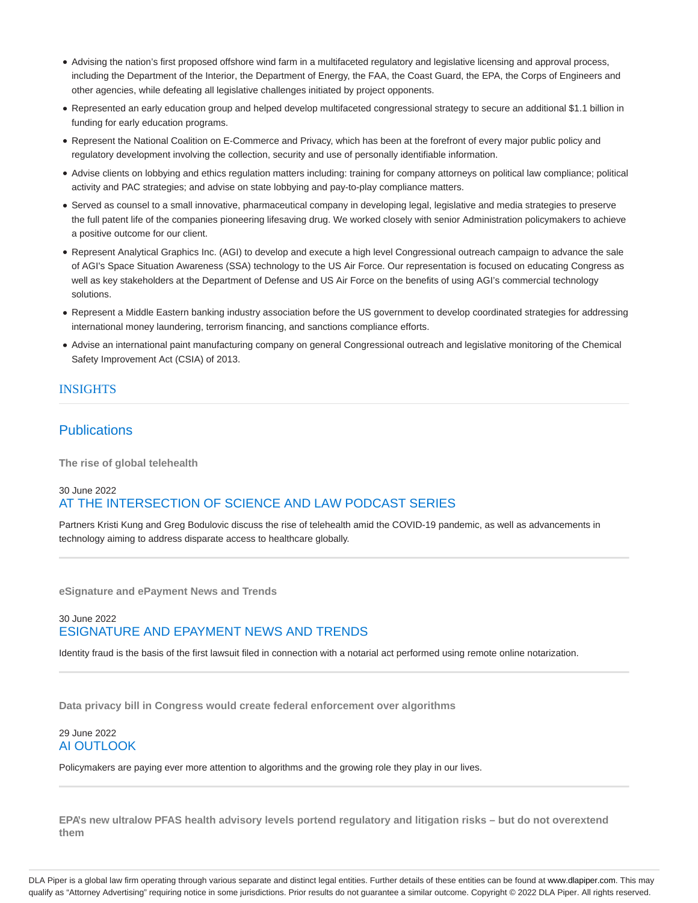- Advising the nation's first proposed offshore wind farm in a multifaceted regulatory and legislative licensing and approval process, including the Department of the Interior, the Department of Energy, the FAA, the Coast Guard, the EPA, the Corps of Engineers and other agencies, while defeating all legislative challenges initiated by project opponents.
- Represented an early education group and helped develop multifaceted congressional strategy to secure an additional $1.1 billion in funding for early education programs.
- Represent the National Coalition on E-Commerce and Privacy, which has been at the forefront of every major public policy and regulatory development involving the collection, security and use of personally identifiable information.
- Advise clients on lobbying and ethics regulation matters including: training for company attorneys on political law compliance; political activity and PAC strategies; and advise on state lobbying and pay-to-play compliance matters.
- Served as counsel to a small innovative, pharmaceutical company in developing legal, legislative and media strategies to preserve the full patent life of the companies pioneering lifesaving drug. We worked closely with senior Administration policymakers to achieve a positive outcome for our client.
- Represent Analytical Graphics Inc. (AGI) to develop and execute a high level Congressional outreach campaign to advance the sale of AGI's Space Situation Awareness (SSA) technology to the US Air Force. Our representation is focused on educating Congress as well as key stakeholders at the Department of Defense and US Air Force on the benefits of using AGI's commercial technology solutions.
- Represent a Middle Eastern banking industry association before the US government to develop coordinated strategies for addressing international money laundering, terrorism financing, and sanctions compliance efforts.
- Advise an international paint manufacturing company on general Congressional outreach and legislative monitoring of the Chemical Safety Improvement Act (CSIA) of 2013.

## INSIGHTS

### Publications

**The rise of global telehealth**

30 June 2022
AT THE INTERSECTION OF SCIENCE AND LAW PODCAST SERIES

Partners Kristi Kung and Greg Bodulovic discuss the rise of telehealth amid the COVID-19 pandemic, as well as advancements in technology aiming to address disparate access to healthcare globally.

---

**eSignature and ePayment News and Trends**

30 June 2022
ESIGNATURE AND EPAYMENT NEWS AND TRENDS

Identity fraud is the basis of the first lawsuit filed in connection with a notarial act performed using remote online notarization.

---

**Data privacy bill in Congress would create federal enforcement over algorithms**

29 June 2022
AI OUTLOOK

Policymakers are paying ever more attention to algorithms and the growing role they play in our lives.

---

**EPA's new ultralow PFAS health advisory levels portend regulatory and litigation risks – but do not overextend them**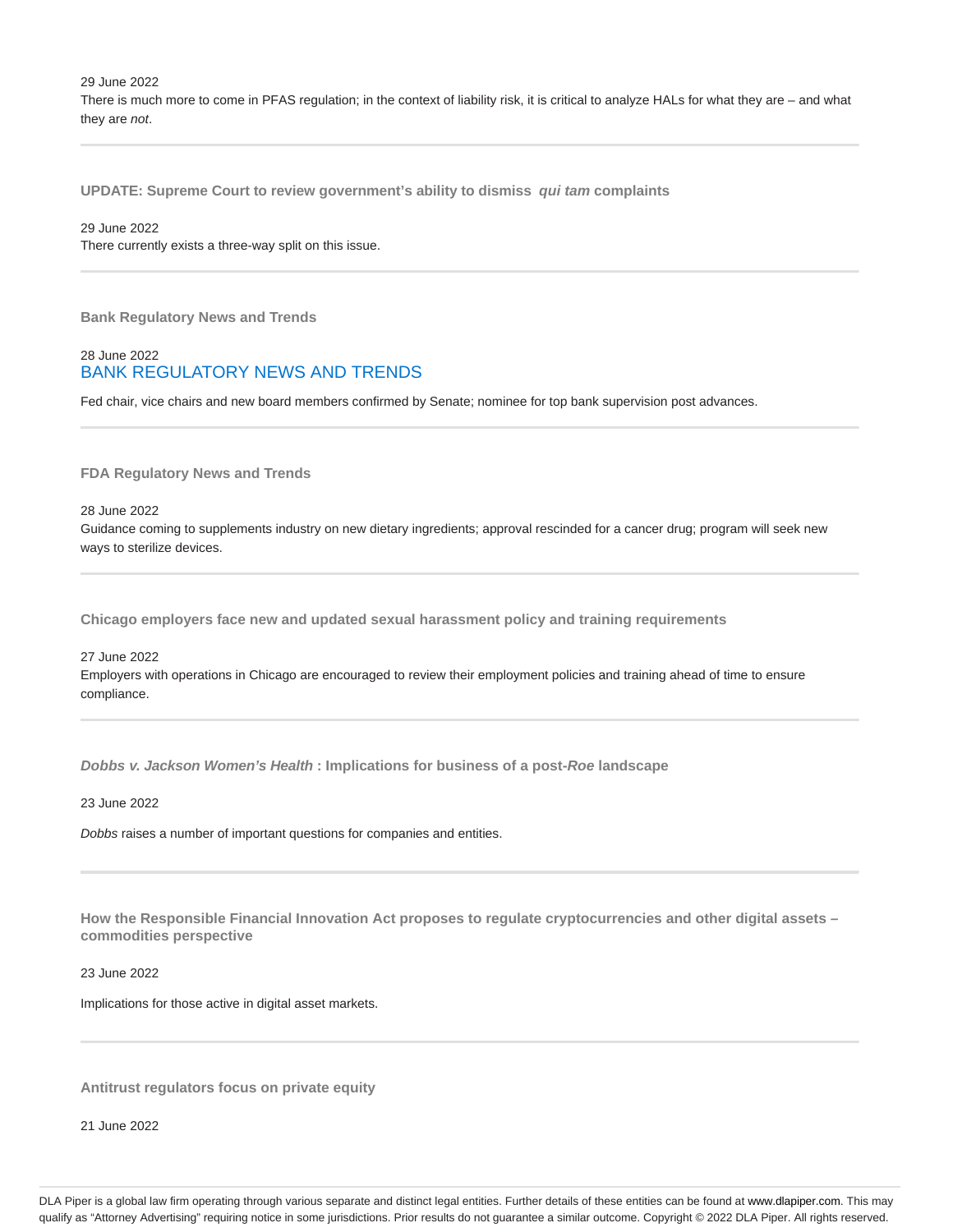29 June 2022

There is much more to come in PFAS regulation; in the context of liability risk, it is critical to analyze HALs for what they are – and what they are *not*.

---

**UPDATE: Supreme Court to review government's ability to dismiss *qui tam* complaints**

29 June 2022

There currently exists a three-way split on this issue.

---

**Bank Regulatory News and Trends**

28 June 2022

BANK REGULATORY NEWS AND TRENDS

Fed chair, vice chairs and new board members confirmed by Senate; nominee for top bank supervision post advances.

---

**FDA Regulatory News and Trends**

28 June 2022

Guidance coming to supplements industry on new dietary ingredients; approval rescinded for a cancer drug; program will seek new ways to sterilize devices.

---

**Chicago employers face new and updated sexual harassment policy and training requirements**

27 June 2022

Employers with operations in Chicago are encouraged to review their employment policies and training ahead of time to ensure compliance.

---

***Dobbs v. Jackson Women's Health*: Implications for business of a post-*Roe* landscape**

23 June 2022

*Dobbs* raises a number of important questions for companies and entities.

---

**How the Responsible Financial Innovation Act proposes to regulate cryptocurrencies and other digital assets – commodities perspective**

23 June 2022

Implications for those active in digital asset markets.

---

**Antitrust regulators focus on private equity**

21 June 2022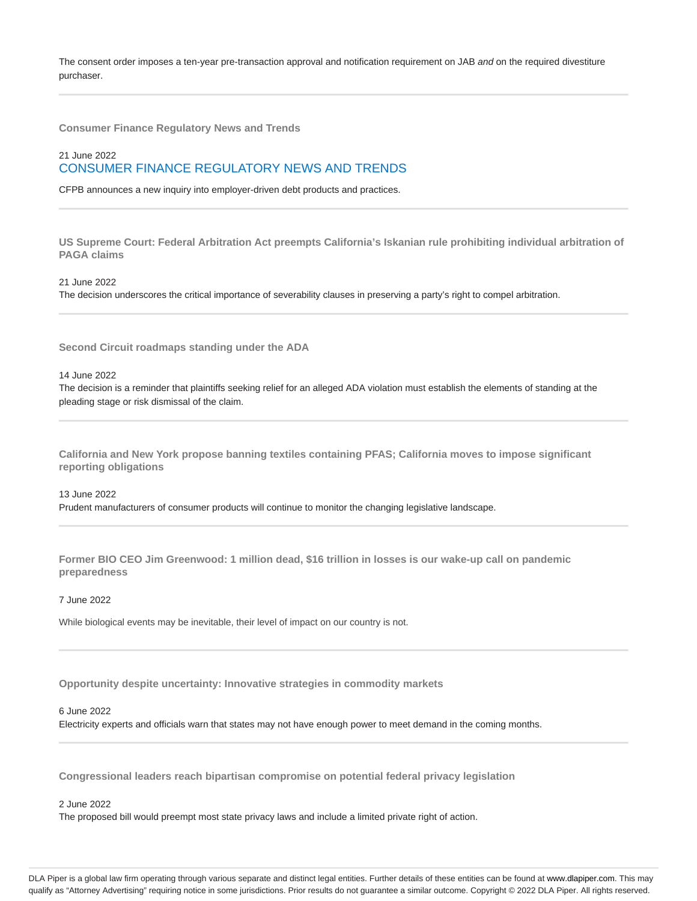The consent order imposes a ten-year pre-transaction approval and notification requirement on JAB *and* on the required divestiture purchaser.

---

**Consumer Finance Regulatory News and Trends**

21 June 2022

### CONSUMER FINANCE REGULATORY NEWS AND TRENDS

CFPB announces a new inquiry into employer-driven debt products and practices.

---

**US Supreme Court: Federal Arbitration Act preempts California's Iskanian rule prohibiting individual arbitration of PAGA claims**

21 June 2022

The decision underscores the critical importance of severability clauses in preserving a party's right to compel arbitration.

---

**Second Circuit roadmaps standing under the ADA**

14 June 2022

The decision is a reminder that plaintiffs seeking relief for an alleged ADA violation must establish the elements of standing at the pleading stage or risk dismissal of the claim.

---

**California and New York propose banning textiles containing PFAS; California moves to impose significant reporting obligations**

13 June 2022

Prudent manufacturers of consumer products will continue to monitor the changing legislative landscape.

---

**Former BIO CEO Jim Greenwood: 1 million dead, $16 trillion in losses is our wake-up call on pandemic preparedness**

7 June 2022

While biological events may be inevitable, their level of impact on our country is not.

---

**Opportunity despite uncertainty: Innovative strategies in commodity markets**

6 June 2022

Electricity experts and officials warn that states may not have enough power to meet demand in the coming months.

---

**Congressional leaders reach bipartisan compromise on potential federal privacy legislation**

2 June 2022

The proposed bill would preempt most state privacy laws and include a limited private right of action.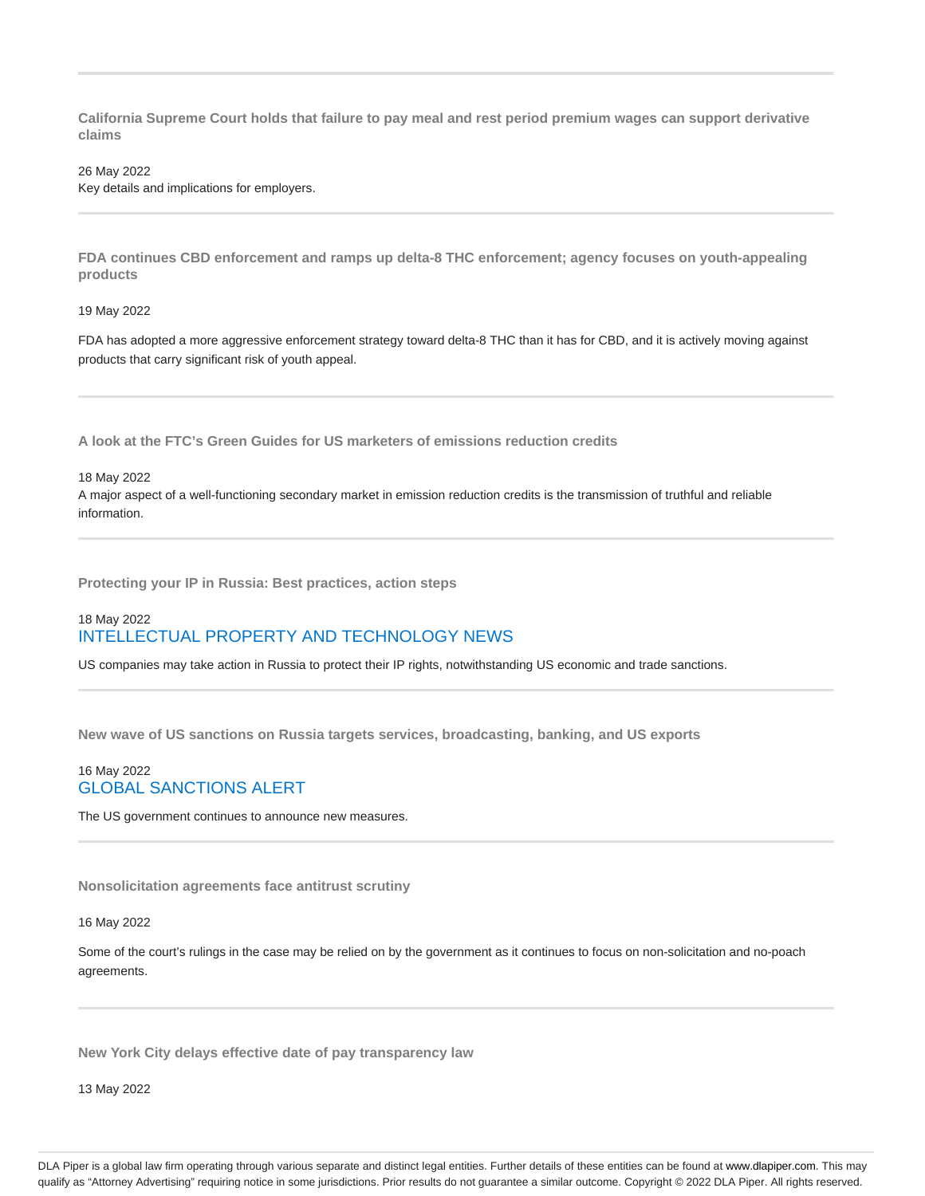---

### California Supreme Court holds that failure to pay meal and rest period premium wages can support derivative claims

26 May 2022

Key details and implications for employers.

---

### FDA continues CBD enforcement and ramps up delta-8 THC enforcement; agency focuses on youth-appealing products

19 May 2022

FDA has adopted a more aggressive enforcement strategy toward delta-8 THC than it has for CBD, and it is actively moving against products that carry significant risk of youth appeal.

---

### A look at the FTC's Green Guides for US marketers of emissions reduction credits

18 May 2022

A major aspect of a well-functioning secondary market in emission reduction credits is the transmission of truthful and reliable information.

---

### Protecting your IP in Russia: Best practices, action steps

18 May 2022

INTELLECTUAL PROPERTY AND TECHNOLOGY NEWS

US companies may take action in Russia to protect their IP rights, notwithstanding US economic and trade sanctions.

---

### New wave of US sanctions on Russia targets services, broadcasting, banking, and US exports

16 May 2022

GLOBAL SANCTIONS ALERT

The US government continues to announce new measures.

---

### Nonsolicitation agreements face antitrust scrutiny

16 May 2022

Some of the court's rulings in the case may be relied on by the government as it continues to focus on non-solicitation and no-poach agreements.

---

### New York City delays effective date of pay transparency law

13 May 2022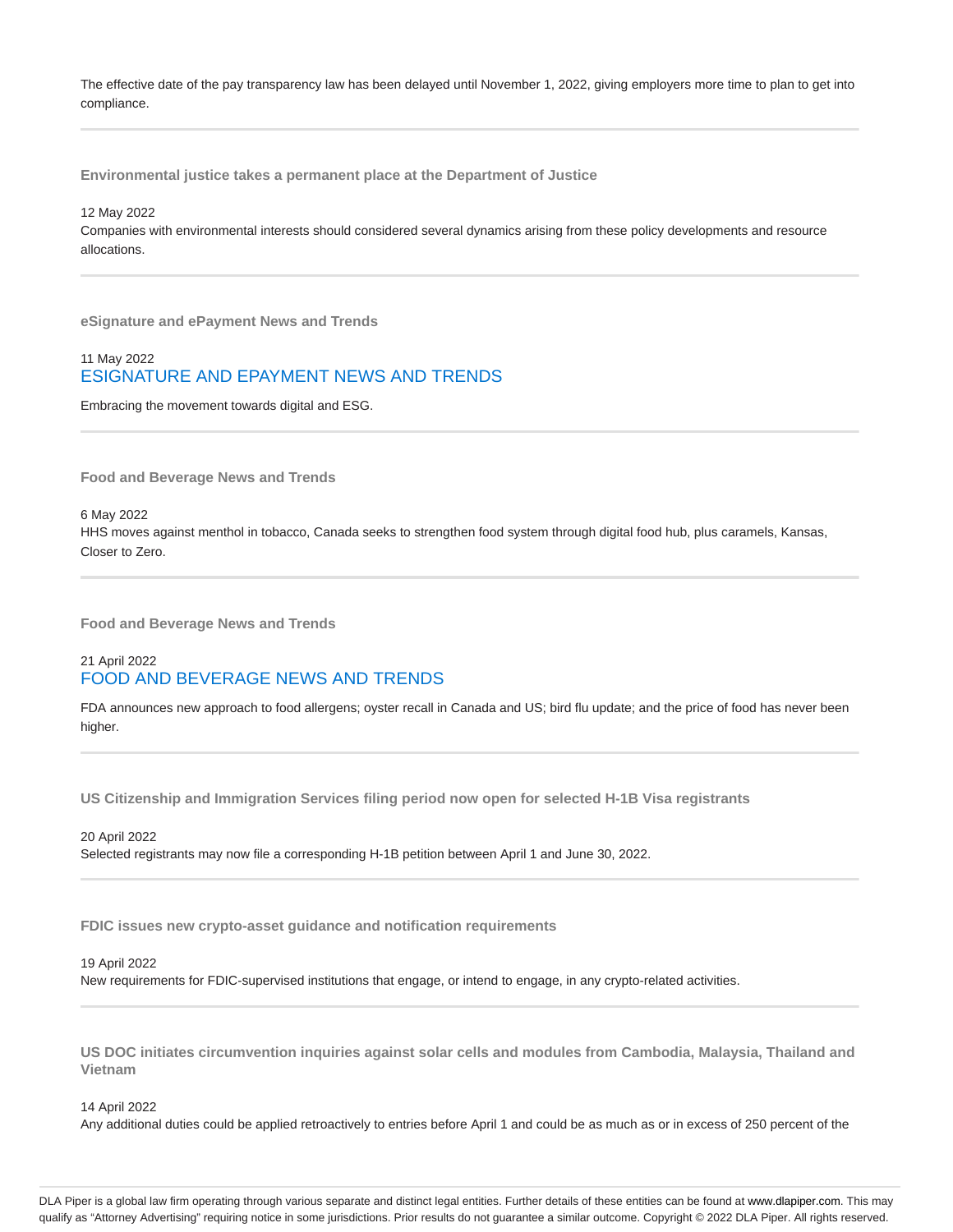The effective date of the pay transparency law has been delayed until November 1, 2022, giving employers more time to plan to get into compliance.

---

**Environmental justice takes a permanent place at the Department of Justice**

12 May 2022

Companies with environmental interests should considered several dynamics arising from these policy developments and resource allocations.

---

**eSignature and ePayment News and Trends**

11 May 2022

ESIGNATURE AND EPAYMENT NEWS AND TRENDS

Embracing the movement towards digital and ESG.

---

**Food and Beverage News and Trends**

6 May 2022

HHS moves against menthol in tobacco, Canada seeks to strengthen food system through digital food hub, plus caramels, Kansas, Closer to Zero.

---

**Food and Beverage News and Trends**

21 April 2022

FOOD AND BEVERAGE NEWS AND TRENDS

FDA announces new approach to food allergens; oyster recall in Canada and US; bird flu update; and the price of food has never been higher.

---

**US Citizenship and Immigration Services filing period now open for selected H-1B Visa registrants**

20 April 2022

Selected registrants may now file a corresponding H-1B petition between April 1 and June 30, 2022.

---

**FDIC issues new crypto-asset guidance and notification requirements**

19 April 2022

New requirements for FDIC-supervised institutions that engage, or intend to engage, in any crypto-related activities.

---

**US DOC initiates circumvention inquiries against solar cells and modules from Cambodia, Malaysia, Thailand and Vietnam**

14 April 2022

Any additional duties could be applied retroactively to entries before April 1 and could be as much as or in excess of 250 percent of the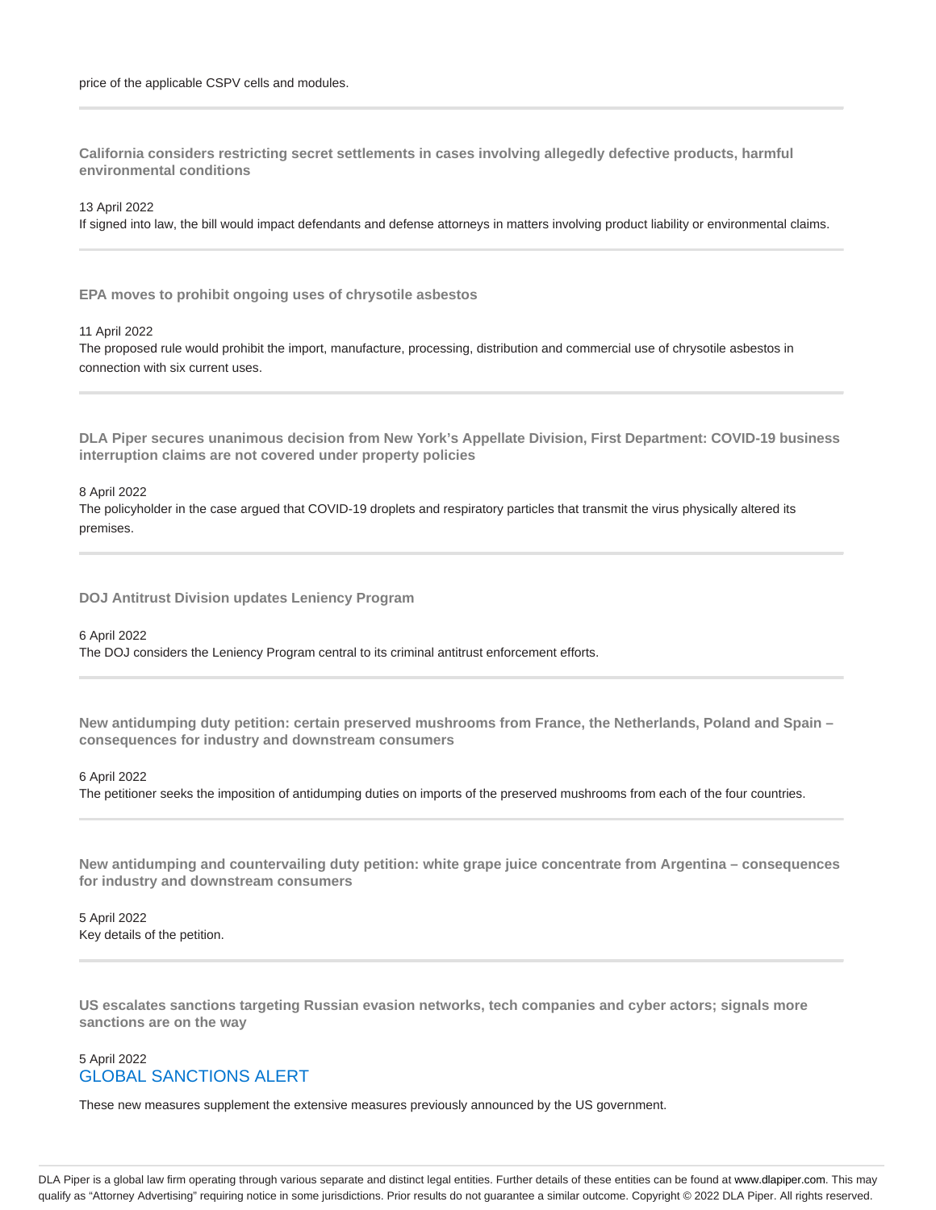price of the applicable CSPV cells and modules.

---

**California considers restricting secret settlements in cases involving allegedly defective products, harmful environmental conditions**

13 April 2022
If signed into law, the bill would impact defendants and defense attorneys in matters involving product liability or environmental claims.

---

**EPA moves to prohibit ongoing uses of chrysotile asbestos**

11 April 2022
The proposed rule would prohibit the import, manufacture, processing, distribution and commercial use of chrysotile asbestos in connection with six current uses.

---

**DLA Piper secures unanimous decision from New York's Appellate Division, First Department: COVID-19 business interruption claims are not covered under property policies**

8 April 2022
The policyholder in the case argued that COVID-19 droplets and respiratory particles that transmit the virus physically altered its premises.

---

**DOJ Antitrust Division updates Leniency Program**

6 April 2022
The DOJ considers the Leniency Program central to its criminal antitrust enforcement efforts.

---

**New antidumping duty petition: certain preserved mushrooms from France, the Netherlands, Poland and Spain – consequences for industry and downstream consumers**

6 April 2022
The petitioner seeks the imposition of antidumping duties on imports of the preserved mushrooms from each of the four countries.

---

**New antidumping and countervailing duty petition: white grape juice concentrate from Argentina – consequences for industry and downstream consumers**

5 April 2022
Key details of the petition.

---

**US escalates sanctions targeting Russian evasion networks, tech companies and cyber actors; signals more sanctions are on the way**

5 April 2022
GLOBAL SANCTIONS ALERT

These new measures supplement the extensive measures previously announced by the US government.

DLA Piper is a global law firm operating through various separate and distinct legal entities. Further details of these entities can be found at www.dlapiper.com. This may qualify as "Attorney Advertising" requiring notice in some jurisdictions. Prior results do not guarantee a similar outcome. Copyright © 2022 DLA Piper. All rights reserved.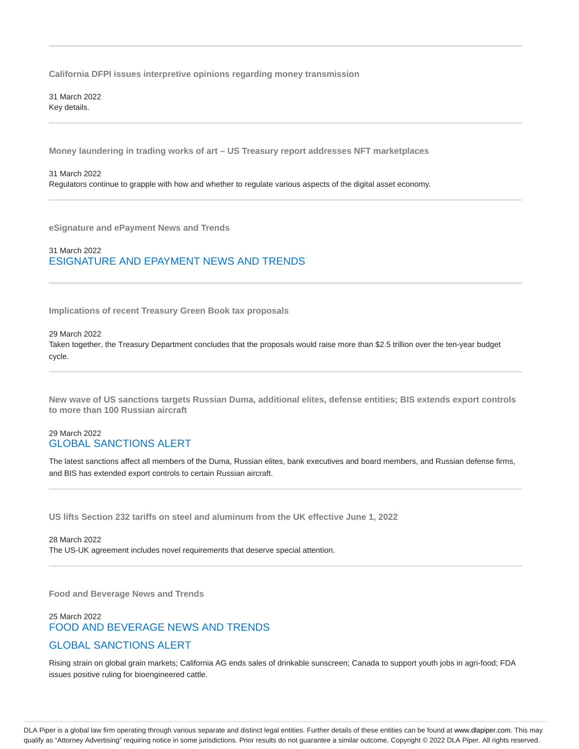### California DFPI issues interpretive opinions regarding money transmission

31 March 2022
Key details.

### Money laundering in trading works of art – US Treasury report addresses NFT marketplaces

31 March 2022
Regulators continue to grapple with how and whether to regulate various aspects of the digital asset economy.

### eSignature and ePayment News and Trends

31 March 2022
ESIGNATURE AND EPAYMENT NEWS AND TRENDS

### Implications of recent Treasury Green Book tax proposals

29 March 2022
Taken together, the Treasury Department concludes that the proposals would raise more than $2.5 trillion over the ten-year budget cycle.

### New wave of US sanctions targets Russian Duma, additional elites, defense entities; BIS extends export controls to more than 100 Russian aircraft

29 March 2022
GLOBAL SANCTIONS ALERT

The latest sanctions affect all members of the Duma, Russian elites, bank executives and board members, and Russian defense firms, and BIS has extended export controls to certain Russian aircraft.

### US lifts Section 232 tariffs on steel and aluminum from the UK effective June 1, 2022

28 March 2022
The US-UK agreement includes novel requirements that deserve special attention.

### Food and Beverage News and Trends

25 March 2022
FOOD AND BEVERAGE NEWS AND TRENDS

GLOBAL SANCTIONS ALERT

Rising strain on global grain markets; California AG ends sales of drinkable sunscreen; Canada to support youth jobs in agri-food; FDA issues positive ruling for bioengineered cattle.

DLA Piper is a global law firm operating through various separate and distinct legal entities. Further details of these entities can be found at www.dlapiper.com. This may qualify as "Attorney Advertising" requiring notice in some jurisdictions. Prior results do not guarantee a similar outcome. Copyright © 2022 DLA Piper. All rights reserved.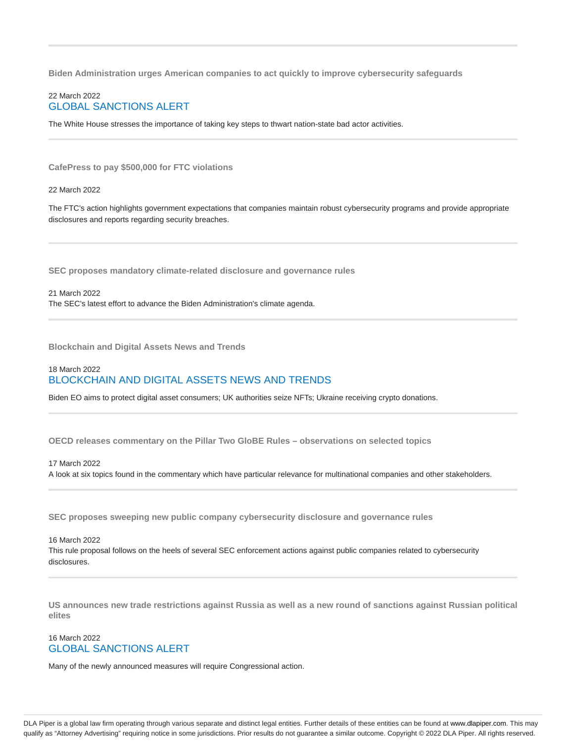**Biden Administration urges American companies to act quickly to improve cybersecurity safeguards**

22 March 2022
GLOBAL SANCTIONS ALERT

The White House stresses the importance of taking key steps to thwart nation-state bad actor activities.

---

**CafePress to pay $500,000 for FTC violations**

22 March 2022

The FTC's action highlights government expectations that companies maintain robust cybersecurity programs and provide appropriate disclosures and reports regarding security breaches.

---

**SEC proposes mandatory climate-related disclosure and governance rules**

21 March 2022
The SEC's latest effort to advance the Biden Administration's climate agenda.

---

**Blockchain and Digital Assets News and Trends**

18 March 2022
BLOCKCHAIN AND DIGITAL ASSETS NEWS AND TRENDS

Biden EO aims to protect digital asset consumers; UK authorities seize NFTs; Ukraine receiving crypto donations.

---

**OECD releases commentary on the Pillar Two GloBE Rules – observations on selected topics**

17 March 2022
A look at six topics found in the commentary which have particular relevance for multinational companies and other stakeholders.

---

**SEC proposes sweeping new public company cybersecurity disclosure and governance rules**

16 March 2022
This rule proposal follows on the heels of several SEC enforcement actions against public companies related to cybersecurity disclosures.

---

**US announces new trade restrictions against Russia as well as a new round of sanctions against Russian political elites**

16 March 2022
GLOBAL SANCTIONS ALERT

Many of the newly announced measures will require Congressional action.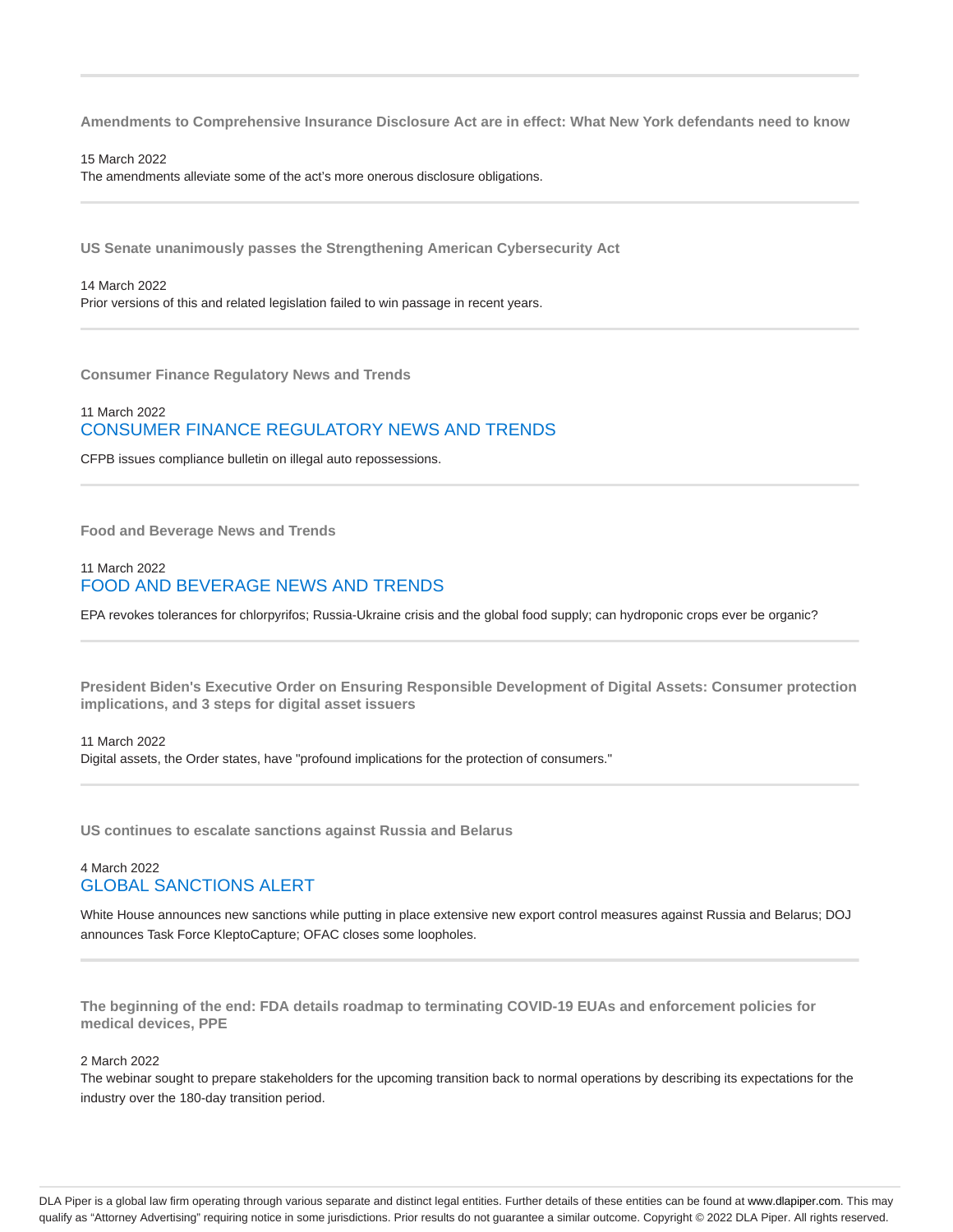---

**Amendments to Comprehensive Insurance Disclosure Act are in effect: What New York defendants need to know**

15 March 2022

The amendments alleviate some of the act's more onerous disclosure obligations.

---

**US Senate unanimously passes the Strengthening American Cybersecurity Act**

14 March 2022

Prior versions of this and related legislation failed to win passage in recent years.

---

**Consumer Finance Regulatory News and Trends**

11 March 2022

CONSUMER FINANCE REGULATORY NEWS AND TRENDS

CFPB issues compliance bulletin on illegal auto repossessions.

---

**Food and Beverage News and Trends**

11 March 2022

FOOD AND BEVERAGE NEWS AND TRENDS

EPA revokes tolerances for chlorpyrifos; Russia-Ukraine crisis and the global food supply; can hydroponic crops ever be organic?

---

**President Biden's Executive Order on Ensuring Responsible Development of Digital Assets: Consumer protection implications, and 3 steps for digital asset issuers**

11 March 2022

Digital assets, the Order states, have "profound implications for the protection of consumers."

---

**US continues to escalate sanctions against Russia and Belarus**

4 March 2022

GLOBAL SANCTIONS ALERT

White House announces new sanctions while putting in place extensive new export control measures against Russia and Belarus; DOJ announces Task Force KleptoCapture; OFAC closes some loopholes.

---

**The beginning of the end: FDA details roadmap to terminating COVID-19 EUAs and enforcement policies for medical devices, PPE**

2 March 2022

The webinar sought to prepare stakeholders for the upcoming transition back to normal operations by describing its expectations for the industry over the 180-day transition period.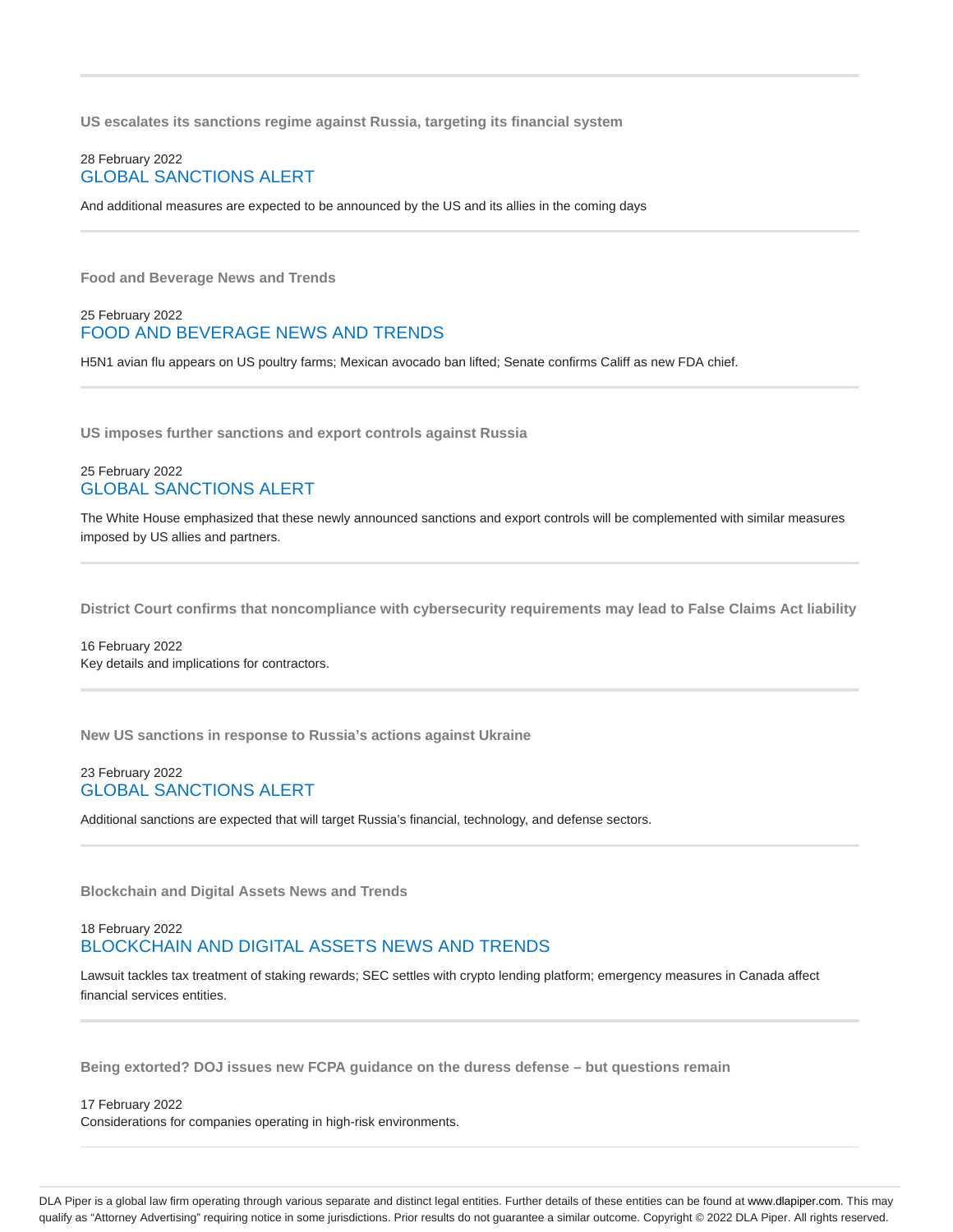### US escalates its sanctions regime against Russia, targeting its financial system

28 February 2022
GLOBAL SANCTIONS ALERT

And additional measures are expected to be announced by the US and its allies in the coming days

---

### Food and Beverage News and Trends

25 February 2022
FOOD AND BEVERAGE NEWS AND TRENDS

H5N1 avian flu appears on US poultry farms; Mexican avocado ban lifted; Senate confirms Califf as new FDA chief.

---

### US imposes further sanctions and export controls against Russia

25 February 2022
GLOBAL SANCTIONS ALERT

The White House emphasized that these newly announced sanctions and export controls will be complemented with similar measures imposed by US allies and partners.

---

### District Court confirms that noncompliance with cybersecurity requirements may lead to False Claims Act liability

16 February 2022
Key details and implications for contractors.

---

### New US sanctions in response to Russia's actions against Ukraine

23 February 2022
GLOBAL SANCTIONS ALERT

Additional sanctions are expected that will target Russia's financial, technology, and defense sectors.

---

### Blockchain and Digital Assets News and Trends

18 February 2022
BLOCKCHAIN AND DIGITAL ASSETS NEWS AND TRENDS

Lawsuit tackles tax treatment of staking rewards; SEC settles with crypto lending platform; emergency measures in Canada affect financial services entities.

---

### Being extorted? DOJ issues new FCPA guidance on the duress defense – but questions remain

17 February 2022
Considerations for companies operating in high-risk environments.

---

DLA Piper is a global law firm operating through various separate and distinct legal entities. Further details of these entities can be found at www.dlapiper.com. This may qualify as "Attorney Advertising" requiring notice in some jurisdictions. Prior results do not guarantee a similar outcome. Copyright © 2022 DLA Piper. All rights reserved.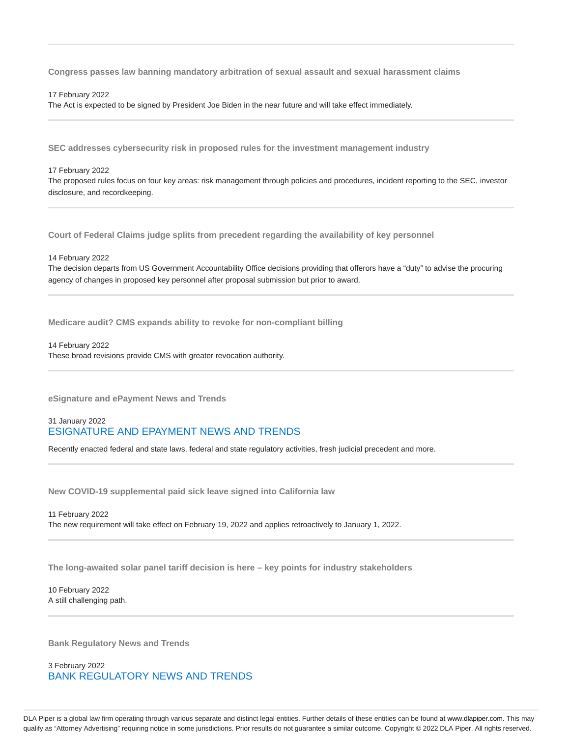### Congress passes law banning mandatory arbitration of sexual assault and sexual harassment claims

17 February 2022

The Act is expected to be signed by President Joe Biden in the near future and will take effect immediately.

### SEC addresses cybersecurity risk in proposed rules for the investment management industry

17 February 2022

The proposed rules focus on four key areas: risk management through policies and procedures, incident reporting to the SEC, investor disclosure, and recordkeeping.

### Court of Federal Claims judge splits from precedent regarding the availability of key personnel

14 February 2022

The decision departs from US Government Accountability Office decisions providing that offerors have a "duty" to advise the procuring agency of changes in proposed key personnel after proposal submission but prior to award.

### Medicare audit? CMS expands ability to revoke for non-compliant billing

14 February 2022

These broad revisions provide CMS with greater revocation authority.

### eSignature and ePayment News and Trends

31 January 2022

ESIGNATURE AND EPAYMENT NEWS AND TRENDS

Recently enacted federal and state laws, federal and state regulatory activities, fresh judicial precedent and more.

### New COVID-19 supplemental paid sick leave signed into California law

11 February 2022

The new requirement will take effect on February 19, 2022 and applies retroactively to January 1, 2022.

### The long-awaited solar panel tariff decision is here – key points for industry stakeholders

10 February 2022

A still challenging path.

### Bank Regulatory News and Trends

3 February 2022

BANK REGULATORY NEWS AND TRENDS

DLA Piper is a global law firm operating through various separate and distinct legal entities. Further details of these entities can be found at www.dlapiper.com. This may qualify as "Attorney Advertising" requiring notice in some jurisdictions. Prior results do not guarantee a similar outcome. Copyright © 2022 DLA Piper. All rights reserved.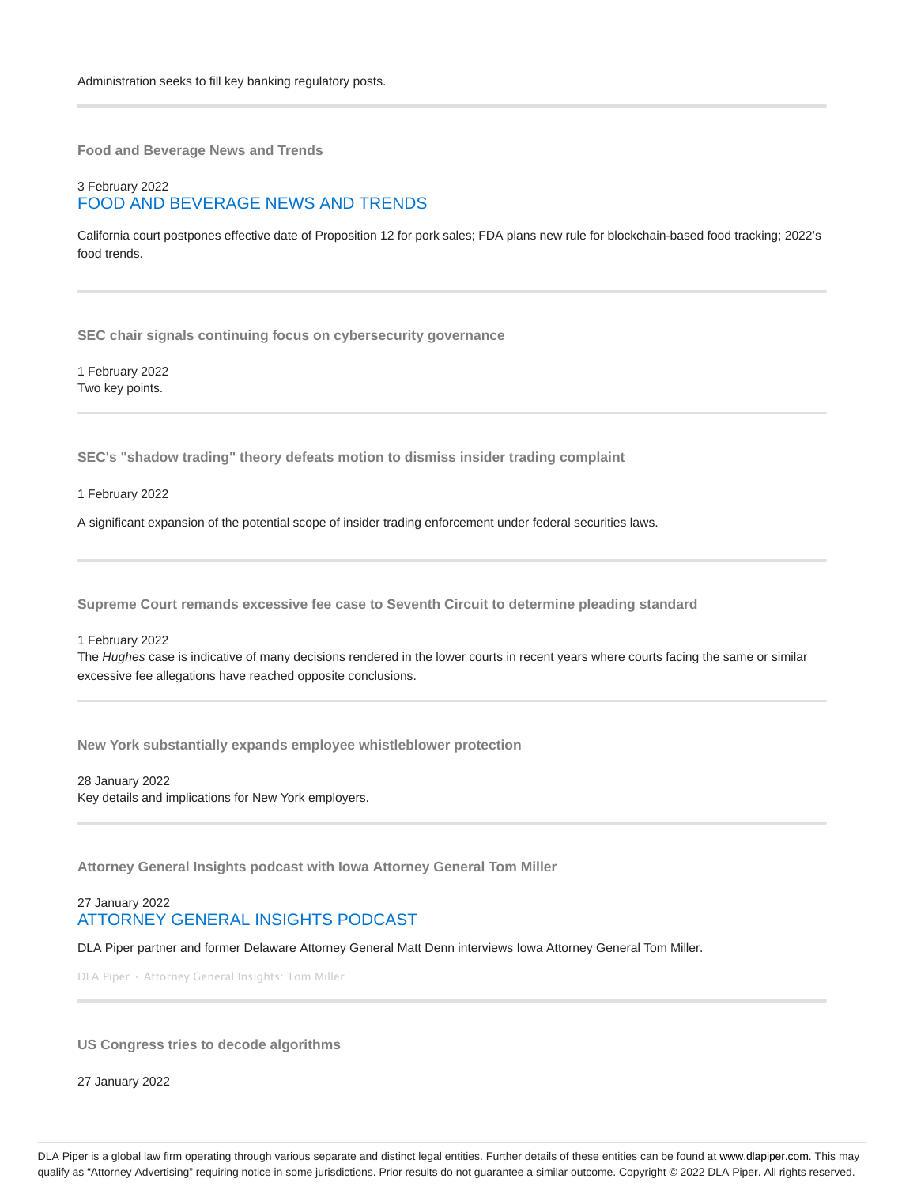Administration seeks to fill key banking regulatory posts.

---

### Food and Beverage News and Trends

3 February 2022

FOOD AND BEVERAGE NEWS AND TRENDS

California court postpones effective date of Proposition 12 for pork sales; FDA plans new rule for blockchain-based food tracking; 2022's food trends.

---

### SEC chair signals continuing focus on cybersecurity governance

1 February 2022

Two key points.

---

### SEC's "shadow trading" theory defeats motion to dismiss insider trading complaint

1 February 2022

A significant expansion of the potential scope of insider trading enforcement under federal securities laws.

---

### Supreme Court remands excessive fee case to Seventh Circuit to determine pleading standard

1 February 2022

The *Hughes* case is indicative of many decisions rendered in the lower courts in recent years where courts facing the same or similar excessive fee allegations have reached opposite conclusions.

---

### New York substantially expands employee whistleblower protection

28 January 2022

Key details and implications for New York employers.

---

### Attorney General Insights podcast with Iowa Attorney General Tom Miller

27 January 2022

ATTORNEY GENERAL INSIGHTS PODCAST

DLA Piper partner and former Delaware Attorney General Matt Denn interviews Iowa Attorney General Tom Miller.

DLA Piper · Attorney General Insights: Tom Miller

---

### US Congress tries to decode algorithms

27 January 2022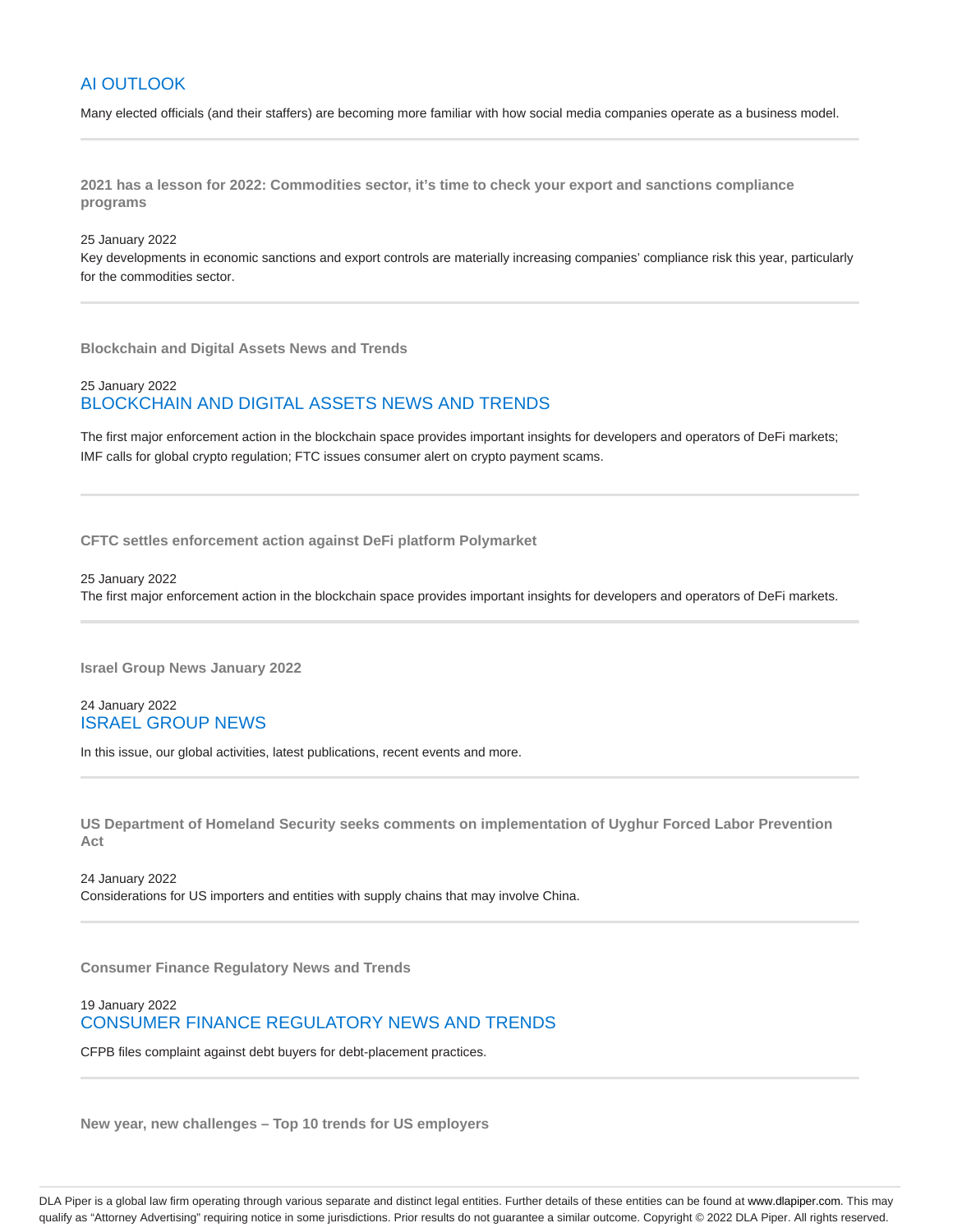## AI OUTLOOK

Many elected officials (and their staffers) are becoming more familiar with how social media companies operate as a business model.

---

**2021 has a lesson for 2022: Commodities sector, it's time to check your export and sanctions compliance programs**

25 January 2022

Key developments in economic sanctions and export controls are materially increasing companies' compliance risk this year, particularly for the commodities sector.

---

**Blockchain and Digital Assets News and Trends**

25 January 2022

## BLOCKCHAIN AND DIGITAL ASSETS NEWS AND TRENDS

The first major enforcement action in the blockchain space provides important insights for developers and operators of DeFi markets; IMF calls for global crypto regulation; FTC issues consumer alert on crypto payment scams.

---

**CFTC settles enforcement action against DeFi platform Polymarket**

25 January 2022

The first major enforcement action in the blockchain space provides important insights for developers and operators of DeFi markets.

---

**Israel Group News January 2022**

24 January 2022

## ISRAEL GROUP NEWS

In this issue, our global activities, latest publications, recent events and more.

---

**US Department of Homeland Security seeks comments on implementation of Uyghur Forced Labor Prevention Act**

24 January 2022

Considerations for US importers and entities with supply chains that may involve China.

---

**Consumer Finance Regulatory News and Trends**

19 January 2022

## CONSUMER FINANCE REGULATORY NEWS AND TRENDS

CFPB files complaint against debt buyers for debt-placement practices.

---

**New year, new challenges – Top 10 trends for US employers**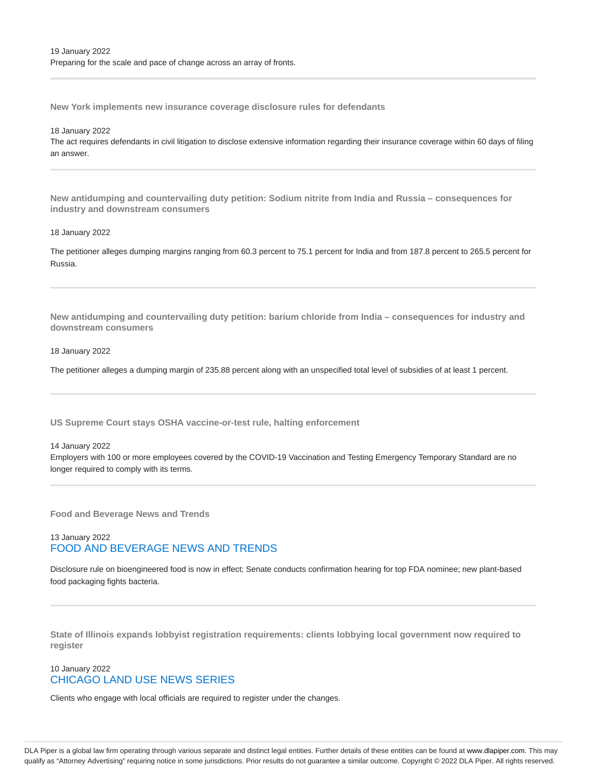19 January 2022
Preparing for the scale and pace of change across an array of fronts.

---

### New York implements new insurance coverage disclosure rules for defendants

18 January 2022
The act requires defendants in civil litigation to disclose extensive information regarding their insurance coverage within 60 days of filing an answer.

---

### New antidumping and countervailing duty petition: Sodium nitrite from India and Russia – consequences for industry and downstream consumers

18 January 2022

The petitioner alleges dumping margins ranging from 60.3 percent to 75.1 percent for India and from 187.8 percent to 265.5 percent for Russia.

---

### New antidumping and countervailing duty petition: barium chloride from India – consequences for industry and downstream consumers

18 January 2022

The petitioner alleges a dumping margin of 235.88 percent along with an unspecified total level of subsidies of at least 1 percent.

---

### US Supreme Court stays OSHA vaccine-or-test rule, halting enforcement

14 January 2022
Employers with 100 or more employees covered by the COVID-19 Vaccination and Testing Emergency Temporary Standard are no longer required to comply with its terms.

---

### Food and Beverage News and Trends

13 January 2022
FOOD AND BEVERAGE NEWS AND TRENDS

Disclosure rule on bioengineered food is now in effect; Senate conducts confirmation hearing for top FDA nominee; new plant-based food packaging fights bacteria.

---

### State of Illinois expands lobbyist registration requirements: clients lobbying local government now required to register

10 January 2022
CHICAGO LAND USE NEWS SERIES

Clients who engage with local officials are required to register under the changes.

DLA Piper is a global law firm operating through various separate and distinct legal entities. Further details of these entities can be found at www.dlapiper.com. This may qualify as "Attorney Advertising" requiring notice in some jurisdictions. Prior results do not guarantee a similar outcome. Copyright © 2022 DLA Piper. All rights reserved.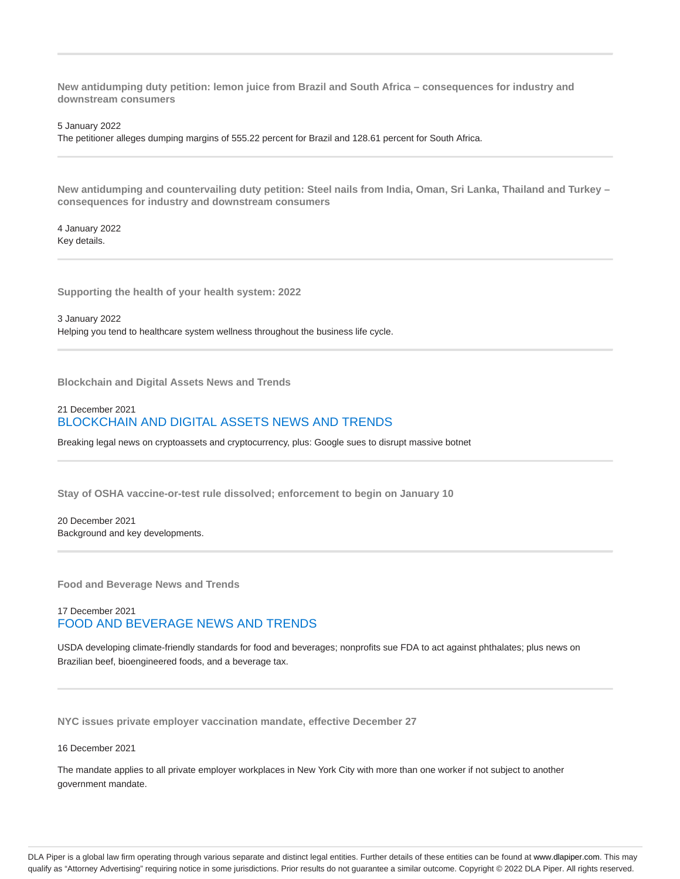---

**New antidumping duty petition: lemon juice from Brazil and South Africa – consequences for industry and downstream consumers**

5 January 2022

The petitioner alleges dumping margins of 555.22 percent for Brazil and 128.61 percent for South Africa.

---

**New antidumping and countervailing duty petition: Steel nails from India, Oman, Sri Lanka, Thailand and Turkey – consequences for industry and downstream consumers**

4 January 2022

Key details.

---

**Supporting the health of your health system: 2022**

3 January 2022

Helping you tend to healthcare system wellness throughout the business life cycle.

---

**Blockchain and Digital Assets News and Trends**

21 December 2021

BLOCKCHAIN AND DIGITAL ASSETS NEWS AND TRENDS

Breaking legal news on cryptoassets and cryptocurrency, plus: Google sues to disrupt massive botnet

---

**Stay of OSHA vaccine-or-test rule dissolved; enforcement to begin on January 10**

20 December 2021

Background and key developments.

---

**Food and Beverage News and Trends**

17 December 2021

FOOD AND BEVERAGE NEWS AND TRENDS

USDA developing climate-friendly standards for food and beverages; nonprofits sue FDA to act against phthalates; plus news on Brazilian beef, bioengineered foods, and a beverage tax.

---

**NYC issues private employer vaccination mandate, effective December 27**

16 December 2021

The mandate applies to all private employer workplaces in New York City with more than one worker if not subject to another government mandate.

DLA Piper is a global law firm operating through various separate and distinct legal entities. Further details of these entities can be found at www.dlapiper.com. This may qualify as "Attorney Advertising" requiring notice in some jurisdictions. Prior results do not guarantee a similar outcome. Copyright © 2022 DLA Piper. All rights reserved.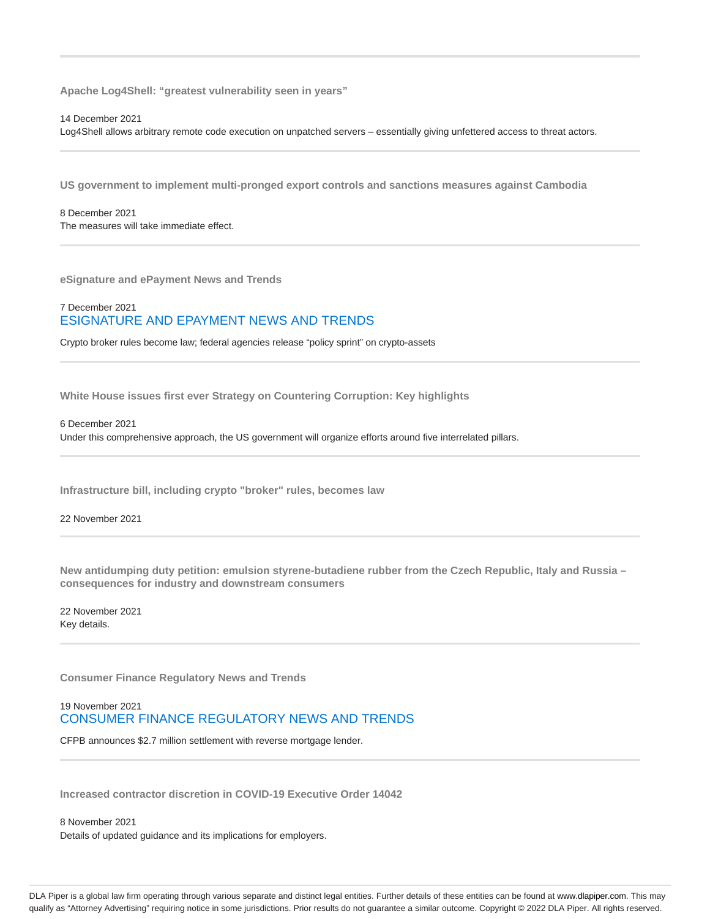### Apache Log4Shell: “greatest vulnerability seen in years”

14 December 2021
Log4Shell allows arbitrary remote code execution on unpatched servers – essentially giving unfettered access to threat actors.

---

### US government to implement multi-pronged export controls and sanctions measures against Cambodia

8 December 2021
The measures will take immediate effect.

---

### eSignature and ePayment News and Trends

7 December 2021
ESIGNATURE AND EPAYMENT NEWS AND TRENDS

Crypto broker rules become law; federal agencies release “policy sprint” on crypto-assets

---

### White House issues first ever Strategy on Countering Corruption: Key highlights

6 December 2021
Under this comprehensive approach, the US government will organize efforts around five interrelated pillars.

---

### Infrastructure bill, including crypto "broker" rules, becomes law

22 November 2021

---

### New antidumping duty petition: emulsion styrene-butadiene rubber from the Czech Republic, Italy and Russia – consequences for industry and downstream consumers

22 November 2021
Key details.

---

### Consumer Finance Regulatory News and Trends

19 November 2021
CONSUMER FINANCE REGULATORY NEWS AND TRENDS

CFPB announces $2.7 million settlement with reverse mortgage lender.

---

### Increased contractor discretion in COVID-19 Executive Order 14042

8 November 2021
Details of updated guidance and its implications for employers.

DLA Piper is a global law firm operating through various separate and distinct legal entities. Further details of these entities can be found at www.dlapiper.com. This may qualify as “Attorney Advertising” requiring notice in some jurisdictions. Prior results do not guarantee a similar outcome. Copyright © 2022 DLA Piper. All rights reserved.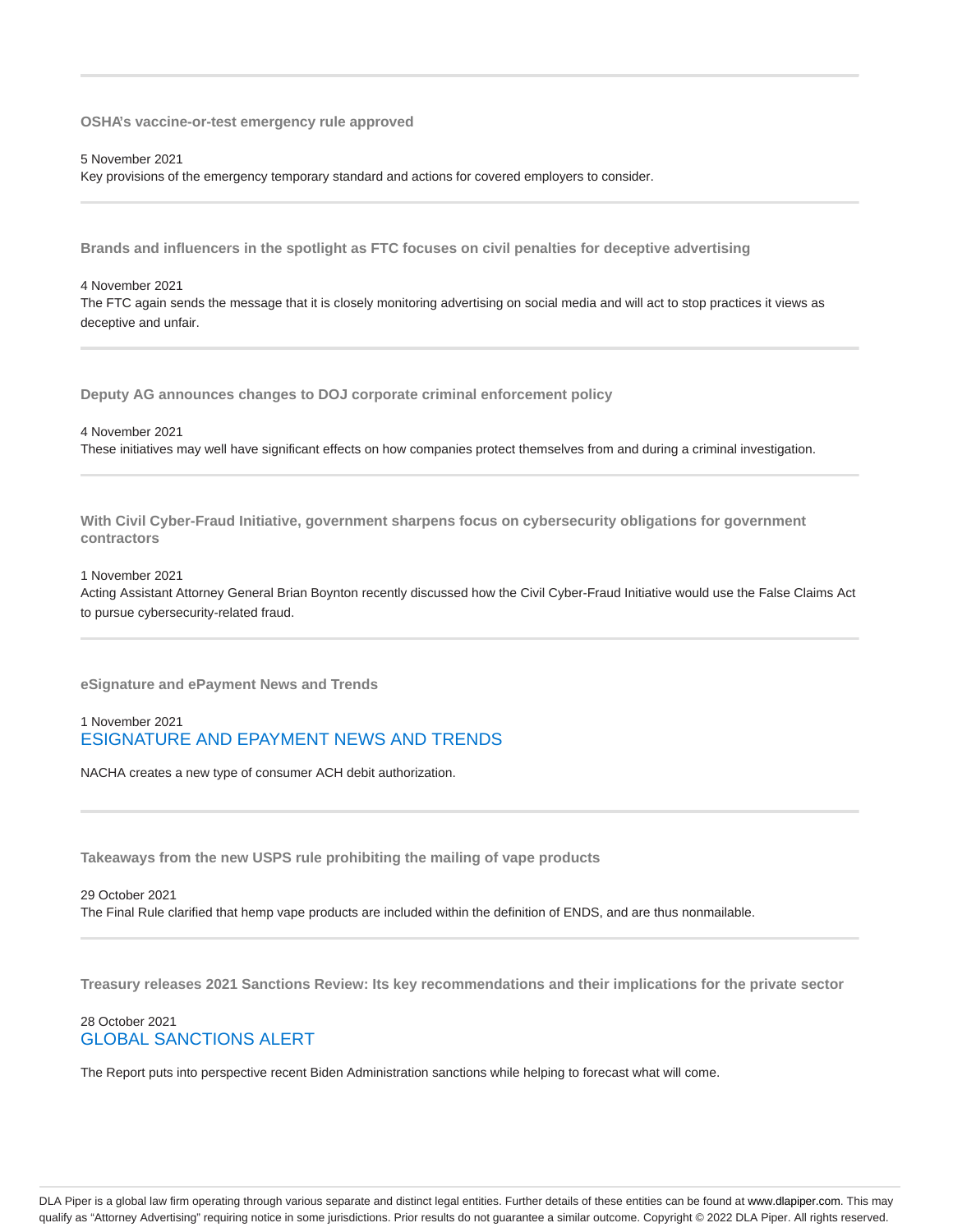---

### OSHA's vaccine-or-test emergency rule approved

5 November 2021
Key provisions of the emergency temporary standard and actions for covered employers to consider.

---

### Brands and influencers in the spotlight as FTC focuses on civil penalties for deceptive advertising

4 November 2021
The FTC again sends the message that it is closely monitoring advertising on social media and will act to stop practices it views as deceptive and unfair.

---

### Deputy AG announces changes to DOJ corporate criminal enforcement policy

4 November 2021
These initiatives may well have significant effects on how companies protect themselves from and during a criminal investigation.

---

### With Civil Cyber-Fraud Initiative, government sharpens focus on cybersecurity obligations for government contractors

1 November 2021
Acting Assistant Attorney General Brian Boynton recently discussed how the Civil Cyber-Fraud Initiative would use the False Claims Act to pursue cybersecurity-related fraud.

---

### eSignature and ePayment News and Trends

1 November 2021
ESIGNATURE AND EPAYMENT NEWS AND TRENDS

NACHA creates a new type of consumer ACH debit authorization.

---

### Takeaways from the new USPS rule prohibiting the mailing of vape products

29 October 2021
The Final Rule clarified that hemp vape products are included within the definition of ENDS, and are thus nonmailable.

---

### Treasury releases 2021 Sanctions Review: Its key recommendations and their implications for the private sector

28 October 2021
GLOBAL SANCTIONS ALERT

The Report puts into perspective recent Biden Administration sanctions while helping to forecast what will come.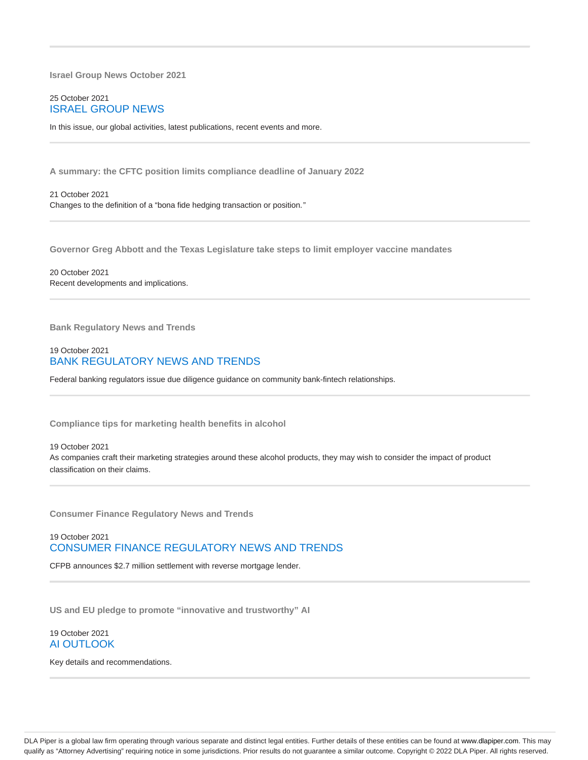---

### Israel Group News October 2021

25 October 2021

ISRAEL GROUP NEWS

In this issue, our global activities, latest publications, recent events and more.

---

### A summary: the CFTC position limits compliance deadline of January 2022

21 October 2021

Changes to the definition of a "bona fide hedging transaction or position."

---

### Governor Greg Abbott and the Texas Legislature take steps to limit employer vaccine mandates

20 October 2021

Recent developments and implications.

---

### Bank Regulatory News and Trends

19 October 2021

BANK REGULATORY NEWS AND TRENDS

Federal banking regulators issue due diligence guidance on community bank-fintech relationships.

---

### Compliance tips for marketing health benefits in alcohol

19 October 2021

As companies craft their marketing strategies around these alcohol products, they may wish to consider the impact of product classification on their claims.

---

### Consumer Finance Regulatory News and Trends

19 October 2021

CONSUMER FINANCE REGULATORY NEWS AND TRENDS

CFPB announces $2.7 million settlement with reverse mortgage lender.

---

### US and EU pledge to promote "innovative and trustworthy" AI

19 October 2021

AI OUTLOOK

Key details and recommendations.

---

DLA Piper is a global law firm operating through various separate and distinct legal entities. Further details of these entities can be found at www.dlapiper.com. This may qualify as "Attorney Advertising" requiring notice in some jurisdictions. Prior results do not guarantee a similar outcome. Copyright © 2022 DLA Piper. All rights reserved.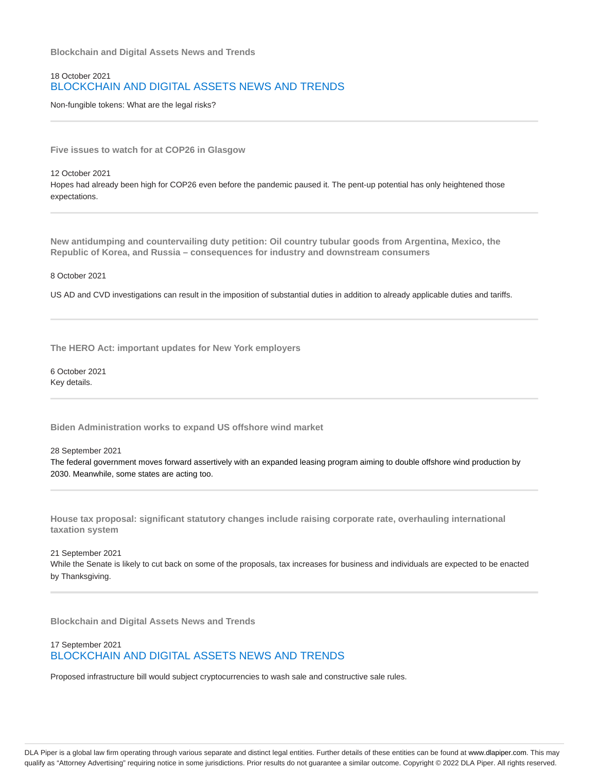### Blockchain and Digital Assets News and Trends

18 October 2021

BLOCKCHAIN AND DIGITAL ASSETS NEWS AND TRENDS

Non-fungible tokens: What are the legal risks?

---

### Five issues to watch for at COP26 in Glasgow

12 October 2021

Hopes had already been high for COP26 even before the pandemic paused it. The pent-up potential has only heightened those expectations.

---

### New antidumping and countervailing duty petition: Oil country tubular goods from Argentina, Mexico, the Republic of Korea, and Russia – consequences for industry and downstream consumers

8 October 2021

US AD and CVD investigations can result in the imposition of substantial duties in addition to already applicable duties and tariffs.

---

### The HERO Act: important updates for New York employers

6 October 2021

Key details.

---

### Biden Administration works to expand US offshore wind market

28 September 2021

The federal government moves forward assertively with an expanded leasing program aiming to double offshore wind production by 2030. Meanwhile, some states are acting too.

---

### House tax proposal: significant statutory changes include raising corporate rate, overhauling international taxation system

21 September 2021

While the Senate is likely to cut back on some of the proposals, tax increases for business and individuals are expected to be enacted by Thanksgiving.

---

### Blockchain and Digital Assets News and Trends

17 September 2021

BLOCKCHAIN AND DIGITAL ASSETS NEWS AND TRENDS

Proposed infrastructure bill would subject cryptocurrencies to wash sale and constructive sale rules.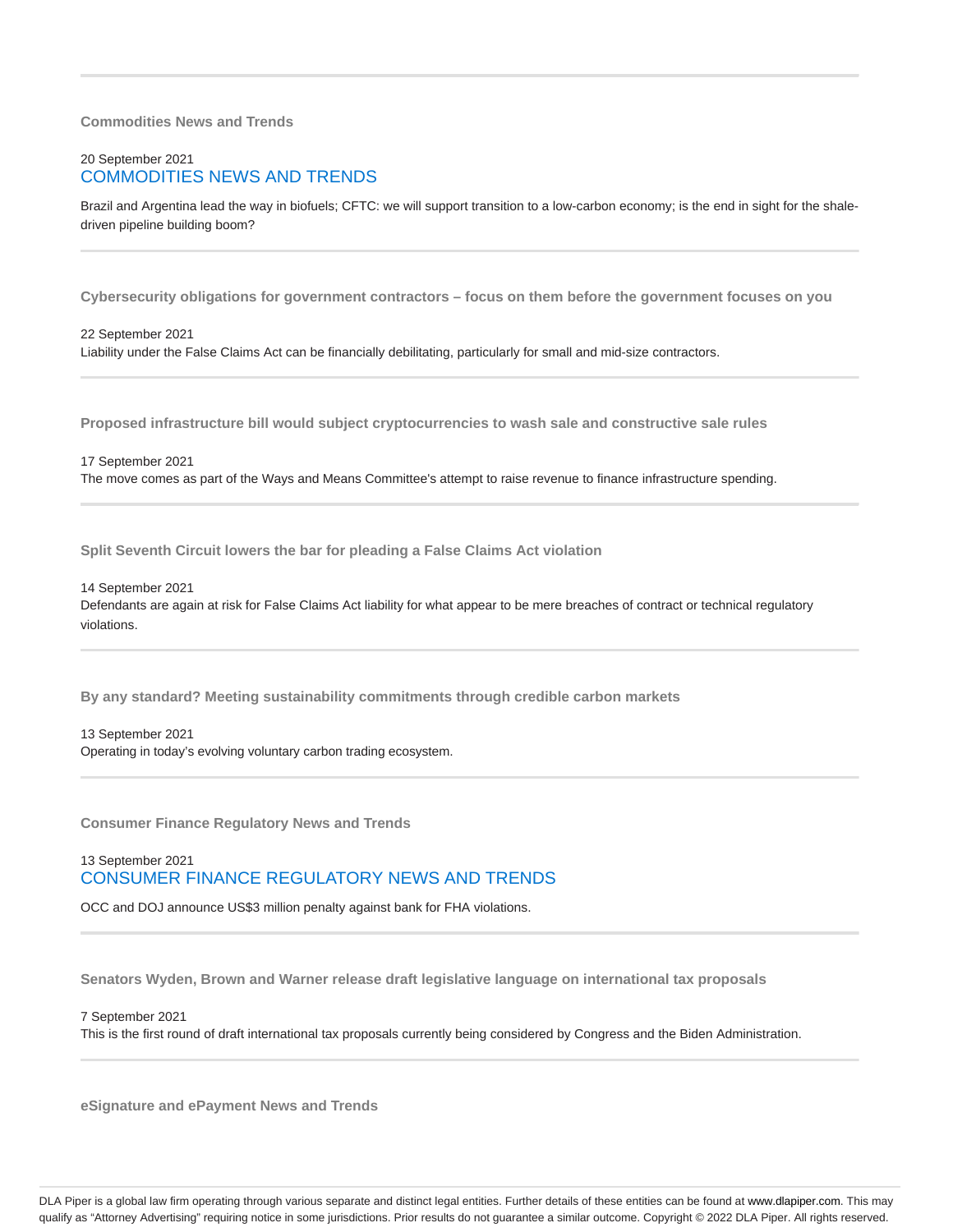---

### Commodities News and Trends

20 September 2021

COMMODITIES NEWS AND TRENDS

Brazil and Argentina lead the way in biofuels; CFTC: we will support transition to a low-carbon economy; is the end in sight for the shale-driven pipeline building boom?

---

### Cybersecurity obligations for government contractors – focus on them before the government focuses on you

22 September 2021

Liability under the False Claims Act can be financially debilitating, particularly for small and mid-size contractors.

---

### Proposed infrastructure bill would subject cryptocurrencies to wash sale and constructive sale rules

17 September 2021

The move comes as part of the Ways and Means Committee's attempt to raise revenue to finance infrastructure spending.

---

### Split Seventh Circuit lowers the bar for pleading a False Claims Act violation

14 September 2021

Defendants are again at risk for False Claims Act liability for what appear to be mere breaches of contract or technical regulatory violations.

---

### By any standard? Meeting sustainability commitments through credible carbon markets

13 September 2021

Operating in today's evolving voluntary carbon trading ecosystem.

---

### Consumer Finance Regulatory News and Trends

13 September 2021

CONSUMER FINANCE REGULATORY NEWS AND TRENDS

OCC and DOJ announce US$3 million penalty against bank for FHA violations.

---

### Senators Wyden, Brown and Warner release draft legislative language on international tax proposals

7 September 2021

This is the first round of draft international tax proposals currently being considered by Congress and the Biden Administration.

---

### eSignature and ePayment News and Trends

DLA Piper is a global law firm operating through various separate and distinct legal entities. Further details of these entities can be found at www.dlapiper.com. This may qualify as "Attorney Advertising" requiring notice in some jurisdictions. Prior results do not guarantee a similar outcome. Copyright © 2022 DLA Piper. All rights reserved.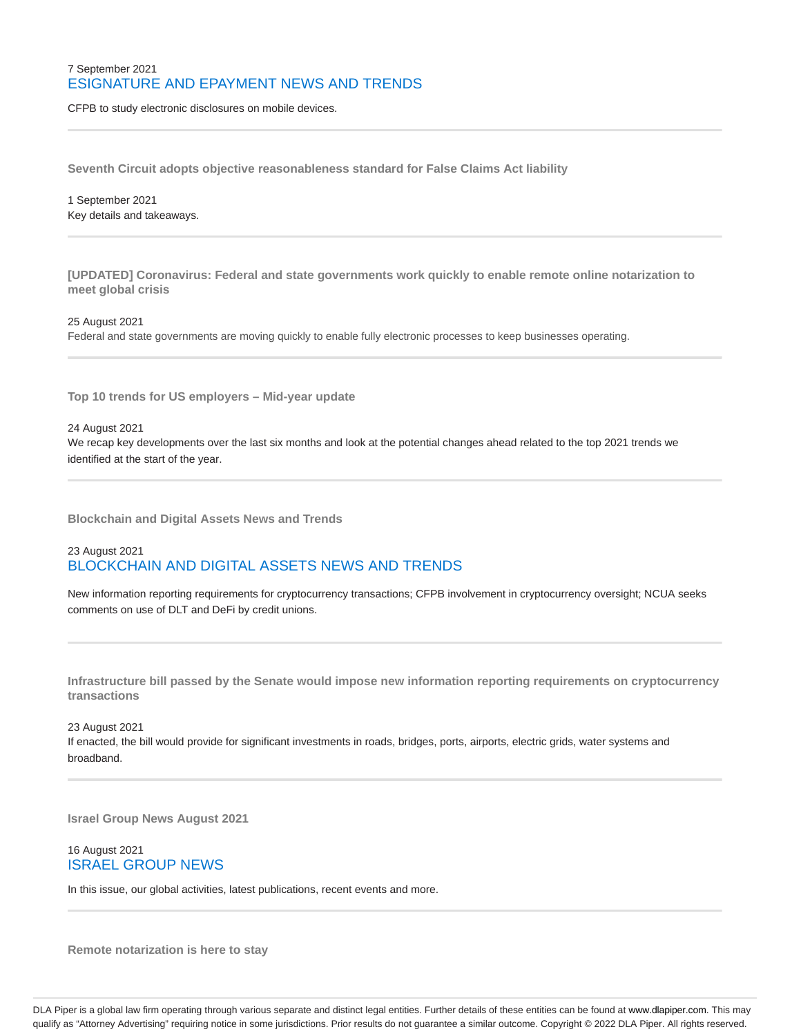7 September 2021

ESIGNATURE AND EPAYMENT NEWS AND TRENDS

CFPB to study electronic disclosures on mobile devices.

---

**Seventh Circuit adopts objective reasonableness standard for False Claims Act liability**

1 September 2021

Key details and takeaways.

---

**[UPDATED] Coronavirus: Federal and state governments work quickly to enable remote online notarization to meet global crisis**

25 August 2021

Federal and state governments are moving quickly to enable fully electronic processes to keep businesses operating.

---

**Top 10 trends for US employers – Mid-year update**

24 August 2021

We recap key developments over the last six months and look at the potential changes ahead related to the top 2021 trends we identified at the start of the year.

---

**Blockchain and Digital Assets News and Trends**

23 August 2021

BLOCKCHAIN AND DIGITAL ASSETS NEWS AND TRENDS

New information reporting requirements for cryptocurrency transactions; CFPB involvement in cryptocurrency oversight; NCUA seeks comments on use of DLT and DeFi by credit unions.

---

**Infrastructure bill passed by the Senate would impose new information reporting requirements on cryptocurrency transactions**

23 August 2021

If enacted, the bill would provide for significant investments in roads, bridges, ports, airports, electric grids, water systems and broadband.

---

**Israel Group News August 2021**

16 August 2021

ISRAEL GROUP NEWS

In this issue, our global activities, latest publications, recent events and more.

---

**Remote notarization is here to stay**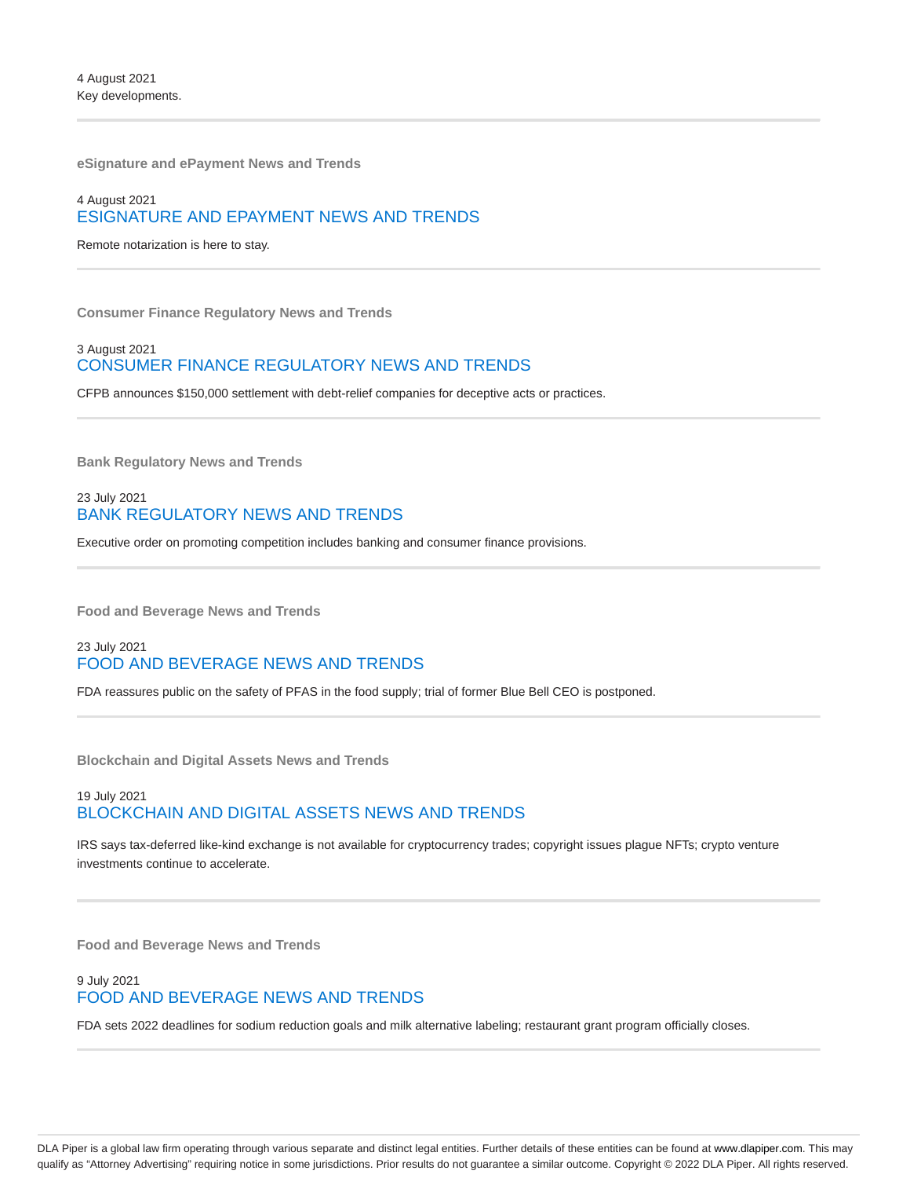4 August 2021
Key developments.

---

**eSignature and ePayment News and Trends**

4 August 2021
### ESIGNATURE AND EPAYMENT NEWS AND TRENDS

Remote notarization is here to stay.

---

**Consumer Finance Regulatory News and Trends**

3 August 2021
### CONSUMER FINANCE REGULATORY NEWS AND TRENDS

CFPB announces $150,000 settlement with debt-relief companies for deceptive acts or practices.

---

**Bank Regulatory News and Trends**

23 July 2021
### BANK REGULATORY NEWS AND TRENDS

Executive order on promoting competition includes banking and consumer finance provisions.

---

**Food and Beverage News and Trends**

23 July 2021
### FOOD AND BEVERAGE NEWS AND TRENDS

FDA reassures public on the safety of PFAS in the food supply; trial of former Blue Bell CEO is postponed.

---

**Blockchain and Digital Assets News and Trends**

19 July 2021
### BLOCKCHAIN AND DIGITAL ASSETS NEWS AND TRENDS

IRS says tax-deferred like-kind exchange is not available for cryptocurrency trades; copyright issues plague NFTs; crypto venture investments continue to accelerate.

---

**Food and Beverage News and Trends**

9 July 2021
### FOOD AND BEVERAGE NEWS AND TRENDS

FDA sets 2022 deadlines for sodium reduction goals and milk alternative labeling; restaurant grant program officially closes.

---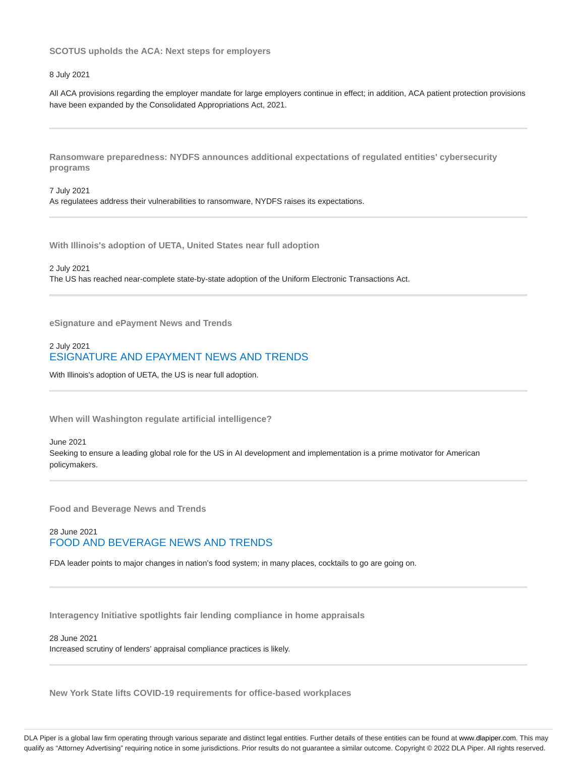### SCOTUS upholds the ACA: Next steps for employers

8 July 2021

All ACA provisions regarding the employer mandate for large employers continue in effect; in addition, ACA patient protection provisions have been expanded by the Consolidated Appropriations Act, 2021.

---

### Ransomware preparedness: NYDFS announces additional expectations of regulated entities' cybersecurity programs

7 July 2021

As regulatees address their vulnerabilities to ransomware, NYDFS raises its expectations.

---

### With Illinois's adoption of UETA, United States near full adoption

2 July 2021

The US has reached near-complete state-by-state adoption of the Uniform Electronic Transactions Act.

---

### eSignature and ePayment News and Trends

2 July 2021

ESIGNATURE AND EPAYMENT NEWS AND TRENDS

With Illinois's adoption of UETA, the US is near full adoption.

---

### When will Washington regulate artificial intelligence?

June 2021

Seeking to ensure a leading global role for the US in AI development and implementation is a prime motivator for American policymakers.

---

### Food and Beverage News and Trends

28 June 2021

FOOD AND BEVERAGE NEWS AND TRENDS

FDA leader points to major changes in nation's food system; in many places, cocktails to go are going on.

---

### Interagency Initiative spotlights fair lending compliance in home appraisals

28 June 2021

Increased scrutiny of lenders' appraisal compliance practices is likely.

---

### New York State lifts COVID-19 requirements for office-based workplaces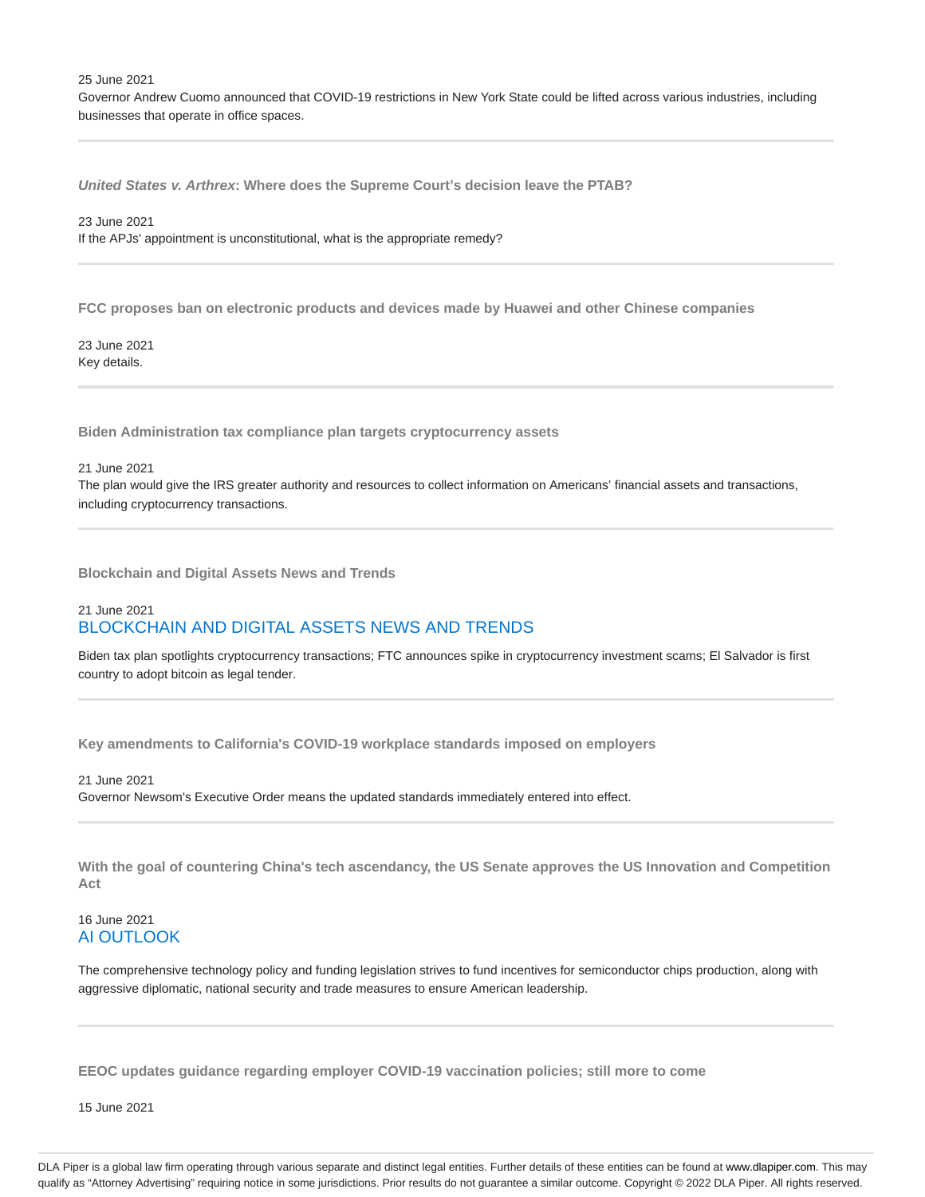25 June 2021

Governor Andrew Cuomo announced that COVID-19 restrictions in New York State could be lifted across various industries, including businesses that operate in office spaces.

---

### *United States v. Arthrex*: Where does the Supreme Court's decision leave the PTAB?

23 June 2021

If the APJs' appointment is unconstitutional, what is the appropriate remedy?

---

### FCC proposes ban on electronic products and devices made by Huawei and other Chinese companies

23 June 2021

Key details.

---

### Biden Administration tax compliance plan targets cryptocurrency assets

21 June 2021

The plan would give the IRS greater authority and resources to collect information on Americans' financial assets and transactions, including cryptocurrency transactions.

---

### Blockchain and Digital Assets News and Trends

21 June 2021

BLOCKCHAIN AND DIGITAL ASSETS NEWS AND TRENDS

Biden tax plan spotlights cryptocurrency transactions; FTC announces spike in cryptocurrency investment scams; El Salvador is first country to adopt bitcoin as legal tender.

---

### Key amendments to California's COVID-19 workplace standards imposed on employers

21 June 2021

Governor Newsom's Executive Order means the updated standards immediately entered into effect.

---

### With the goal of countering China's tech ascendancy, the US Senate approves the US Innovation and Competition Act

16 June 2021

AI OUTLOOK

The comprehensive technology policy and funding legislation strives to fund incentives for semiconductor chips production, along with aggressive diplomatic, national security and trade measures to ensure American leadership.

---

### EEOC updates guidance regarding employer COVID-19 vaccination policies; still more to come

15 June 2021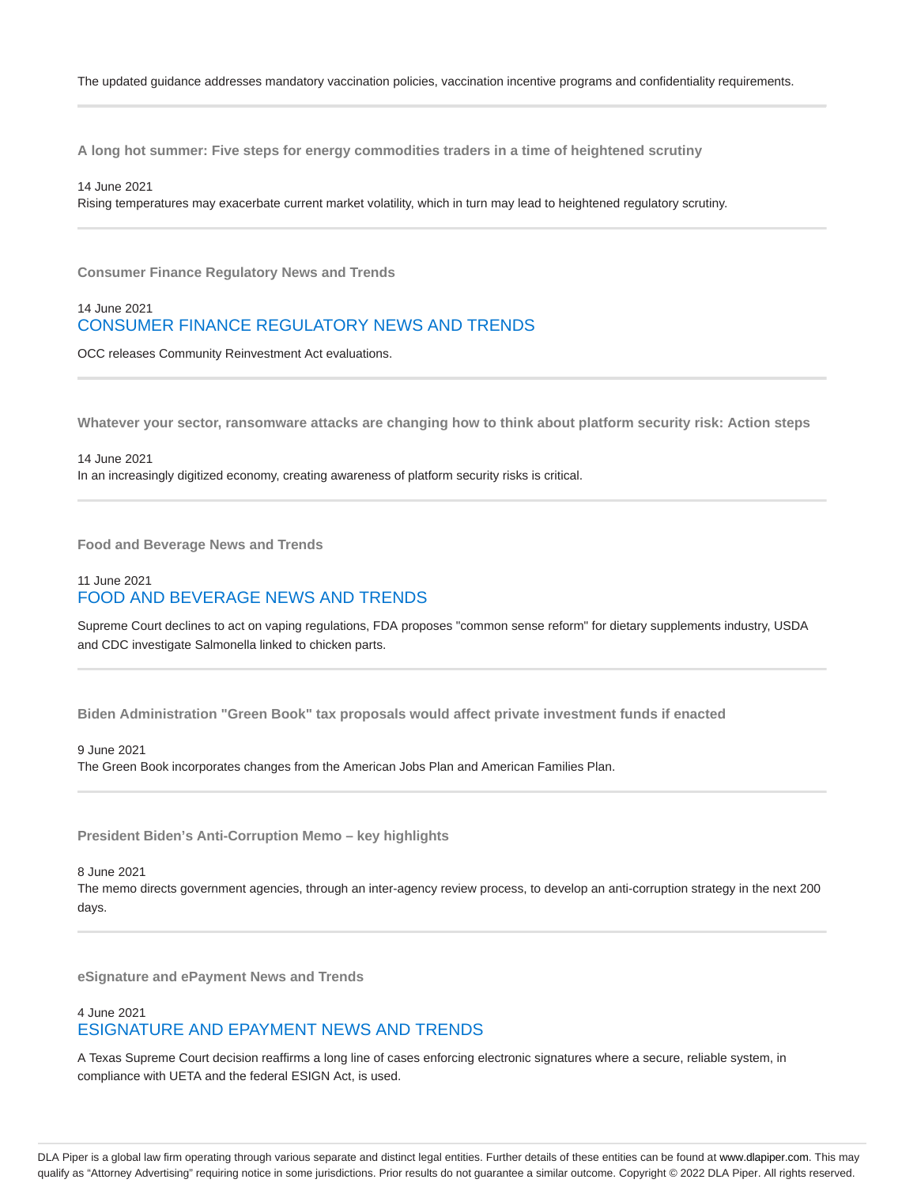The updated guidance addresses mandatory vaccination policies, vaccination incentive programs and confidentiality requirements.

---

**A long hot summer: Five steps for energy commodities traders in a time of heightened scrutiny**

14 June 2021

Rising temperatures may exacerbate current market volatility, which in turn may lead to heightened regulatory scrutiny.

---

**Consumer Finance Regulatory News and Trends**

14 June 2021

CONSUMER FINANCE REGULATORY NEWS AND TRENDS

OCC releases Community Reinvestment Act evaluations.

---

**Whatever your sector, ransomware attacks are changing how to think about platform security risk: Action steps**

14 June 2021

In an increasingly digitized economy, creating awareness of platform security risks is critical.

---

**Food and Beverage News and Trends**

11 June 2021

FOOD AND BEVERAGE NEWS AND TRENDS

Supreme Court declines to act on vaping regulations, FDA proposes "common sense reform" for dietary supplements industry, USDA and CDC investigate Salmonella linked to chicken parts.

---

**Biden Administration "Green Book" tax proposals would affect private investment funds if enacted**

9 June 2021

The Green Book incorporates changes from the American Jobs Plan and American Families Plan.

---

**President Biden's Anti-Corruption Memo – key highlights**

8 June 2021

The memo directs government agencies, through an inter-agency review process, to develop an anti-corruption strategy in the next 200 days.

---

**eSignature and ePayment News and Trends**

4 June 2021

ESIGNATURE AND EPAYMENT NEWS AND TRENDS

A Texas Supreme Court decision reaffirms a long line of cases enforcing electronic signatures where a secure, reliable system, in compliance with UETA and the federal ESIGN Act, is used.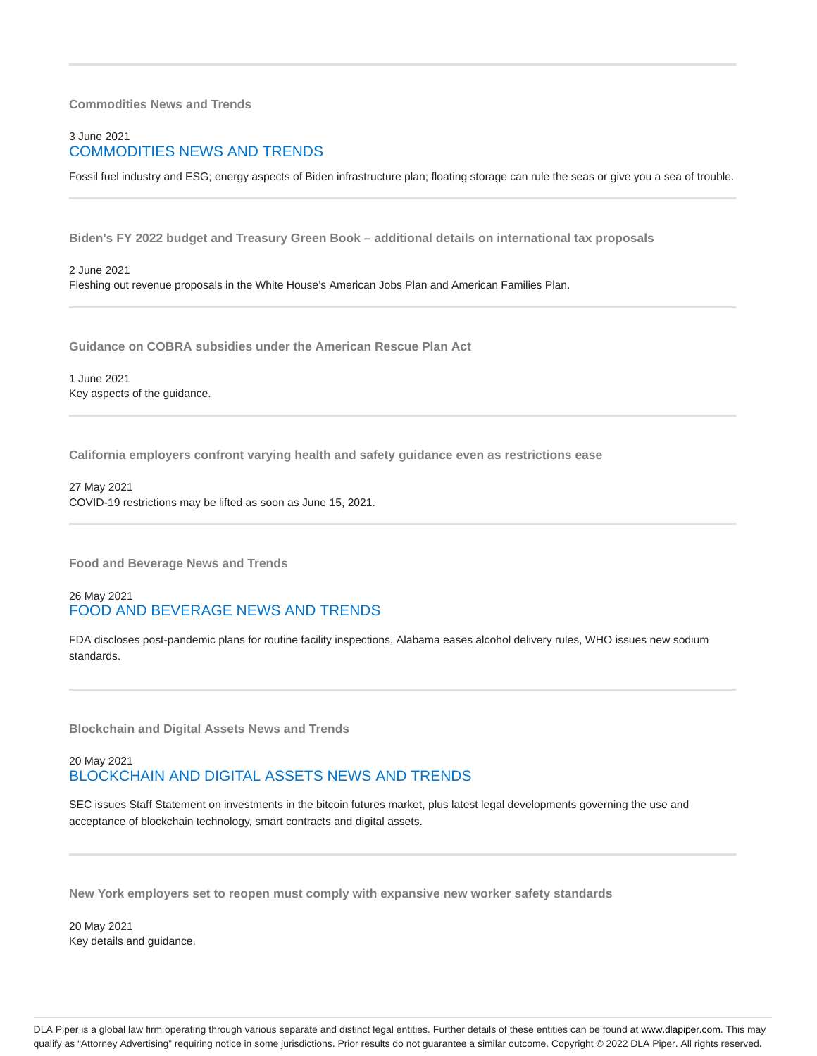**Commodities News and Trends**

3 June 2021

## COMMODITIES NEWS AND TRENDS

Fossil fuel industry and ESG; energy aspects of Biden infrastructure plan; floating storage can rule the seas or give you a sea of trouble.

---

**Biden's FY 2022 budget and Treasury Green Book – additional details on international tax proposals**

2 June 2021

Fleshing out revenue proposals in the White House's American Jobs Plan and American Families Plan.

---

**Guidance on COBRA subsidies under the American Rescue Plan Act**

1 June 2021

Key aspects of the guidance.

---

**California employers confront varying health and safety guidance even as restrictions ease**

27 May 2021

COVID-19 restrictions may be lifted as soon as June 15, 2021.

---

**Food and Beverage News and Trends**

26 May 2021

## FOOD AND BEVERAGE NEWS AND TRENDS

FDA discloses post-pandemic plans for routine facility inspections, Alabama eases alcohol delivery rules, WHO issues new sodium standards.

---

**Blockchain and Digital Assets News and Trends**

20 May 2021

## BLOCKCHAIN AND DIGITAL ASSETS NEWS AND TRENDS

SEC issues Staff Statement on investments in the bitcoin futures market, plus latest legal developments governing the use and acceptance of blockchain technology, smart contracts and digital assets.

---

**New York employers set to reopen must comply with expansive new worker safety standards**

20 May 2021

Key details and guidance.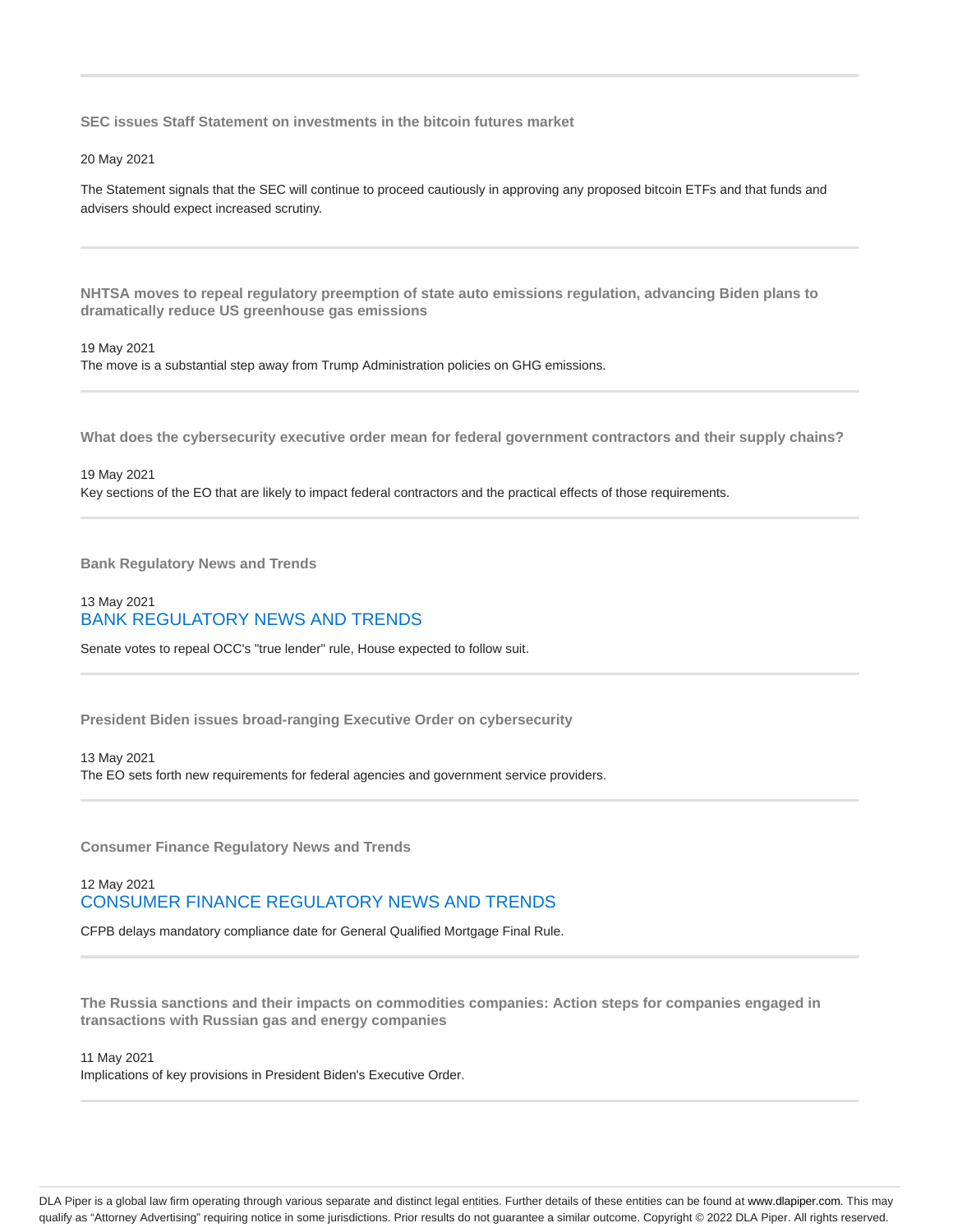---

**SEC issues Staff Statement on investments in the bitcoin futures market**

20 May 2021

The Statement signals that the SEC will continue to proceed cautiously in approving any proposed bitcoin ETFs and that funds and advisers should expect increased scrutiny.

---

**NHTSA moves to repeal regulatory preemption of state auto emissions regulation, advancing Biden plans to dramatically reduce US greenhouse gas emissions**

19 May 2021

The move is a substantial step away from Trump Administration policies on GHG emissions.

---

**What does the cybersecurity executive order mean for federal government contractors and their supply chains?**

19 May 2021

Key sections of the EO that are likely to impact federal contractors and the practical effects of those requirements.

---

**Bank Regulatory News and Trends**

13 May 2021

BANK REGULATORY NEWS AND TRENDS

Senate votes to repeal OCC's "true lender" rule, House expected to follow suit.

---

**President Biden issues broad-ranging Executive Order on cybersecurity**

13 May 2021

The EO sets forth new requirements for federal agencies and government service providers.

---

**Consumer Finance Regulatory News and Trends**

12 May 2021

CONSUMER FINANCE REGULATORY NEWS AND TRENDS

CFPB delays mandatory compliance date for General Qualified Mortgage Final Rule.

---

**The Russia sanctions and their impacts on commodities companies: Action steps for companies engaged in transactions with Russian gas and energy companies**

11 May 2021

Implications of key provisions in President Biden's Executive Order.

---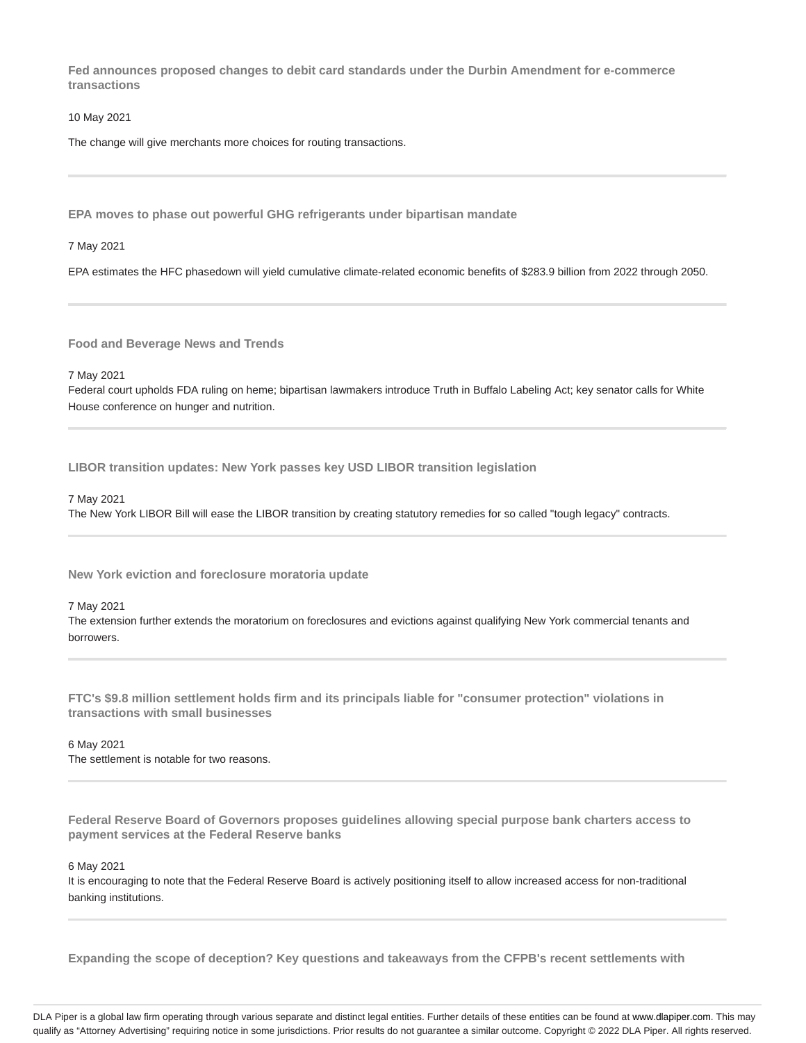### Fed announces proposed changes to debit card standards under the Durbin Amendment for e-commerce transactions

10 May 2021

The change will give merchants more choices for routing transactions.

---

### EPA moves to phase out powerful GHG refrigerants under bipartisan mandate

7 May 2021

EPA estimates the HFC phasedown will yield cumulative climate-related economic benefits of $283.9 billion from 2022 through 2050.

---

### Food and Beverage News and Trends

7 May 2021

Federal court upholds FDA ruling on heme; bipartisan lawmakers introduce Truth in Buffalo Labeling Act; key senator calls for White House conference on hunger and nutrition.

---

### LIBOR transition updates: New York passes key USD LIBOR transition legislation

7 May 2021

The New York LIBOR Bill will ease the LIBOR transition by creating statutory remedies for so called "tough legacy" contracts.

---

### New York eviction and foreclosure moratoria update

7 May 2021

The extension further extends the moratorium on foreclosures and evictions against qualifying New York commercial tenants and borrowers.

---

### FTC's $9.8 million settlement holds firm and its principals liable for "consumer protection" violations in transactions with small businesses

6 May 2021

The settlement is notable for two reasons.

---

### Federal Reserve Board of Governors proposes guidelines allowing special purpose bank charters access to payment services at the Federal Reserve banks

6 May 2021

It is encouraging to note that the Federal Reserve Board is actively positioning itself to allow increased access for non-traditional banking institutions.

---

### Expanding the scope of deception? Key questions and takeaways from the CFPB's recent settlements with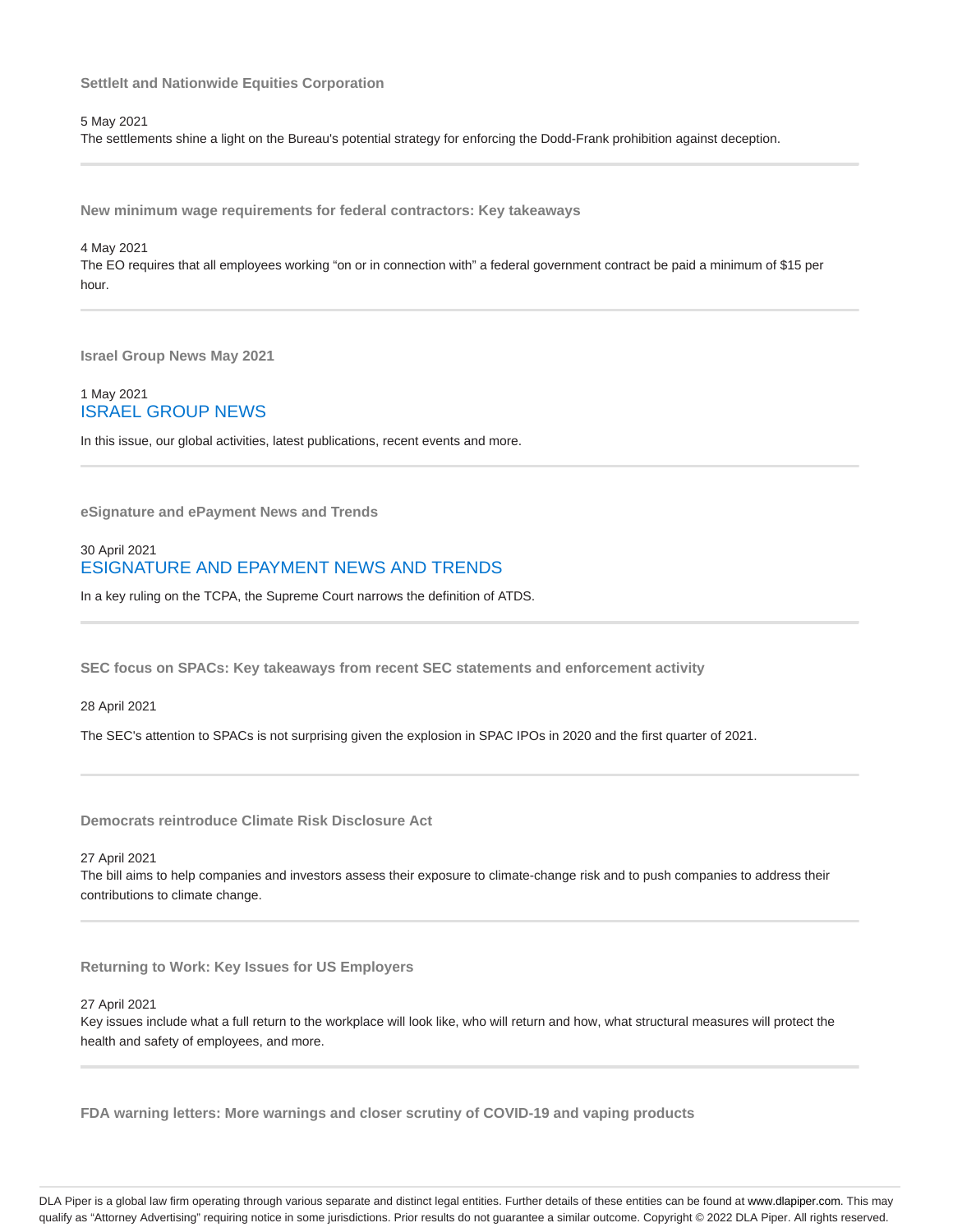### SettleIt and Nationwide Equities Corporation

5 May 2021

The settlements shine a light on the Bureau's potential strategy for enforcing the Dodd-Frank prohibition against deception.

---

### New minimum wage requirements for federal contractors: Key takeaways

4 May 2021

The EO requires that all employees working "on or in connection with" a federal government contract be paid a minimum of $15 per hour.

---

### Israel Group News May 2021

1 May 2021

ISRAEL GROUP NEWS

In this issue, our global activities, latest publications, recent events and more.

---

### eSignature and ePayment News and Trends

30 April 2021

ESIGNATURE AND EPAYMENT NEWS AND TRENDS

In a key ruling on the TCPA, the Supreme Court narrows the definition of ATDS.

---

### SEC focus on SPACs: Key takeaways from recent SEC statements and enforcement activity

28 April 2021

The SEC's attention to SPACs is not surprising given the explosion in SPAC IPOs in 2020 and the first quarter of 2021.

---

### Democrats reintroduce Climate Risk Disclosure Act

27 April 2021

The bill aims to help companies and investors assess their exposure to climate-change risk and to push companies to address their contributions to climate change.

---

### Returning to Work: Key Issues for US Employers

27 April 2021

Key issues include what a full return to the workplace will look like, who will return and how, what structural measures will protect the health and safety of employees, and more.

---

### FDA warning letters: More warnings and closer scrutiny of COVID-19 and vaping products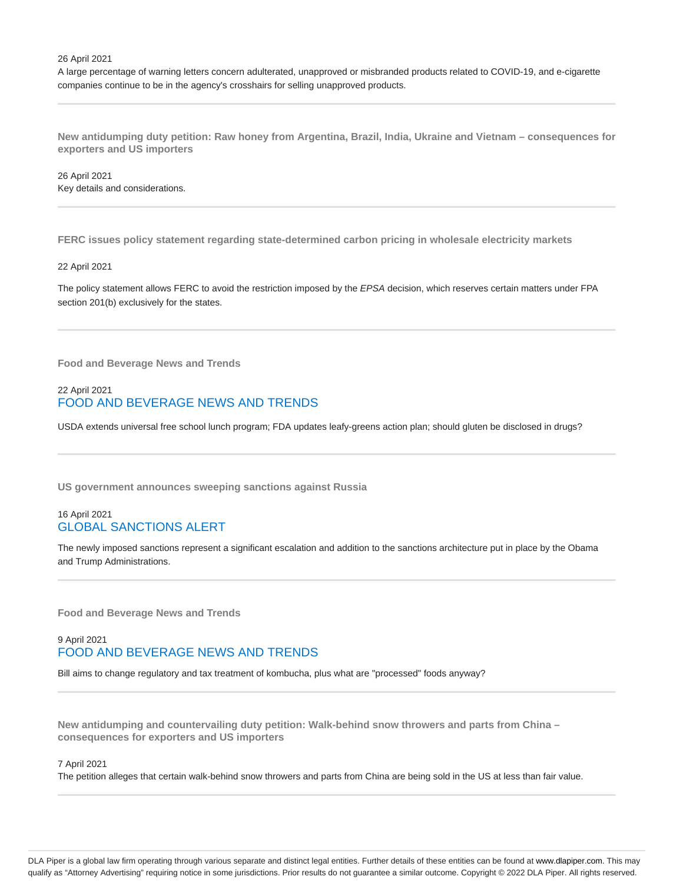26 April 2021
A large percentage of warning letters concern adulterated, unapproved or misbranded products related to COVID-19, and e-cigarette companies continue to be in the agency's crosshairs for selling unapproved products.

---

**New antidumping duty petition: Raw honey from Argentina, Brazil, India, Ukraine and Vietnam – consequences for exporters and US importers**

26 April 2021
Key details and considerations.

---

**FERC issues policy statement regarding state-determined carbon pricing in wholesale electricity markets**

22 April 2021

The policy statement allows FERC to avoid the restriction imposed by the *EPSA* decision, which reserves certain matters under FPA section 201(b) exclusively for the states.

---

**Food and Beverage News and Trends**

22 April 2021
FOOD AND BEVERAGE NEWS AND TRENDS

USDA extends universal free school lunch program; FDA updates leafy-greens action plan; should gluten be disclosed in drugs?

---

**US government announces sweeping sanctions against Russia**

16 April 2021
GLOBAL SANCTIONS ALERT

The newly imposed sanctions represent a significant escalation and addition to the sanctions architecture put in place by the Obama and Trump Administrations.

---

**Food and Beverage News and Trends**

9 April 2021
FOOD AND BEVERAGE NEWS AND TRENDS

Bill aims to change regulatory and tax treatment of kombucha, plus what are "processed" foods anyway?

---

**New antidumping and countervailing duty petition: Walk-behind snow throwers and parts from China – consequences for exporters and US importers**

7 April 2021
The petition alleges that certain walk-behind snow throwers and parts from China are being sold in the US at less than fair value.

---

DLA Piper is a global law firm operating through various separate and distinct legal entities. Further details of these entities can be found at www.dlapiper.com. This may qualify as "Attorney Advertising" requiring notice in some jurisdictions. Prior results do not guarantee a similar outcome. Copyright © 2022 DLA Piper. All rights reserved.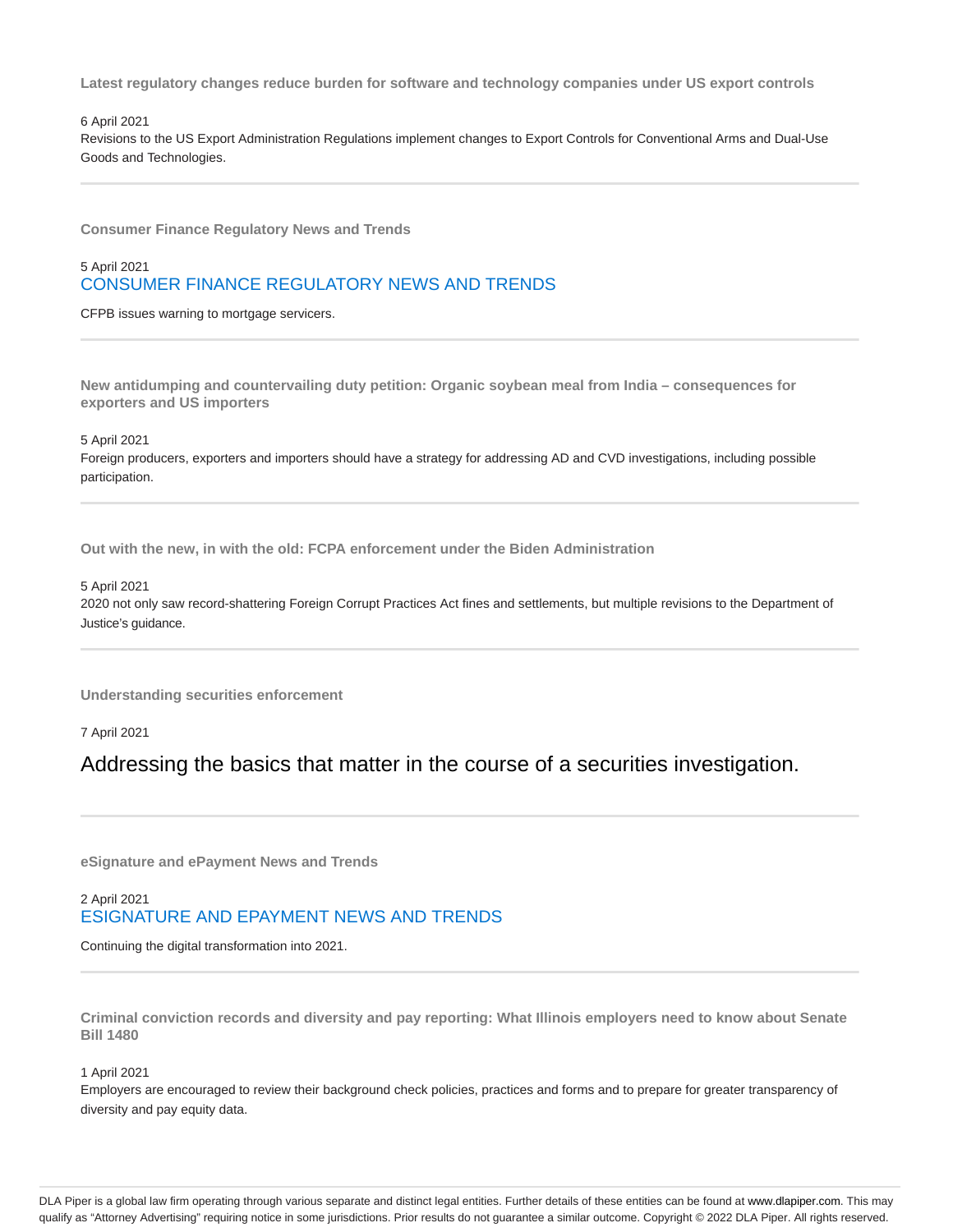### Latest regulatory changes reduce burden for software and technology companies under US export controls

6 April 2021

Revisions to the US Export Administration Regulations implement changes to Export Controls for Conventional Arms and Dual-Use Goods and Technologies.

---

### Consumer Finance Regulatory News and Trends

5 April 2021

CONSUMER FINANCE REGULATORY NEWS AND TRENDS

CFPB issues warning to mortgage servicers.

---

### New antidumping and countervailing duty petition: Organic soybean meal from India – consequences for exporters and US importers

5 April 2021

Foreign producers, exporters and importers should have a strategy for addressing AD and CVD investigations, including possible participation.

---

### Out with the new, in with the old: FCPA enforcement under the Biden Administration

5 April 2021

2020 not only saw record-shattering Foreign Corrupt Practices Act fines and settlements, but multiple revisions to the Department of Justice's guidance.

---

### Understanding securities enforcement

7 April 2021

Addressing the basics that matter in the course of a securities investigation.

---

### eSignature and ePayment News and Trends

2 April 2021

ESIGNATURE AND EPAYMENT NEWS AND TRENDS

Continuing the digital transformation into 2021.

---

### Criminal conviction records and diversity and pay reporting: What Illinois employers need to know about Senate Bill 1480

1 April 2021

Employers are encouraged to review their background check policies, practices and forms and to prepare for greater transparency of diversity and pay equity data.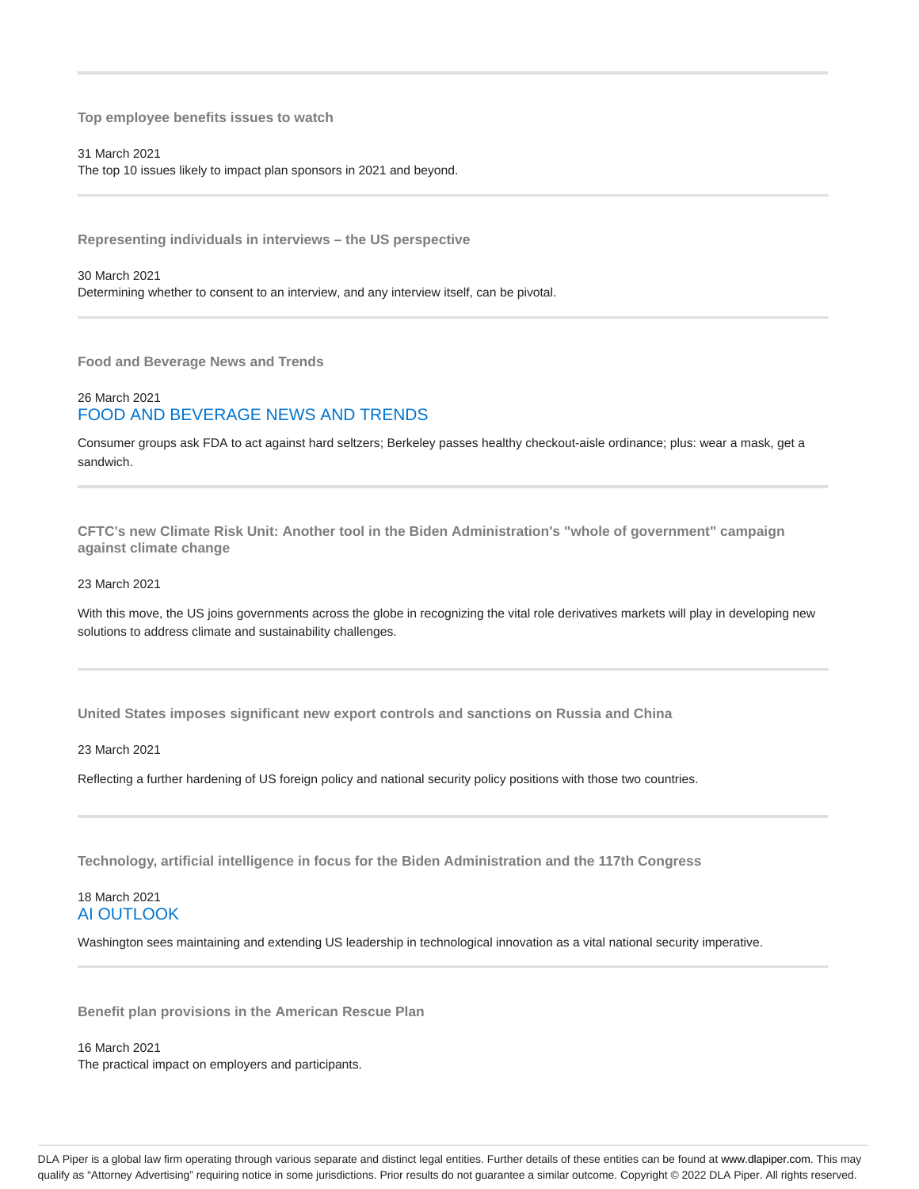---

**Top employee benefits issues to watch**

31 March 2021
The top 10 issues likely to impact plan sponsors in 2021 and beyond.

---

**Representing individuals in interviews – the US perspective**

30 March 2021
Determining whether to consent to an interview, and any interview itself, can be pivotal.

---

**Food and Beverage News and Trends**

26 March 2021
FOOD AND BEVERAGE NEWS AND TRENDS

Consumer groups ask FDA to act against hard seltzers; Berkeley passes healthy checkout-aisle ordinance; plus: wear a mask, get a sandwich.

---

**CFTC's new Climate Risk Unit: Another tool in the Biden Administration's "whole of government" campaign against climate change**

23 March 2021

With this move, the US joins governments across the globe in recognizing the vital role derivatives markets will play in developing new solutions to address climate and sustainability challenges.

---

**United States imposes significant new export controls and sanctions on Russia and China**

23 March 2021

Reflecting a further hardening of US foreign policy and national security policy positions with those two countries.

---

**Technology, artificial intelligence in focus for the Biden Administration and the 117th Congress**

18 March 2021
AI OUTLOOK

Washington sees maintaining and extending US leadership in technological innovation as a vital national security imperative.

---

**Benefit plan provisions in the American Rescue Plan**

16 March 2021
The practical impact on employers and participants.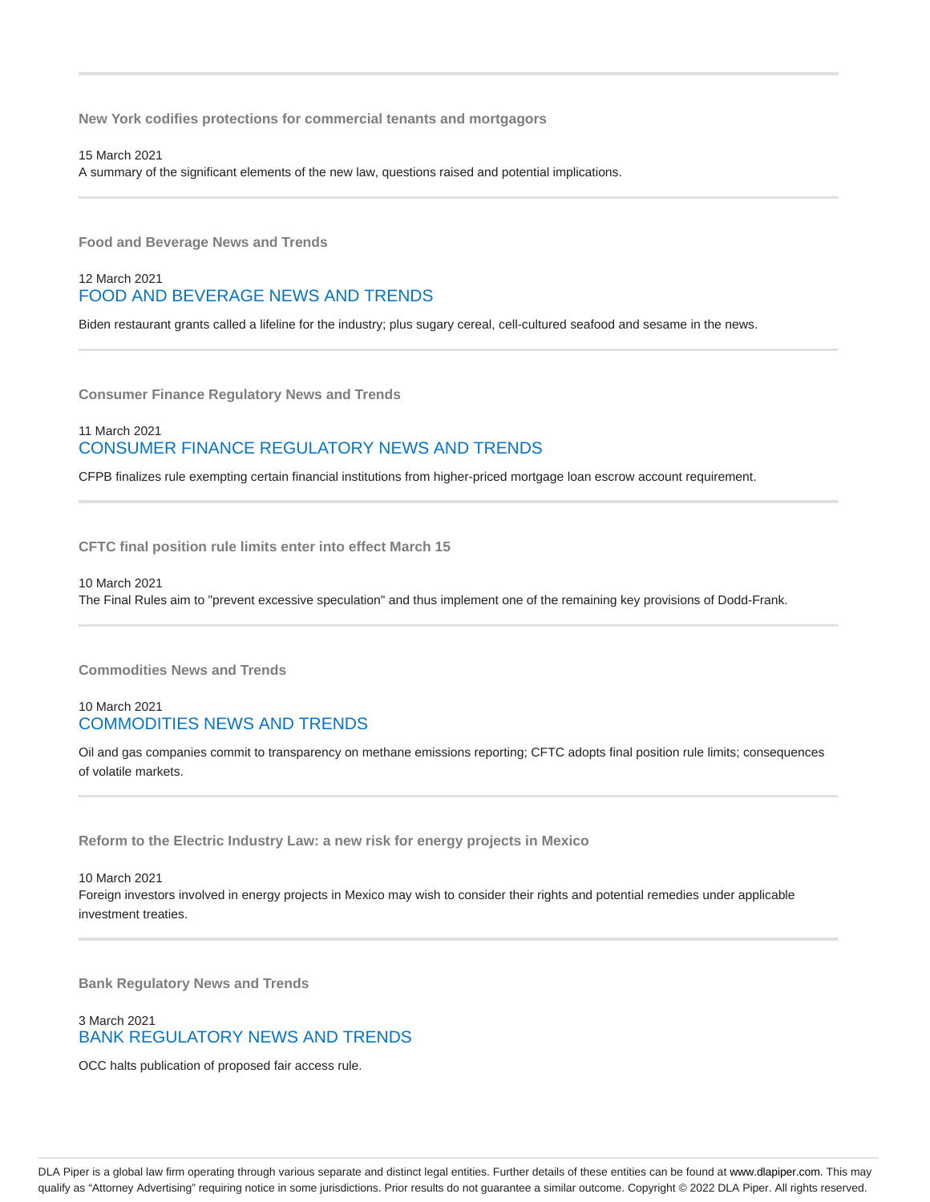**New York codifies protections for commercial tenants and mortgagors**

15 March 2021

A summary of the significant elements of the new law, questions raised and potential implications.

---

**Food and Beverage News and Trends**

12 March 2021

FOOD AND BEVERAGE NEWS AND TRENDS

Biden restaurant grants called a lifeline for the industry; plus sugary cereal, cell-cultured seafood and sesame in the news.

---

**Consumer Finance Regulatory News and Trends**

11 March 2021

CONSUMER FINANCE REGULATORY NEWS AND TRENDS

CFPB finalizes rule exempting certain financial institutions from higher-priced mortgage loan escrow account requirement.

---

**CFTC final position rule limits enter into effect March 15**

10 March 2021

The Final Rules aim to "prevent excessive speculation" and thus implement one of the remaining key provisions of Dodd-Frank.

---

**Commodities News and Trends**

10 March 2021

COMMODITIES NEWS AND TRENDS

Oil and gas companies commit to transparency on methane emissions reporting; CFTC adopts final position rule limits; consequences of volatile markets.

---

**Reform to the Electric Industry Law: a new risk for energy projects in Mexico**

10 March 2021

Foreign investors involved in energy projects in Mexico may wish to consider their rights and potential remedies under applicable investment treaties.

---

**Bank Regulatory News and Trends**

3 March 2021

BANK REGULATORY NEWS AND TRENDS

OCC halts publication of proposed fair access rule.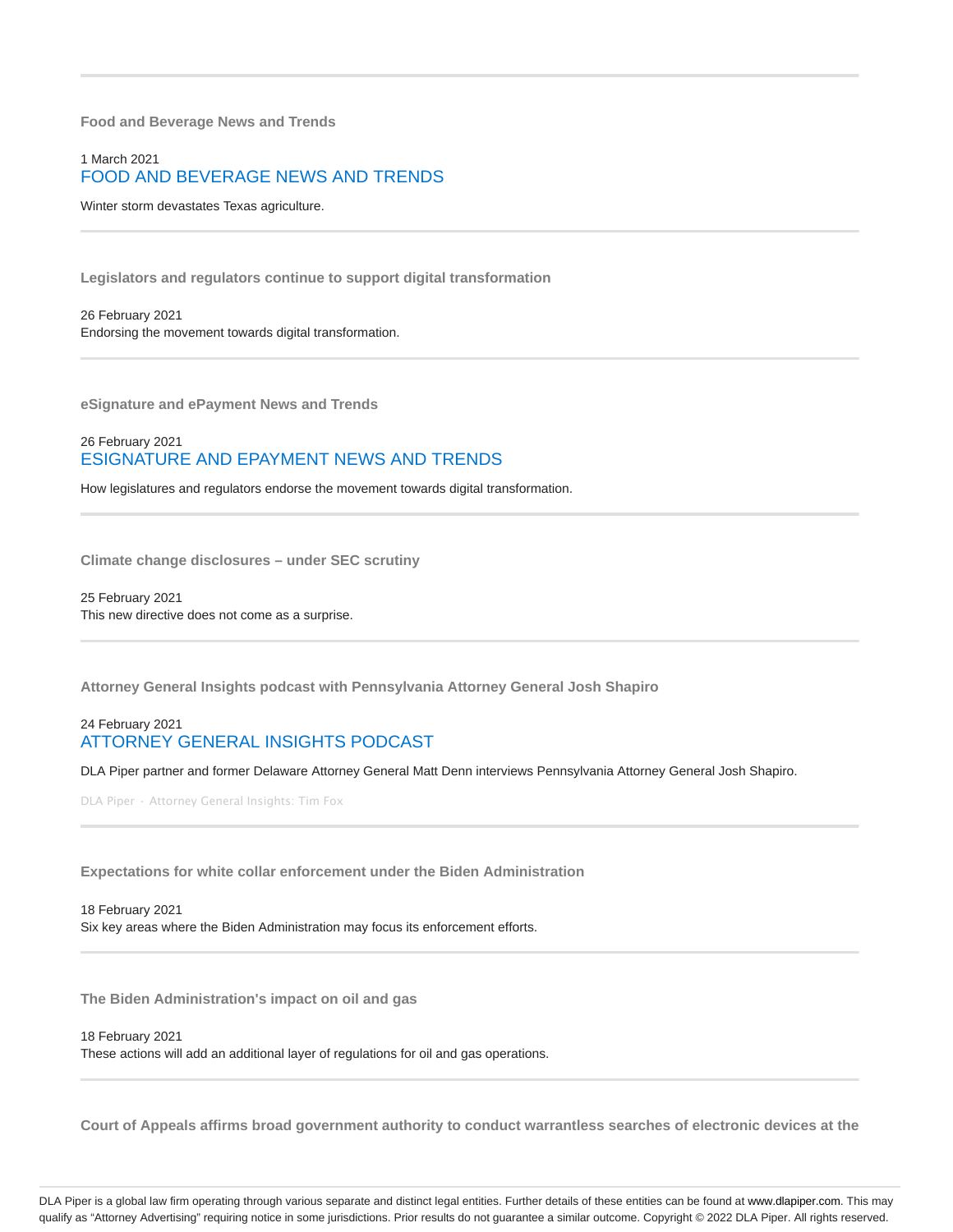### Food and Beverage News and Trends

1 March 2021

## FOOD AND BEVERAGE NEWS AND TRENDS

Winter storm devastates Texas agriculture.

---

### Legislators and regulators continue to support digital transformation

26 February 2021

Endorsing the movement towards digital transformation.

---

### eSignature and ePayment News and Trends

26 February 2021

## ESIGNATURE AND EPAYMENT NEWS AND TRENDS

How legislatures and regulators endorse the movement towards digital transformation.

---

### Climate change disclosures – under SEC scrutiny

25 February 2021

This new directive does not come as a surprise.

---

### Attorney General Insights podcast with Pennsylvania Attorney General Josh Shapiro

24 February 2021

## ATTORNEY GENERAL INSIGHTS PODCAST

DLA Piper partner and former Delaware Attorney General Matt Denn interviews Pennsylvania Attorney General Josh Shapiro.

DLA Piper · Attorney General Insights: Tim Fox

---

### Expectations for white collar enforcement under the Biden Administration

18 February 2021

Six key areas where the Biden Administration may focus its enforcement efforts.

---

### The Biden Administration's impact on oil and gas

18 February 2021

These actions will add an additional layer of regulations for oil and gas operations.

---

### Court of Appeals affirms broad government authority to conduct warrantless searches of electronic devices at the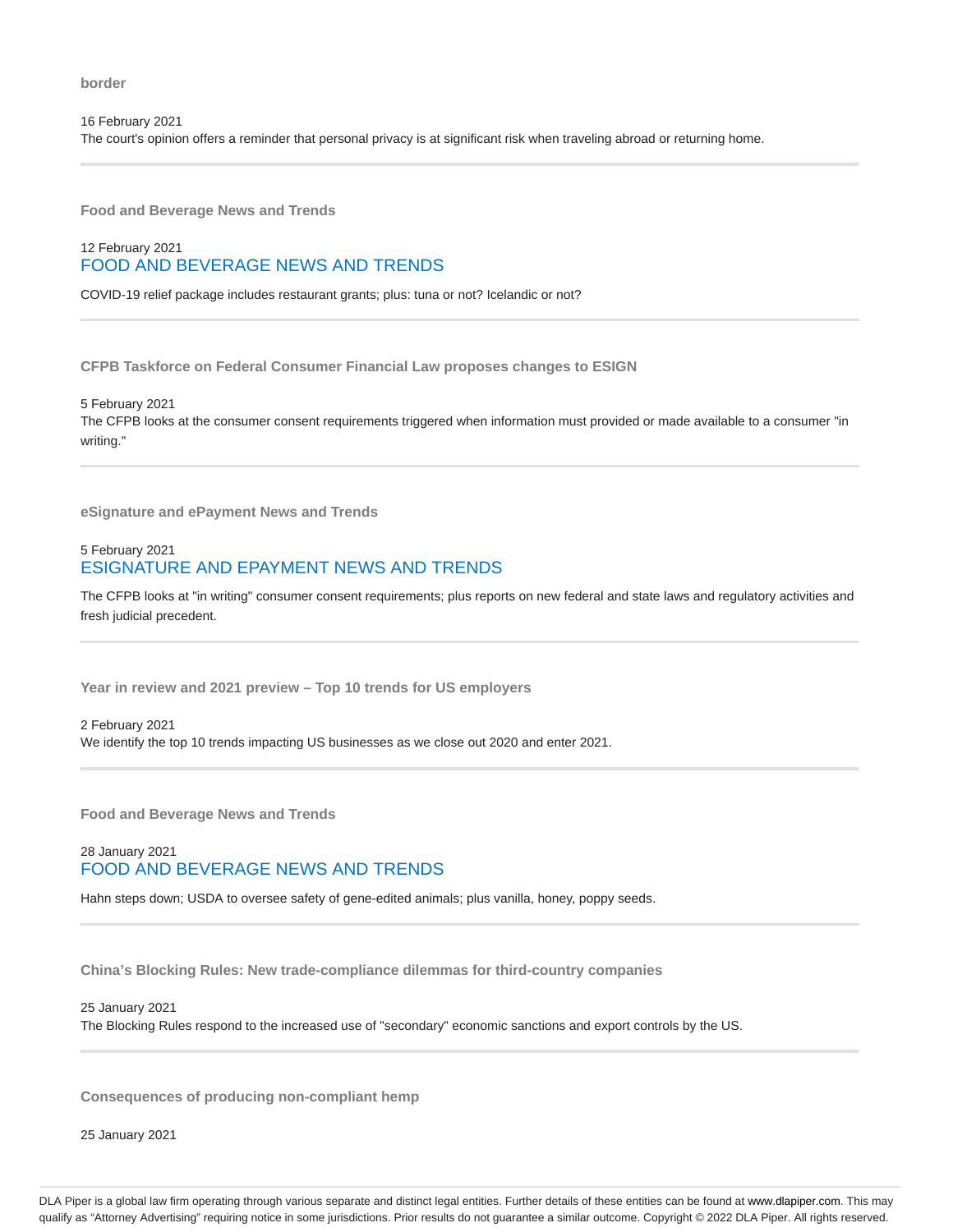**border**

16 February 2021

The court's opinion offers a reminder that personal privacy is at significant risk when traveling abroad or returning home.

---

**Food and Beverage News and Trends**

12 February 2021

FOOD AND BEVERAGE NEWS AND TRENDS

COVID-19 relief package includes restaurant grants; plus: tuna or not? Icelandic or not?

---

**CFPB Taskforce on Federal Consumer Financial Law proposes changes to ESIGN**

5 February 2021

The CFPB looks at the consumer consent requirements triggered when information must provided or made available to a consumer "in writing."

---

**eSignature and ePayment News and Trends**

5 February 2021

ESIGNATURE AND EPAYMENT NEWS AND TRENDS

The CFPB looks at "in writing" consumer consent requirements; plus reports on new federal and state laws and regulatory activities and fresh judicial precedent.

---

**Year in review and 2021 preview – Top 10 trends for US employers**

2 February 2021

We identify the top 10 trends impacting US businesses as we close out 2020 and enter 2021.

---

**Food and Beverage News and Trends**

28 January 2021

FOOD AND BEVERAGE NEWS AND TRENDS

Hahn steps down; USDA to oversee safety of gene-edited animals; plus vanilla, honey, poppy seeds.

---

**China's Blocking Rules: New trade-compliance dilemmas for third-country companies**

25 January 2021

The Blocking Rules respond to the increased use of "secondary" economic sanctions and export controls by the US.

---

**Consequences of producing non-compliant hemp**

25 January 2021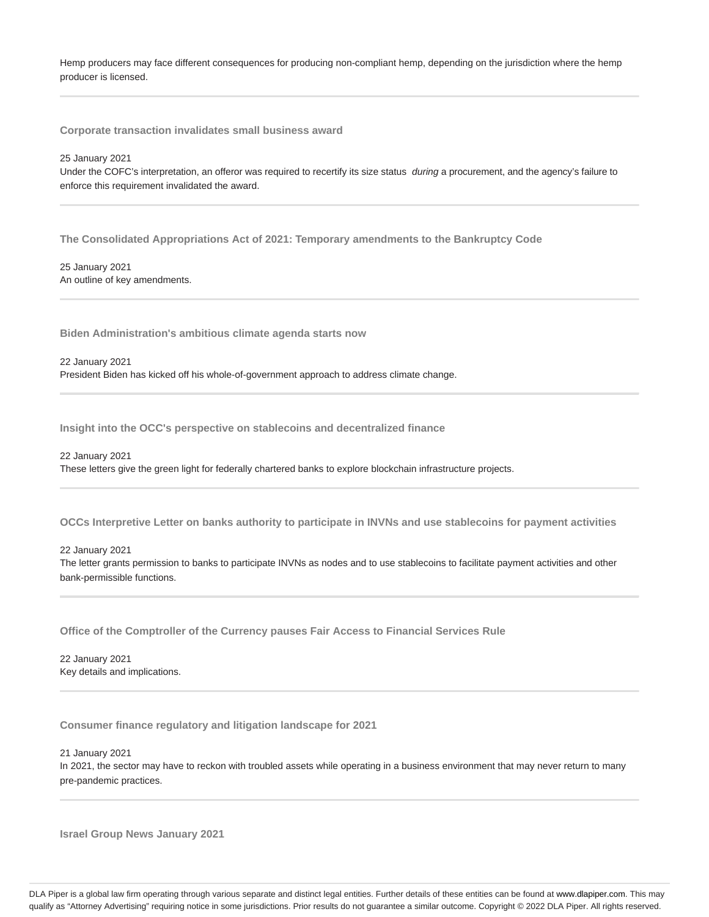Hemp producers may face different consequences for producing non-compliant hemp, depending on the jurisdiction where the hemp producer is licensed.

---

**Corporate transaction invalidates small business award**

25 January 2021

Under the COFC's interpretation, an offeror was required to recertify its size status *during* a procurement, and the agency's failure to enforce this requirement invalidated the award.

---

**The Consolidated Appropriations Act of 2021: Temporary amendments to the Bankruptcy Code**

25 January 2021

An outline of key amendments.

---

**Biden Administration's ambitious climate agenda starts now**

22 January 2021

President Biden has kicked off his whole-of-government approach to address climate change.

---

**Insight into the OCC's perspective on stablecoins and decentralized finance**

22 January 2021

These letters give the green light for federally chartered banks to explore blockchain infrastructure projects.

---

**OCCs Interpretive Letter on banks authority to participate in INVNs and use stablecoins for payment activities**

22 January 2021

The letter grants permission to banks to participate INVNs as nodes and to use stablecoins to facilitate payment activities and other bank-permissible functions.

---

**Office of the Comptroller of the Currency pauses Fair Access to Financial Services Rule**

22 January 2021

Key details and implications.

---

**Consumer finance regulatory and litigation landscape for 2021**

21 January 2021

In 2021, the sector may have to reckon with troubled assets while operating in a business environment that may never return to many pre-pandemic practices.

---

**Israel Group News January 2021**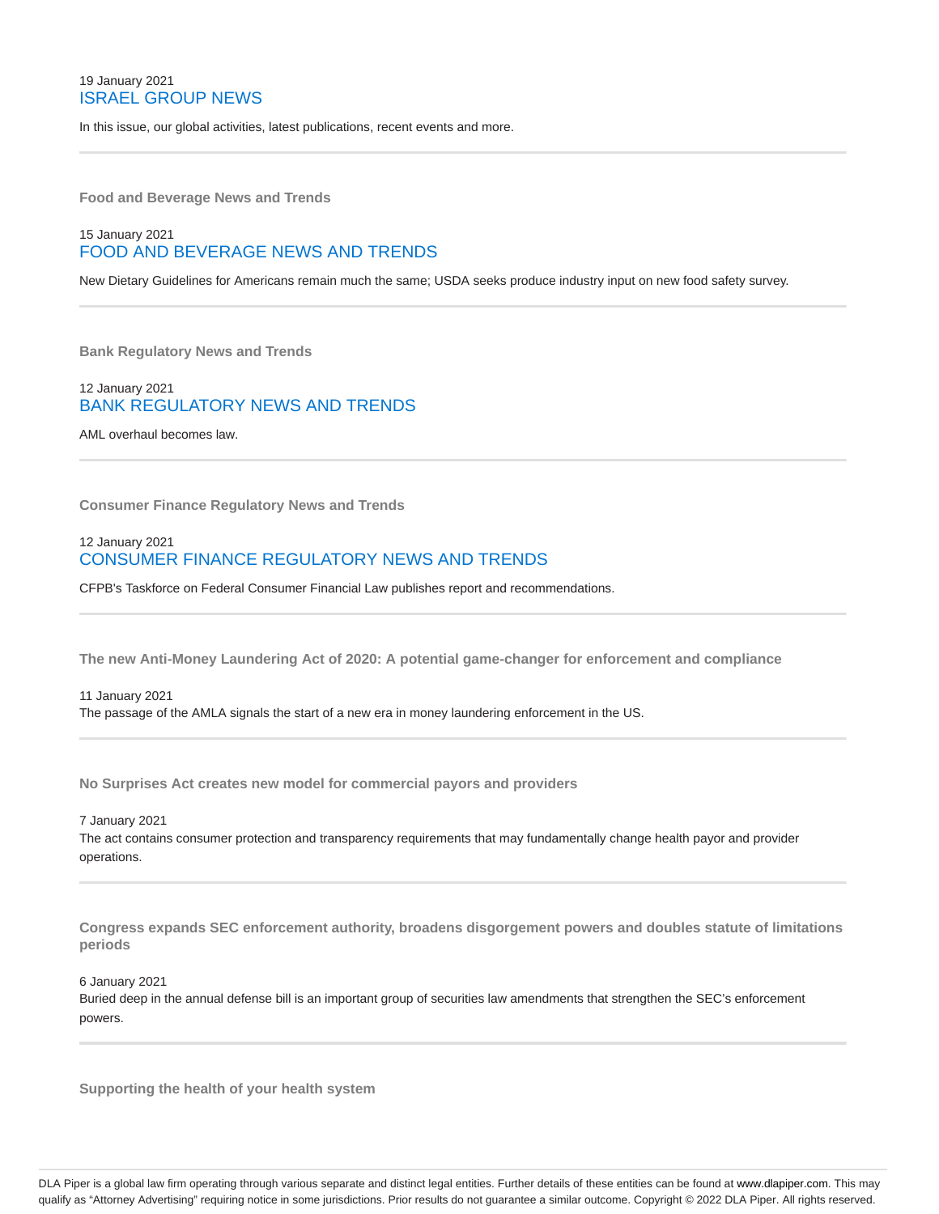19 January 2021

## ISRAEL GROUP NEWS

In this issue, our global activities, latest publications, recent events and more.

---

**Food and Beverage News and Trends**

15 January 2021

## FOOD AND BEVERAGE NEWS AND TRENDS

New Dietary Guidelines for Americans remain much the same; USDA seeks produce industry input on new food safety survey.

---

**Bank Regulatory News and Trends**

12 January 2021

## BANK REGULATORY NEWS AND TRENDS

AML overhaul becomes law.

---

**Consumer Finance Regulatory News and Trends**

12 January 2021

## CONSUMER FINANCE REGULATORY NEWS AND TRENDS

CFPB's Taskforce on Federal Consumer Financial Law publishes report and recommendations.

---

**The new Anti-Money Laundering Act of 2020: A potential game-changer for enforcement and compliance**

11 January 2021

The passage of the AMLA signals the start of a new era in money laundering enforcement in the US.

---

**No Surprises Act creates new model for commercial payors and providers**

7 January 2021

The act contains consumer protection and transparency requirements that may fundamentally change health payor and provider operations.

---

**Congress expands SEC enforcement authority, broadens disgorgement powers and doubles statute of limitations periods**

6 January 2021

Buried deep in the annual defense bill is an important group of securities law amendments that strengthen the SEC's enforcement powers.

---

**Supporting the health of your health system**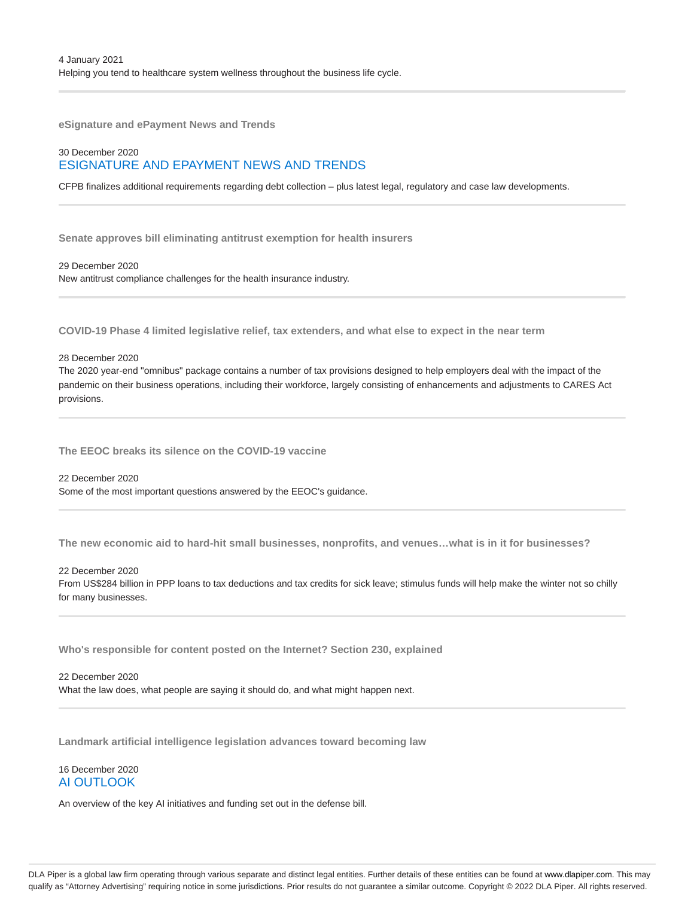4 January 2021

Helping you tend to healthcare system wellness throughout the business life cycle.

---

### eSignature and ePayment News and Trends

30 December 2020

ESIGNATURE AND EPAYMENT NEWS AND TRENDS

CFPB finalizes additional requirements regarding debt collection – plus latest legal, regulatory and case law developments.

---

### Senate approves bill eliminating antitrust exemption for health insurers

29 December 2020

New antitrust compliance challenges for the health insurance industry.

---

### COVID-19 Phase 4 limited legislative relief, tax extenders, and what else to expect in the near term

28 December 2020

The 2020 year-end "omnibus" package contains a number of tax provisions designed to help employers deal with the impact of the pandemic on their business operations, including their workforce, largely consisting of enhancements and adjustments to CARES Act provisions.

---

### The EEOC breaks its silence on the COVID-19 vaccine

22 December 2020

Some of the most important questions answered by the EEOC's guidance.

---

### The new economic aid to hard-hit small businesses, nonprofits, and venues…what is in it for businesses?

22 December 2020

From US$284 billion in PPP loans to tax deductions and tax credits for sick leave; stimulus funds will help make the winter not so chilly for many businesses.

---

### Who's responsible for content posted on the Internet? Section 230, explained

22 December 2020

What the law does, what people are saying it should do, and what might happen next.

---

### Landmark artificial intelligence legislation advances toward becoming law

16 December 2020

AI OUTLOOK

An overview of the key AI initiatives and funding set out in the defense bill.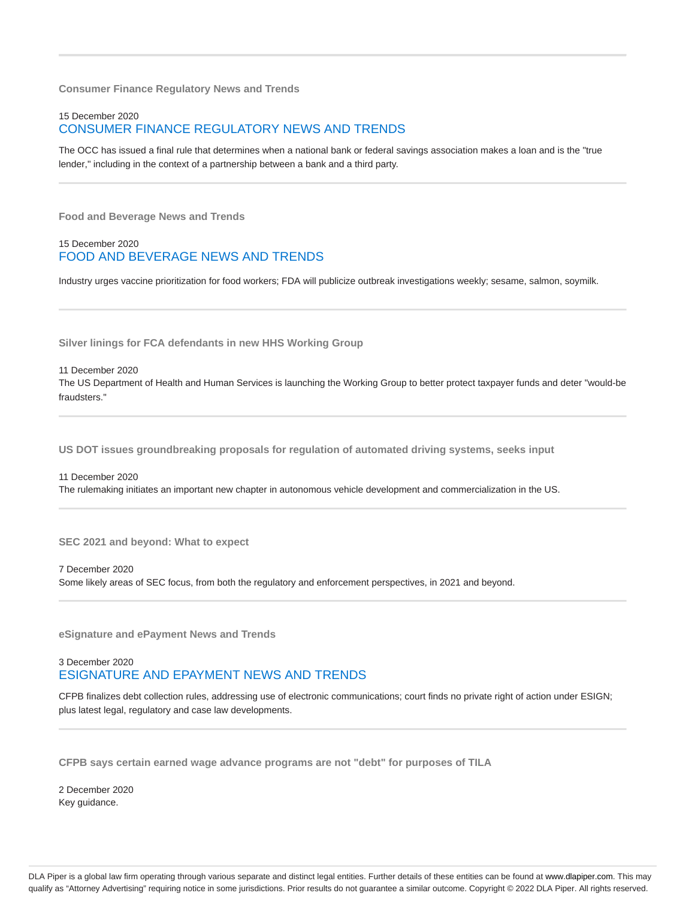### Consumer Finance Regulatory News and Trends

15 December 2020

CONSUMER FINANCE REGULATORY NEWS AND TRENDS

The OCC has issued a final rule that determines when a national bank or federal savings association makes a loan and is the "true lender," including in the context of a partnership between a bank and a third party.

---

### Food and Beverage News and Trends

15 December 2020

FOOD AND BEVERAGE NEWS AND TRENDS

Industry urges vaccine prioritization for food workers; FDA will publicize outbreak investigations weekly; sesame, salmon, soymilk.

---

### Silver linings for FCA defendants in new HHS Working Group

11 December 2020

The US Department of Health and Human Services is launching the Working Group to better protect taxpayer funds and deter "would-be fraudsters."

---

### US DOT issues groundbreaking proposals for regulation of automated driving systems, seeks input

11 December 2020

The rulemaking initiates an important new chapter in autonomous vehicle development and commercialization in the US.

---

### SEC 2021 and beyond: What to expect

7 December 2020

Some likely areas of SEC focus, from both the regulatory and enforcement perspectives, in 2021 and beyond.

---

### eSignature and ePayment News and Trends

3 December 2020

ESIGNATURE AND EPAYMENT NEWS AND TRENDS

CFPB finalizes debt collection rules, addressing use of electronic communications; court finds no private right of action under ESIGN; plus latest legal, regulatory and case law developments.

---

### CFPB says certain earned wage advance programs are not "debt" for purposes of TILA

2 December 2020

Key guidance.

DLA Piper is a global law firm operating through various separate and distinct legal entities. Further details of these entities can be found at www.dlapiper.com. This may qualify as "Attorney Advertising" requiring notice in some jurisdictions. Prior results do not guarantee a similar outcome. Copyright © 2022 DLA Piper. All rights reserved.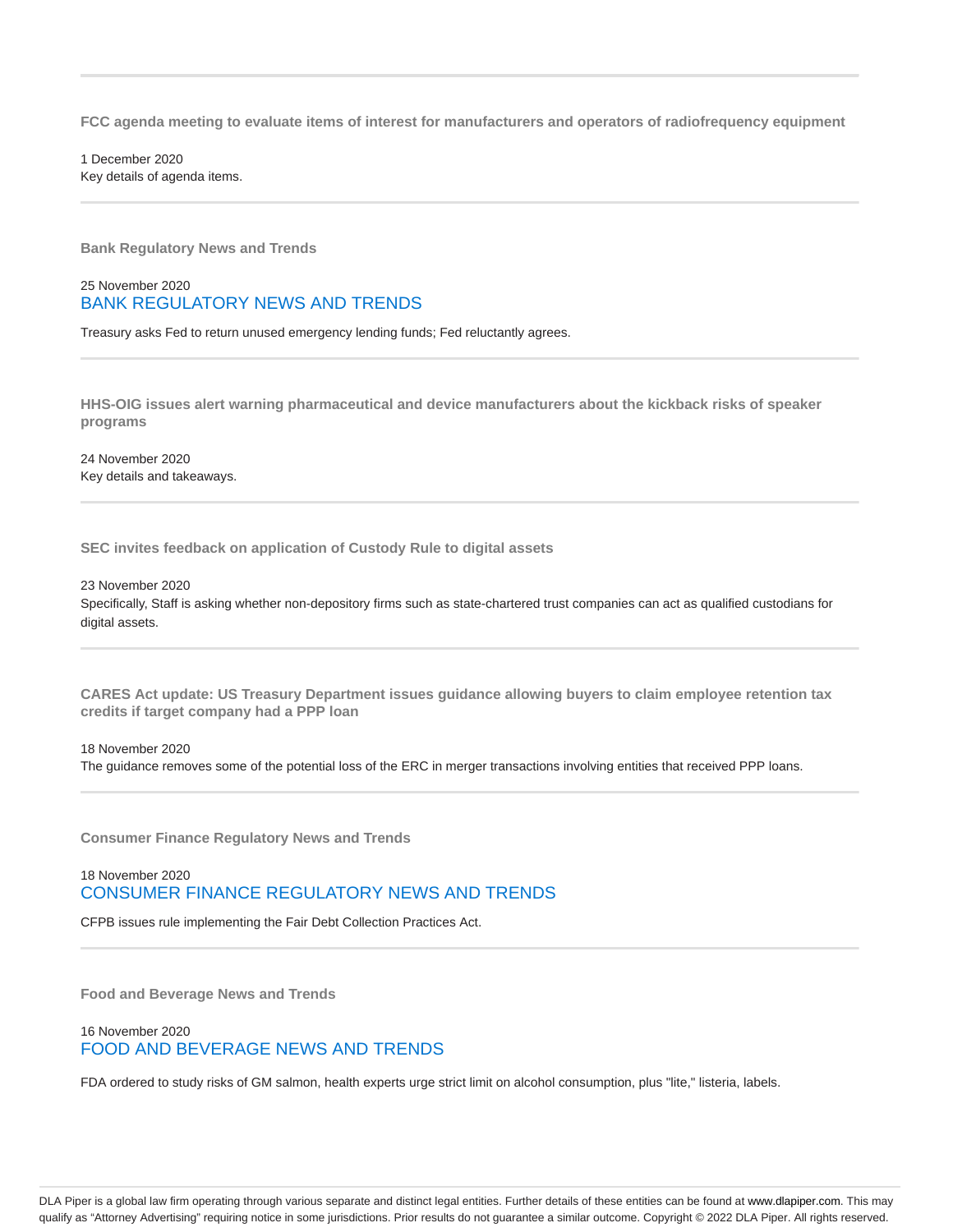### FCC agenda meeting to evaluate items of interest for manufacturers and operators of radiofrequency equipment

1 December 2020
Key details of agenda items.

---

### Bank Regulatory News and Trends

25 November 2020
BANK REGULATORY NEWS AND TRENDS

Treasury asks Fed to return unused emergency lending funds; Fed reluctantly agrees.

---

### HHS-OIG issues alert warning pharmaceutical and device manufacturers about the kickback risks of speaker programs

24 November 2020
Key details and takeaways.

---

### SEC invites feedback on application of Custody Rule to digital assets

23 November 2020
Specifically, Staff is asking whether non-depository firms such as state-chartered trust companies can act as qualified custodians for digital assets.

---

### CARES Act update: US Treasury Department issues guidance allowing buyers to claim employee retention tax credits if target company had a PPP loan

18 November 2020
The guidance removes some of the potential loss of the ERC in merger transactions involving entities that received PPP loans.

---

### Consumer Finance Regulatory News and Trends

18 November 2020
CONSUMER FINANCE REGULATORY NEWS AND TRENDS

CFPB issues rule implementing the Fair Debt Collection Practices Act.

---

### Food and Beverage News and Trends

16 November 2020
FOOD AND BEVERAGE NEWS AND TRENDS

FDA ordered to study risks of GM salmon, health experts urge strict limit on alcohol consumption, plus "lite," listeria, labels.

DLA Piper is a global law firm operating through various separate and distinct legal entities. Further details of these entities can be found at www.dlapiper.com. This may qualify as "Attorney Advertising" requiring notice in some jurisdictions. Prior results do not guarantee a similar outcome. Copyright © 2022 DLA Piper. All rights reserved.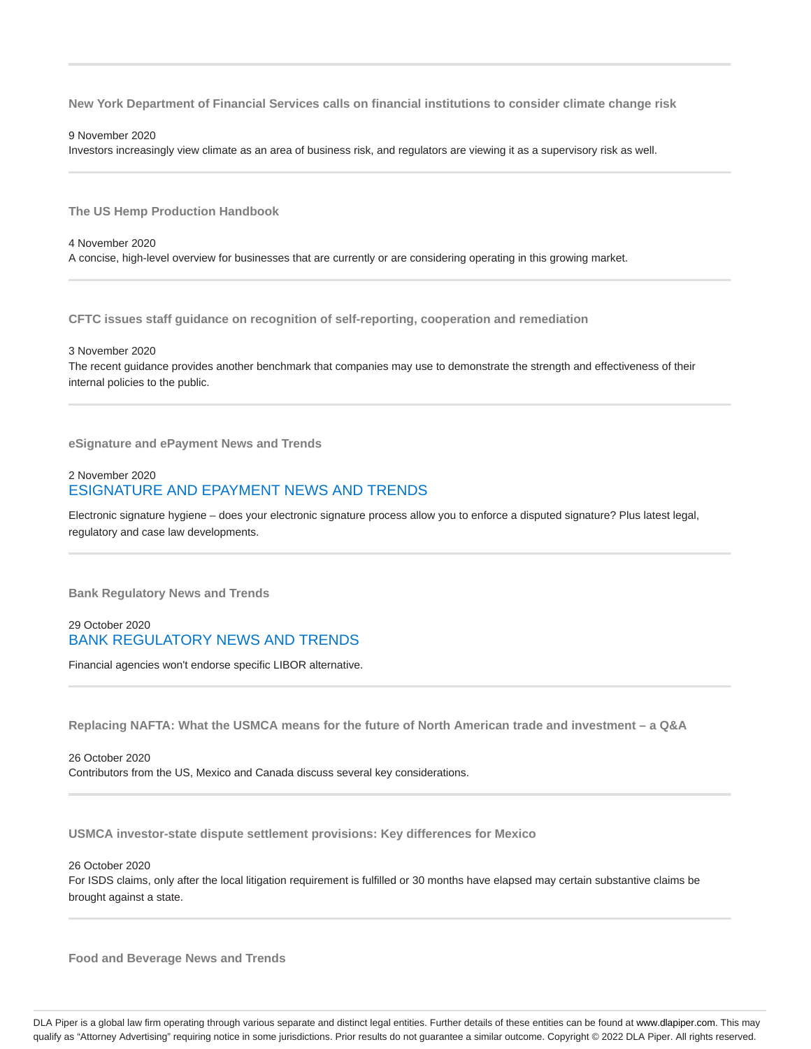---

**New York Department of Financial Services calls on financial institutions to consider climate change risk**

9 November 2020

Investors increasingly view climate as an area of business risk, and regulators are viewing it as a supervisory risk as well.

---

**The US Hemp Production Handbook**

4 November 2020

A concise, high-level overview for businesses that are currently or are considering operating in this growing market.

---

**CFTC issues staff guidance on recognition of self-reporting, cooperation and remediation**

3 November 2020

The recent guidance provides another benchmark that companies may use to demonstrate the strength and effectiveness of their internal policies to the public.

---

**eSignature and ePayment News and Trends**

2 November 2020

ESIGNATURE AND EPAYMENT NEWS AND TRENDS

Electronic signature hygiene – does your electronic signature process allow you to enforce a disputed signature? Plus latest legal, regulatory and case law developments.

---

**Bank Regulatory News and Trends**

29 October 2020

BANK REGULATORY NEWS AND TRENDS

Financial agencies won't endorse specific LIBOR alternative.

---

**Replacing NAFTA: What the USMCA means for the future of North American trade and investment – a Q&A**

26 October 2020

Contributors from the US, Mexico and Canada discuss several key considerations.

---

**USMCA investor-state dispute settlement provisions: Key differences for Mexico**

26 October 2020

For ISDS claims, only after the local litigation requirement is fulfilled or 30 months have elapsed may certain substantive claims be brought against a state.

---

**Food and Beverage News and Trends**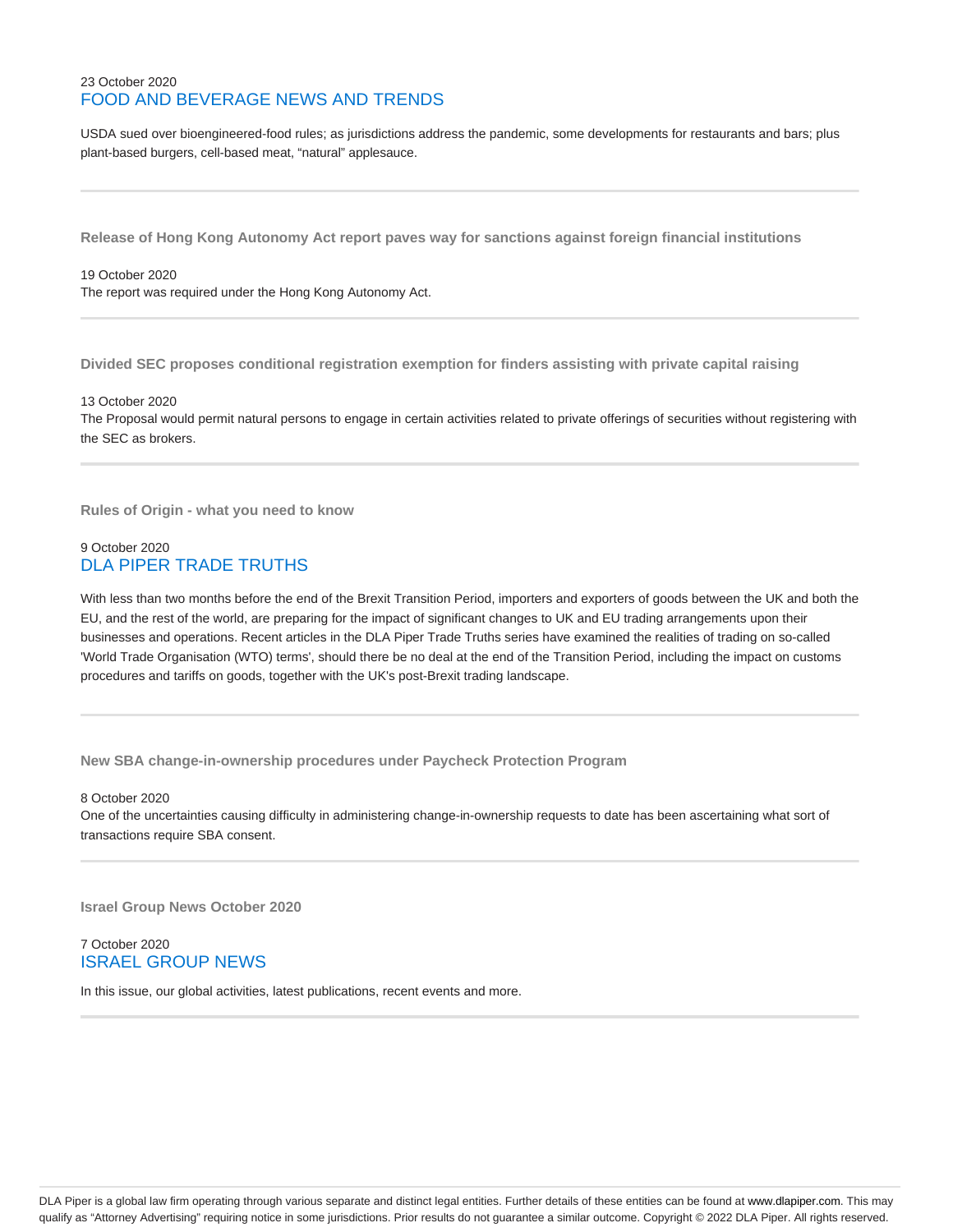23 October 2020
FOOD AND BEVERAGE NEWS AND TRENDS

USDA sued over bioengineered-food rules; as jurisdictions address the pandemic, some developments for restaurants and bars; plus plant-based burgers, cell-based meat, "natural" applesauce.

---

**Release of Hong Kong Autonomy Act report paves way for sanctions against foreign financial institutions**

19 October 2020
The report was required under the Hong Kong Autonomy Act.

---

**Divided SEC proposes conditional registration exemption for finders assisting with private capital raising**

13 October 2020
The Proposal would permit natural persons to engage in certain activities related to private offerings of securities without registering with the SEC as brokers.

---

**Rules of Origin - what you need to know**

9 October 2020
DLA PIPER TRADE TRUTHS

With less than two months before the end of the Brexit Transition Period, importers and exporters of goods between the UK and both the EU, and the rest of the world, are preparing for the impact of significant changes to UK and EU trading arrangements upon their businesses and operations. Recent articles in the DLA Piper Trade Truths series have examined the realities of trading on so-called 'World Trade Organisation (WTO) terms', should there be no deal at the end of the Transition Period, including the impact on customs procedures and tariffs on goods, together with the UK's post-Brexit trading landscape.

---

**New SBA change-in-ownership procedures under Paycheck Protection Program**

8 October 2020
One of the uncertainties causing difficulty in administering change-in-ownership requests to date has been ascertaining what sort of transactions require SBA consent.

---

**Israel Group News October 2020**

7 October 2020
ISRAEL GROUP NEWS

In this issue, our global activities, latest publications, recent events and more.

---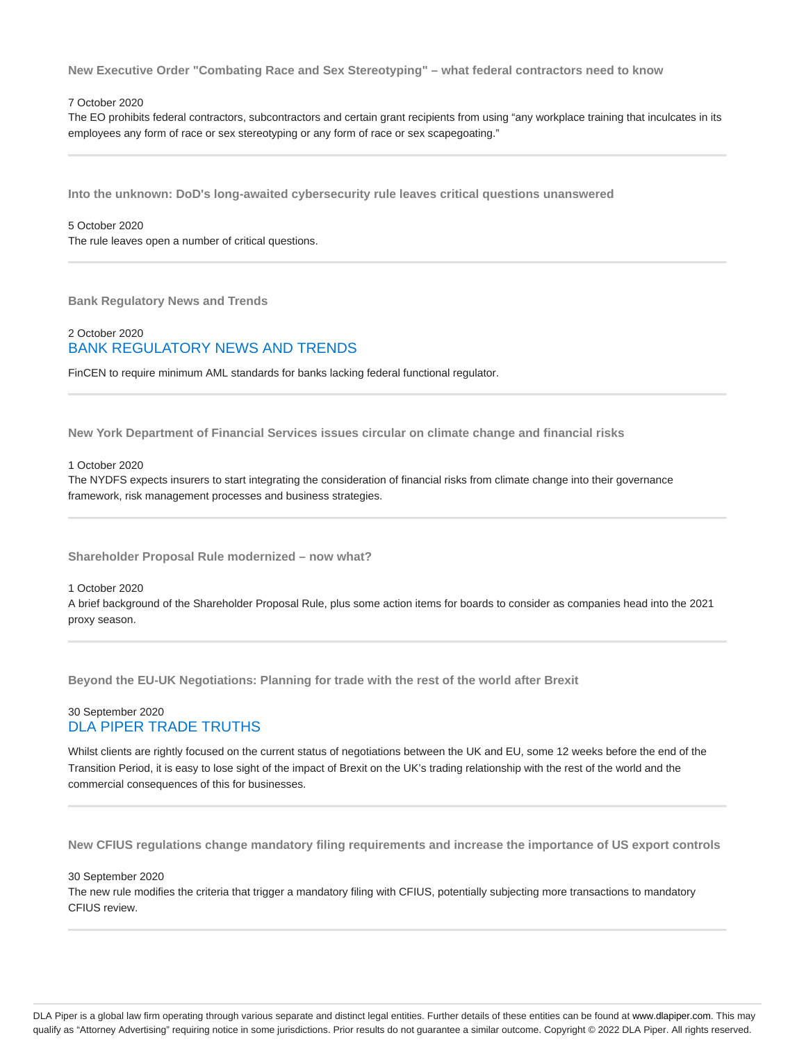### New Executive Order "Combating Race and Sex Stereotyping" – what federal contractors need to know

7 October 2020

The EO prohibits federal contractors, subcontractors and certain grant recipients from using "any workplace training that inculcates in its employees any form of race or sex stereotyping or any form of race or sex scapegoating."

---

### Into the unknown: DoD's long-awaited cybersecurity rule leaves critical questions unanswered

5 October 2020

The rule leaves open a number of critical questions.

---

### Bank Regulatory News and Trends

2 October 2020

BANK REGULATORY NEWS AND TRENDS

FinCEN to require minimum AML standards for banks lacking federal functional regulator.

---

### New York Department of Financial Services issues circular on climate change and financial risks

1 October 2020

The NYDFS expects insurers to start integrating the consideration of financial risks from climate change into their governance framework, risk management processes and business strategies.

---

### Shareholder Proposal Rule modernized – now what?

1 October 2020

A brief background of the Shareholder Proposal Rule, plus some action items for boards to consider as companies head into the 2021 proxy season.

---

### Beyond the EU-UK Negotiations: Planning for trade with the rest of the world after Brexit

30 September 2020

DLA PIPER TRADE TRUTHS

Whilst clients are rightly focused on the current status of negotiations between the UK and EU, some 12 weeks before the end of the Transition Period, it is easy to lose sight of the impact of Brexit on the UK's trading relationship with the rest of the world and the commercial consequences of this for businesses.

---

### New CFIUS regulations change mandatory filing requirements and increase the importance of US export controls

30 September 2020

The new rule modifies the criteria that trigger a mandatory filing with CFIUS, potentially subjecting more transactions to mandatory CFIUS review.

---

DLA Piper is a global law firm operating through various separate and distinct legal entities. Further details of these entities can be found at www.dlapiper.com. This may qualify as "Attorney Advertising" requiring notice in some jurisdictions. Prior results do not guarantee a similar outcome. Copyright © 2022 DLA Piper. All rights reserved.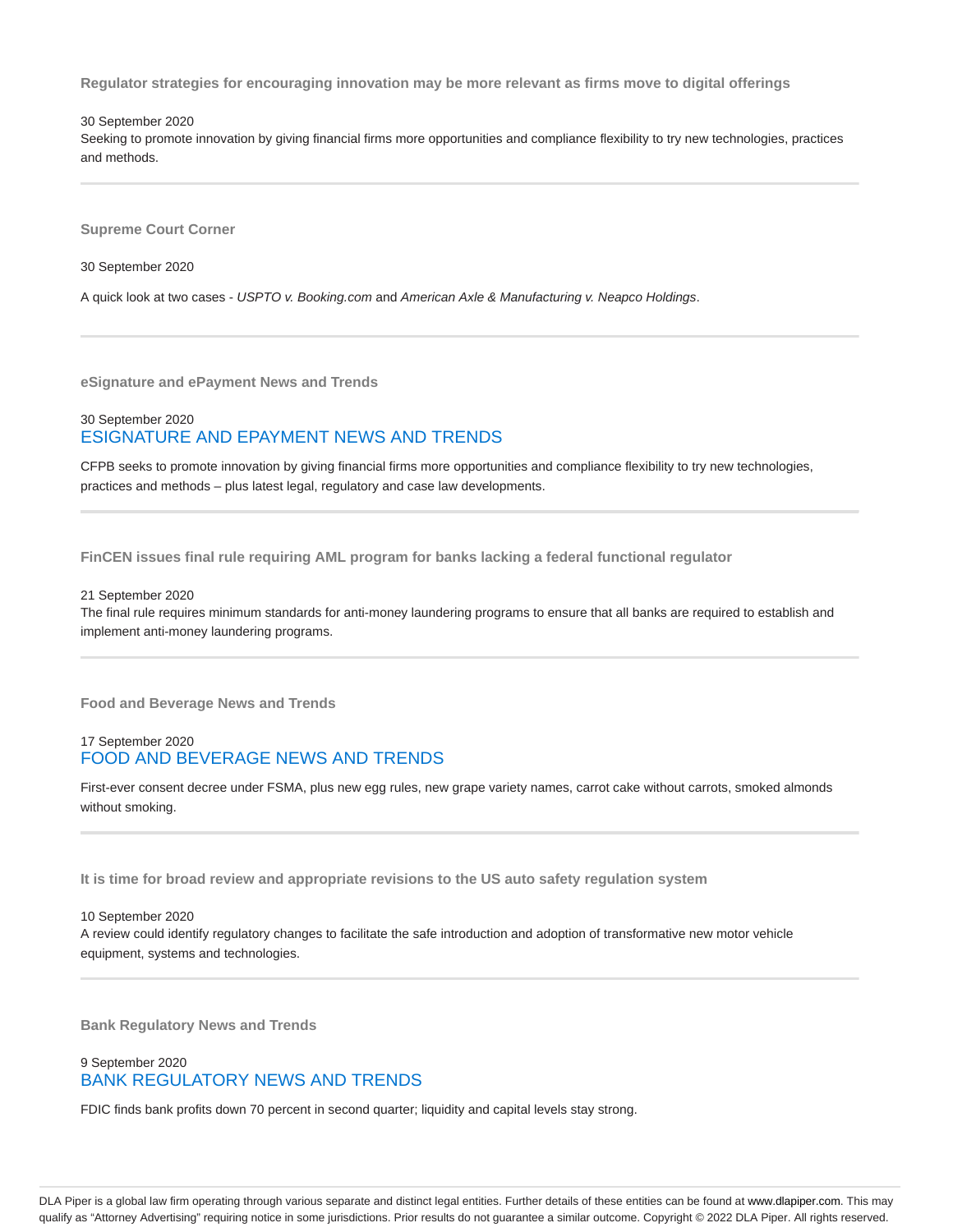**Regulator strategies for encouraging innovation may be more relevant as firms move to digital offerings**

30 September 2020

Seeking to promote innovation by giving financial firms more opportunities and compliance flexibility to try new technologies, practices and methods.

---

**Supreme Court Corner**

30 September 2020

A quick look at two cases - *USPTO v. Booking.com* and *American Axle & Manufacturing v. Neapco Holdings*.

---

**eSignature and ePayment News and Trends**

30 September 2020

ESIGNATURE AND EPAYMENT NEWS AND TRENDS

CFPB seeks to promote innovation by giving financial firms more opportunities and compliance flexibility to try new technologies, practices and methods – plus latest legal, regulatory and case law developments.

---

**FinCEN issues final rule requiring AML program for banks lacking a federal functional regulator**

21 September 2020

The final rule requires minimum standards for anti-money laundering programs to ensure that all banks are required to establish and implement anti-money laundering programs.

---

**Food and Beverage News and Trends**

17 September 2020

FOOD AND BEVERAGE NEWS AND TRENDS

First-ever consent decree under FSMA, plus new egg rules, new grape variety names, carrot cake without carrots, smoked almonds without smoking.

---

**It is time for broad review and appropriate revisions to the US auto safety regulation system**

10 September 2020

A review could identify regulatory changes to facilitate the safe introduction and adoption of transformative new motor vehicle equipment, systems and technologies.

---

**Bank Regulatory News and Trends**

9 September 2020

BANK REGULATORY NEWS AND TRENDS

FDIC finds bank profits down 70 percent in second quarter; liquidity and capital levels stay strong.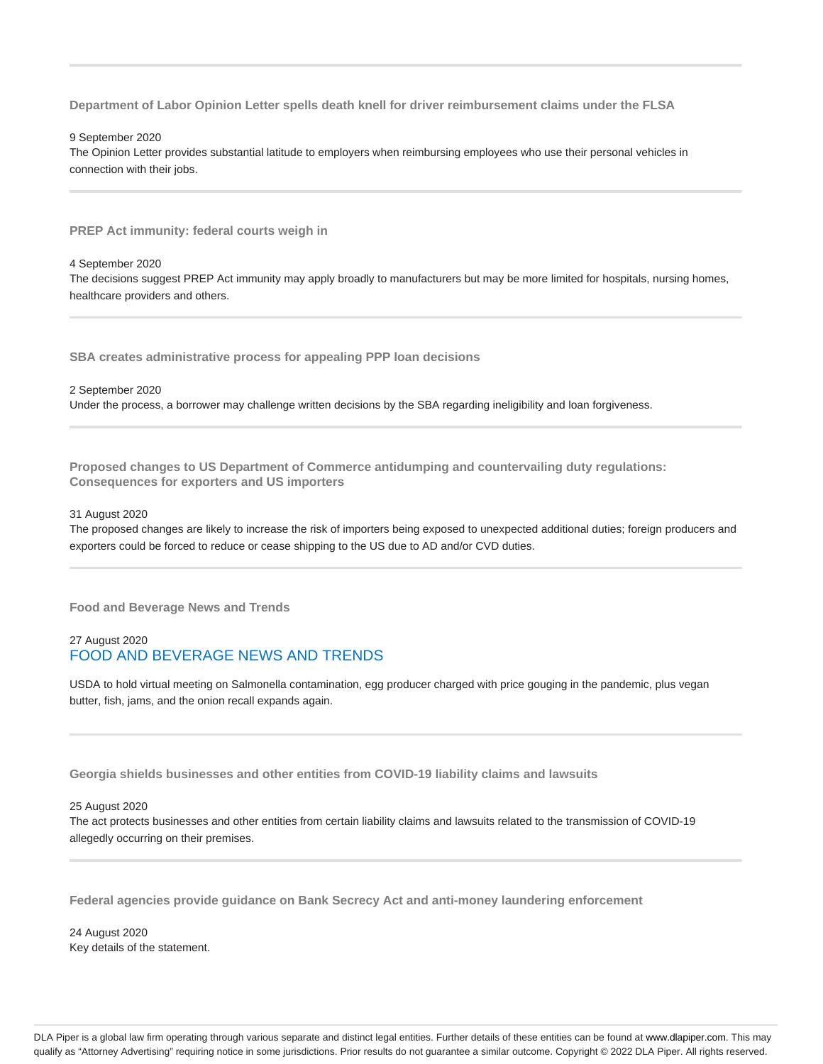### Department of Labor Opinion Letter spells death knell for driver reimbursement claims under the FLSA

9 September 2020

The Opinion Letter provides substantial latitude to employers when reimbursing employees who use their personal vehicles in connection with their jobs.

### PREP Act immunity: federal courts weigh in

4 September 2020

The decisions suggest PREP Act immunity may apply broadly to manufacturers but may be more limited for hospitals, nursing homes, healthcare providers and others.

### SBA creates administrative process for appealing PPP loan decisions

2 September 2020

Under the process, a borrower may challenge written decisions by the SBA regarding ineligibility and loan forgiveness.

### Proposed changes to US Department of Commerce antidumping and countervailing duty regulations: Consequences for exporters and US importers

31 August 2020

The proposed changes are likely to increase the risk of importers being exposed to unexpected additional duties; foreign producers and exporters could be forced to reduce or cease shipping to the US due to AD and/or CVD duties.

### Food and Beverage News and Trends

27 August 2020

FOOD AND BEVERAGE NEWS AND TRENDS

USDA to hold virtual meeting on Salmonella contamination, egg producer charged with price gouging in the pandemic, plus vegan butter, fish, jams, and the onion recall expands again.

### Georgia shields businesses and other entities from COVID-19 liability claims and lawsuits

25 August 2020

The act protects businesses and other entities from certain liability claims and lawsuits related to the transmission of COVID-19 allegedly occurring on their premises.

### Federal agencies provide guidance on Bank Secrecy Act and anti-money laundering enforcement

24 August 2020

Key details of the statement.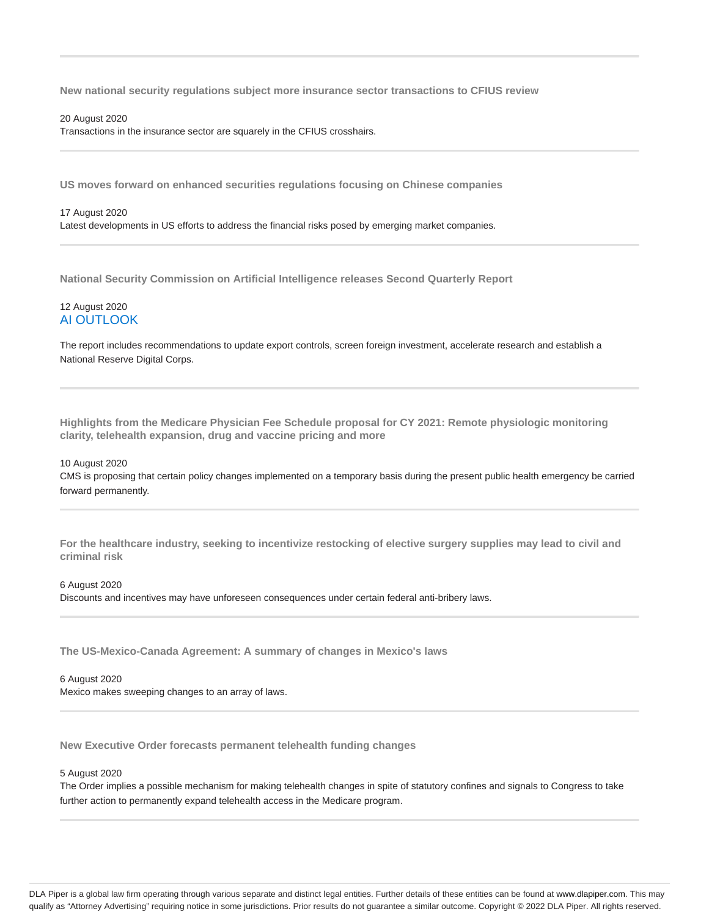### New national security regulations subject more insurance sector transactions to CFIUS review

20 August 2020

Transactions in the insurance sector are squarely in the CFIUS crosshairs.

### US moves forward on enhanced securities regulations focusing on Chinese companies

17 August 2020

Latest developments in US efforts to address the financial risks posed by emerging market companies.

### National Security Commission on Artificial Intelligence releases Second Quarterly Report

12 August 2020

AI OUTLOOK

The report includes recommendations to update export controls, screen foreign investment, accelerate research and establish a National Reserve Digital Corps.

### Highlights from the Medicare Physician Fee Schedule proposal for CY 2021: Remote physiologic monitoring clarity, telehealth expansion, drug and vaccine pricing and more

10 August 2020

CMS is proposing that certain policy changes implemented on a temporary basis during the present public health emergency be carried forward permanently.

### For the healthcare industry, seeking to incentivize restocking of elective surgery supplies may lead to civil and criminal risk

6 August 2020

Discounts and incentives may have unforeseen consequences under certain federal anti-bribery laws.

### The US-Mexico-Canada Agreement: A summary of changes in Mexico's laws

6 August 2020

Mexico makes sweeping changes to an array of laws.

### New Executive Order forecasts permanent telehealth funding changes

5 August 2020

The Order implies a possible mechanism for making telehealth changes in spite of statutory confines and signals to Congress to take further action to permanently expand telehealth access in the Medicare program.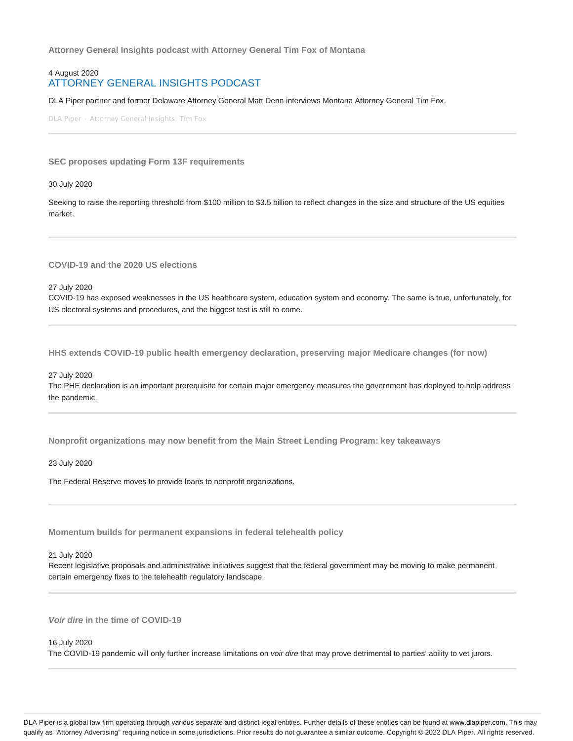### Attorney General Insights podcast with Attorney General Tim Fox of Montana

4 August 2020

ATTORNEY GENERAL INSIGHTS PODCAST

DLA Piper partner and former Delaware Attorney General Matt Denn interviews Montana Attorney General Tim Fox.

DLA Piper · Attorney General Insights: Tim Fox

---

### SEC proposes updating Form 13F requirements

30 July 2020

Seeking to raise the reporting threshold from $100 million to $3.5 billion to reflect changes in the size and structure of the US equities market.

---

### COVID-19 and the 2020 US elections

27 July 2020

COVID-19 has exposed weaknesses in the US healthcare system, education system and economy. The same is true, unfortunately, for US electoral systems and procedures, and the biggest test is still to come.

---

### HHS extends COVID-19 public health emergency declaration, preserving major Medicare changes (for now)

27 July 2020

The PHE declaration is an important prerequisite for certain major emergency measures the government has deployed to help address the pandemic.

---

### Nonprofit organizations may now benefit from the Main Street Lending Program: key takeaways

23 July 2020

The Federal Reserve moves to provide loans to nonprofit organizations.

---

### Momentum builds for permanent expansions in federal telehealth policy

21 July 2020

Recent legislative proposals and administrative initiatives suggest that the federal government may be moving to make permanent certain emergency fixes to the telehealth regulatory landscape.

---

### *Voir dire* in the time of COVID-19

16 July 2020

The COVID-19 pandemic will only further increase limitations on *voir dire* that may prove detrimental to parties' ability to vet jurors.

---

DLA Piper is a global law firm operating through various separate and distinct legal entities. Further details of these entities can be found at www.dlapiper.com. This may qualify as "Attorney Advertising" requiring notice in some jurisdictions. Prior results do not guarantee a similar outcome. Copyright © 2022 DLA Piper. All rights reserved.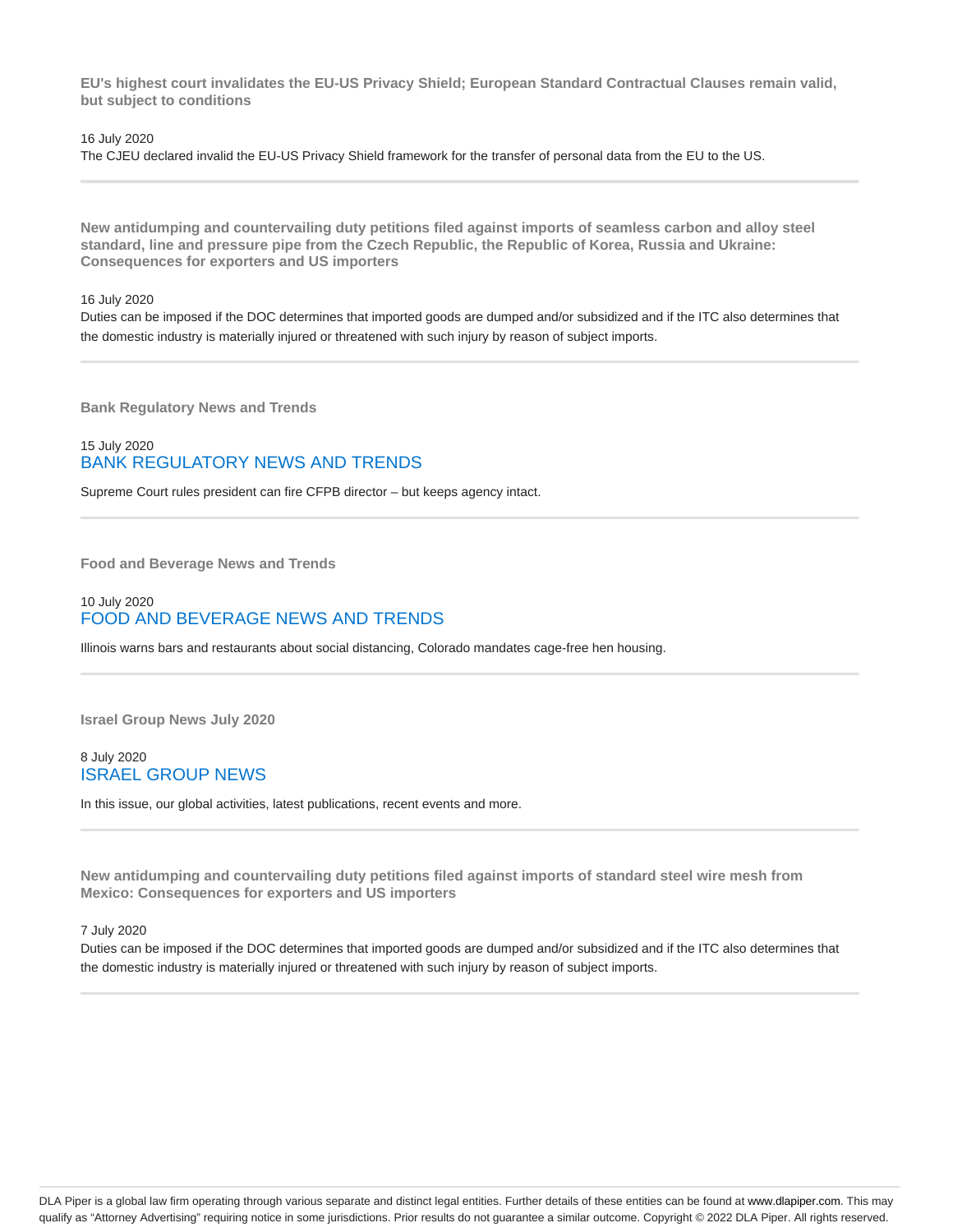**EU's highest court invalidates the EU-US Privacy Shield; European Standard Contractual Clauses remain valid, but subject to conditions**

16 July 2020

The CJEU declared invalid the EU-US Privacy Shield framework for the transfer of personal data from the EU to the US.

---

**New antidumping and countervailing duty petitions filed against imports of seamless carbon and alloy steel standard, line and pressure pipe from the Czech Republic, the Republic of Korea, Russia and Ukraine: Consequences for exporters and US importers**

16 July 2020

Duties can be imposed if the DOC determines that imported goods are dumped and/or subsidized and if the ITC also determines that the domestic industry is materially injured or threatened with such injury by reason of subject imports.

---

**Bank Regulatory News and Trends**

15 July 2020

BANK REGULATORY NEWS AND TRENDS

Supreme Court rules president can fire CFPB director – but keeps agency intact.

---

**Food and Beverage News and Trends**

10 July 2020

FOOD AND BEVERAGE NEWS AND TRENDS

Illinois warns bars and restaurants about social distancing, Colorado mandates cage-free hen housing.

---

**Israel Group News July 2020**

8 July 2020

ISRAEL GROUP NEWS

In this issue, our global activities, latest publications, recent events and more.

---

**New antidumping and countervailing duty petitions filed against imports of standard steel wire mesh from Mexico: Consequences for exporters and US importers**

7 July 2020

Duties can be imposed if the DOC determines that imported goods are dumped and/or subsidized and if the ITC also determines that the domestic industry is materially injured or threatened with such injury by reason of subject imports.

---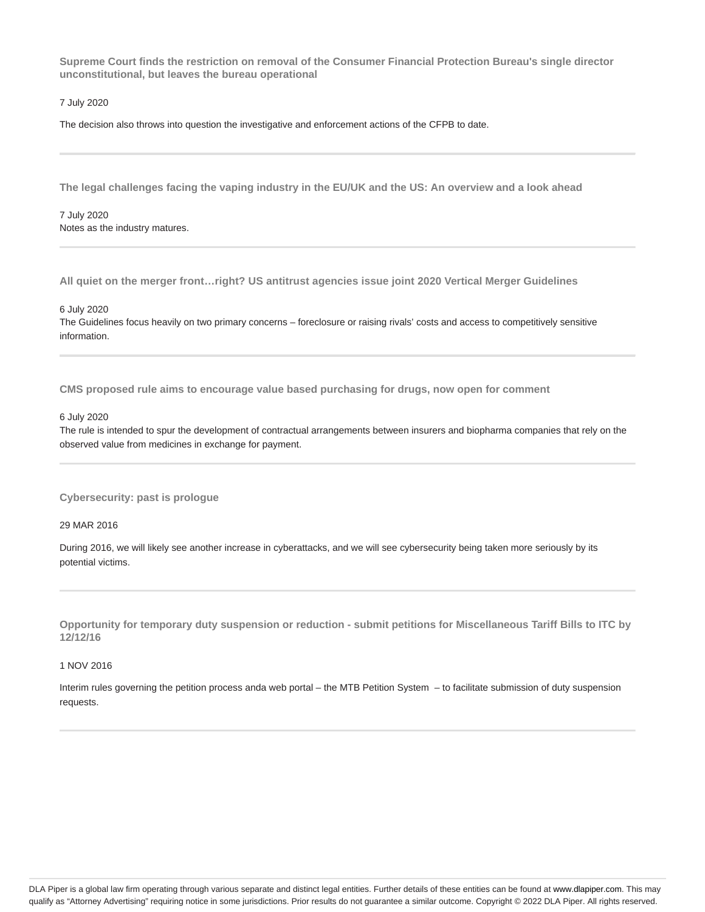### Supreme Court finds the restriction on removal of the Consumer Financial Protection Bureau's single director unconstitutional, but leaves the bureau operational

7 July 2020

The decision also throws into question the investigative and enforcement actions of the CFPB to date.

---

### The legal challenges facing the vaping industry in the EU/UK and the US: An overview and a look ahead

7 July 2020

Notes as the industry matures.

---

### All quiet on the merger front…right? US antitrust agencies issue joint 2020 Vertical Merger Guidelines

6 July 2020

The Guidelines focus heavily on two primary concerns – foreclosure or raising rivals' costs and access to competitively sensitive information.

---

### CMS proposed rule aims to encourage value based purchasing for drugs, now open for comment

6 July 2020

The rule is intended to spur the development of contractual arrangements between insurers and biopharma companies that rely on the observed value from medicines in exchange for payment.

---

### Cybersecurity: past is prologue

29 MAR 2016

During 2016, we will likely see another increase in cyberattacks, and we will see cybersecurity being taken more seriously by its potential victims.

---

### Opportunity for temporary duty suspension or reduction - submit petitions for Miscellaneous Tariff Bills to ITC by 12/12/16

1 NOV 2016

Interim rules governing the petition process anda web portal – the MTB Petition System – to facilitate submission of duty suspension requests.

---

DLA Piper is a global law firm operating through various separate and distinct legal entities. Further details of these entities can be found at www.dlapiper.com. This may qualify as "Attorney Advertising" requiring notice in some jurisdictions. Prior results do not guarantee a similar outcome. Copyright © 2022 DLA Piper. All rights reserved.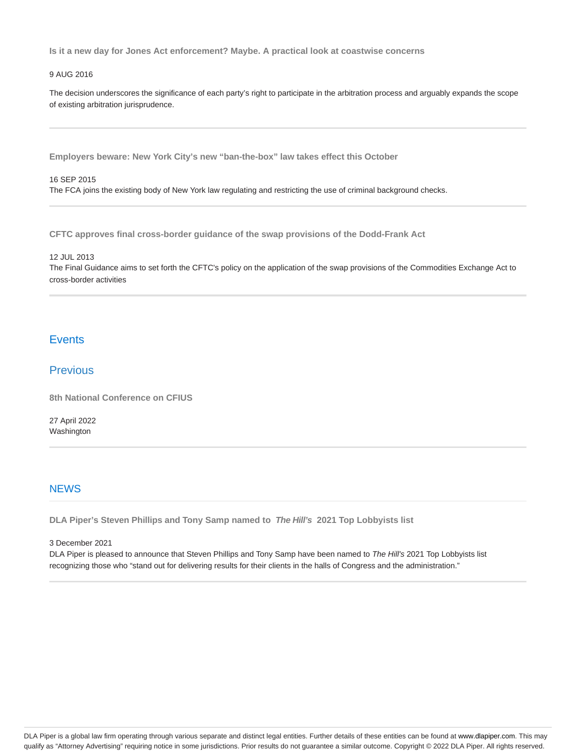**Is it a new day for Jones Act enforcement? Maybe. A practical look at coastwise concerns**

9 AUG 2016

The decision underscores the significance of each party's right to participate in the arbitration process and arguably expands the scope of existing arbitration jurisprudence.

---

**Employers beware: New York City's new "ban-the-box" law takes effect this October**

16 SEP 2015

The FCA joins the existing body of New York law regulating and restricting the use of criminal background checks.

---

**CFTC approves final cross-border guidance of the swap provisions of the Dodd-Frank Act**

12 JUL 2013

The Final Guidance aims to set forth the CFTC's policy on the application of the swap provisions of the Commodities Exchange Act to cross-border activities

---

## Events

## Previous

**8th National Conference on CFIUS**

27 April 2022

Washington

---

## NEWS

**DLA Piper's Steven Phillips and Tony Samp named to *The Hill's* 2021 Top Lobbyists list**

3 December 2021

DLA Piper is pleased to announce that Steven Phillips and Tony Samp have been named to *The Hill's* 2021 Top Lobbyists list recognizing those who "stand out for delivering results for their clients in the halls of Congress and the administration."

---

DLA Piper is a global law firm operating through various separate and distinct legal entities. Further details of these entities can be found at www.dlapiper.com. This may qualify as "Attorney Advertising" requiring notice in some jurisdictions. Prior results do not guarantee a similar outcome. Copyright © 2022 DLA Piper. All rights reserved.